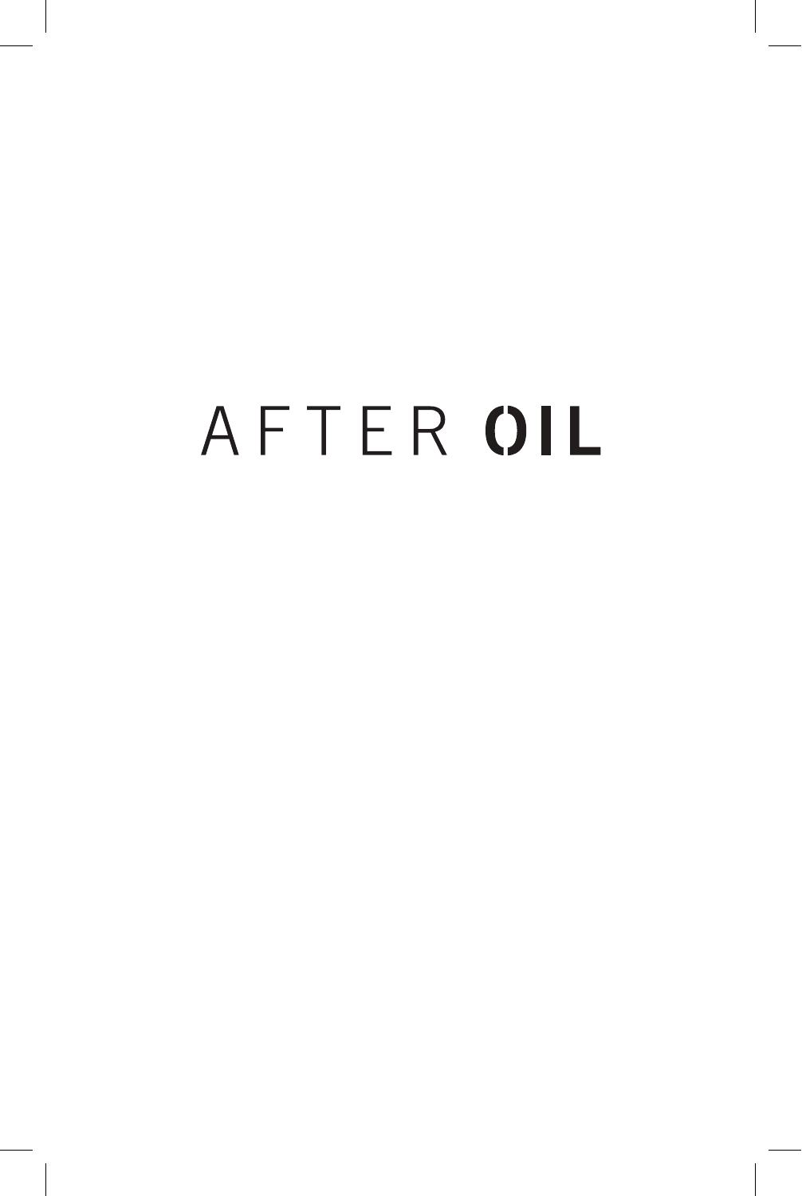# AFTER **OIL**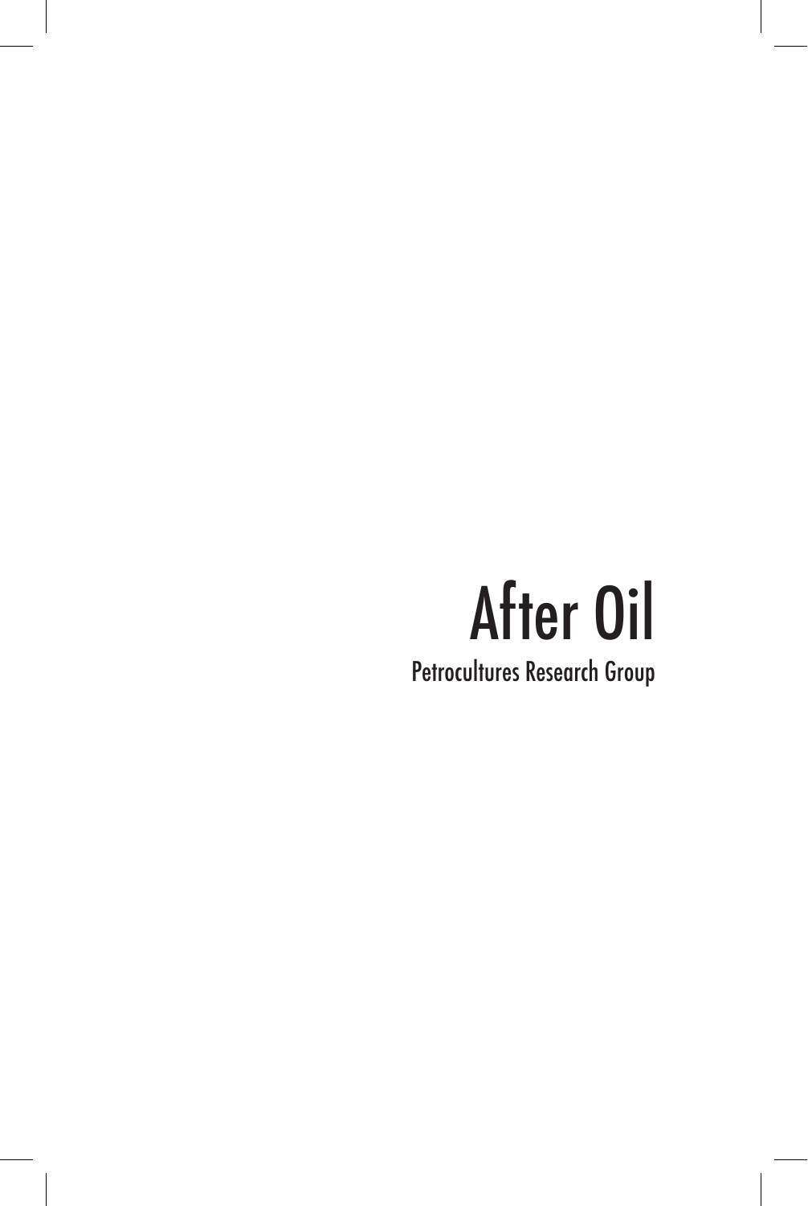# After Oil

Petrocultures Research Group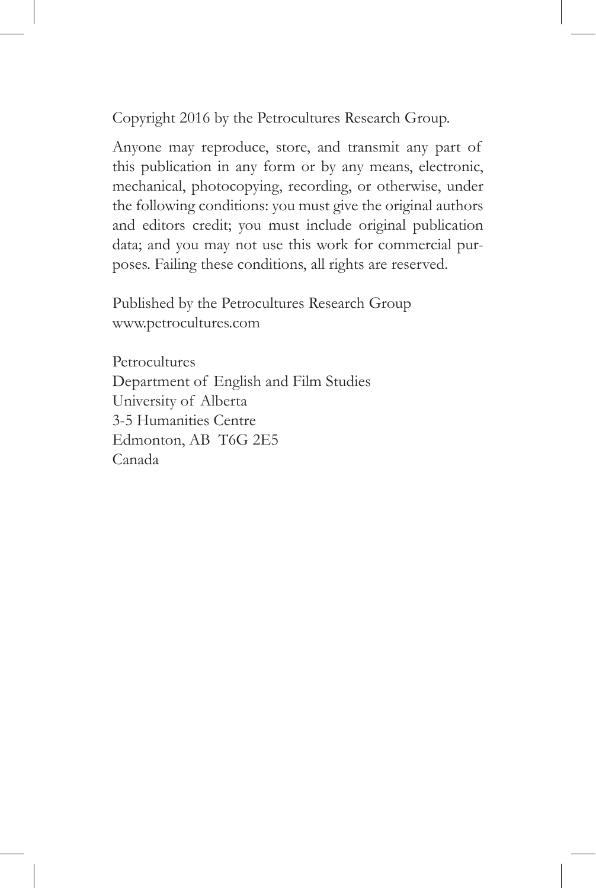Copyright 2016 by the Petrocultures Research Group.

Anyone may reproduce, store, and transmit any part of this publication in any form or by any means, electronic, mechanical, photocopying, recording, or otherwise, under the following conditions: you must give the original authors and editors credit; you must include original publication data; and you may not use this work for commercial purposes. Failing these conditions, all rights are reserved.

Published by the Petrocultures Research Group
www.petrocultures.com

Petrocultures
Department of English and Film Studies
University of Alberta
3-5 Humanities Centre
Edmonton, AB T6G 2E5
Canada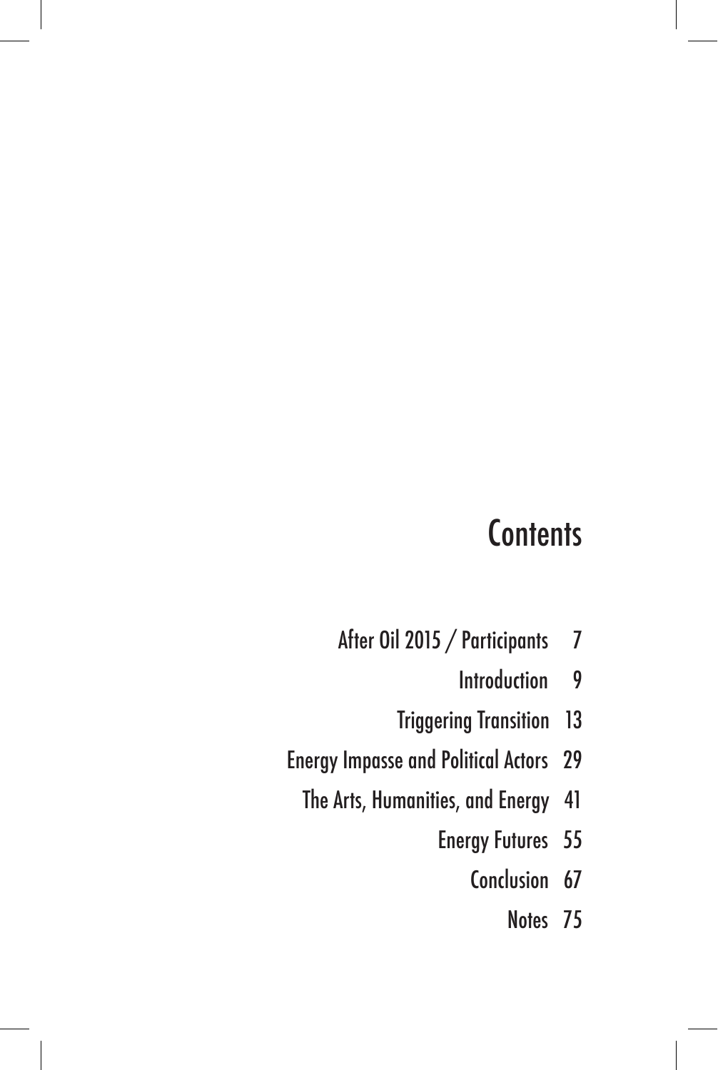# Contents

After Oil 2015 / Participants 7

Introduction 9

Triggering Transition 13

Energy Impasse and Political Actors 29

The Arts, Humanities, and Energy 41

Energy Futures 55

Conclusion 67

Notes 75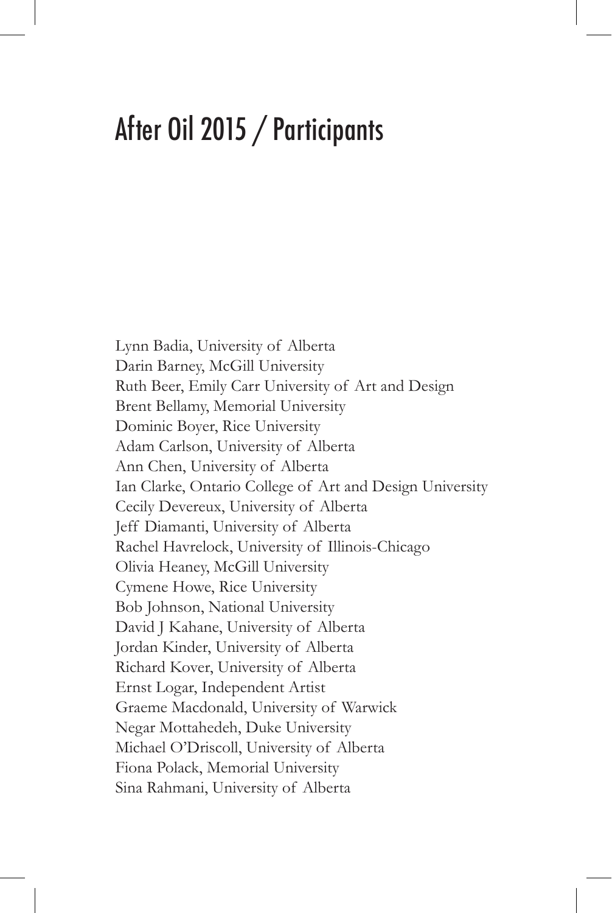# After Oil 2015 / Participants

Lynn Badia, University of Alberta
Darin Barney, McGill University
Ruth Beer, Emily Carr University of Art and Design
Brent Bellamy, Memorial University
Dominic Boyer, Rice University
Adam Carlson, University of Alberta
Ann Chen, University of Alberta
Ian Clarke, Ontario College of Art and Design University
Cecily Devereux, University of Alberta
Jeff Diamanti, University of Alberta
Rachel Havrelock, University of Illinois-Chicago
Olivia Heaney, McGill University
Cymene Howe, Rice University
Bob Johnson, National University
David J Kahane, University of Alberta
Jordan Kinder, University of Alberta
Richard Kover, University of Alberta
Ernst Logar, Independent Artist
Graeme Macdonald, University of Warwick
Negar Mottahedeh, Duke University
Michael O'Driscoll, University of Alberta
Fiona Polack, Memorial University
Sina Rahmani, University of Alberta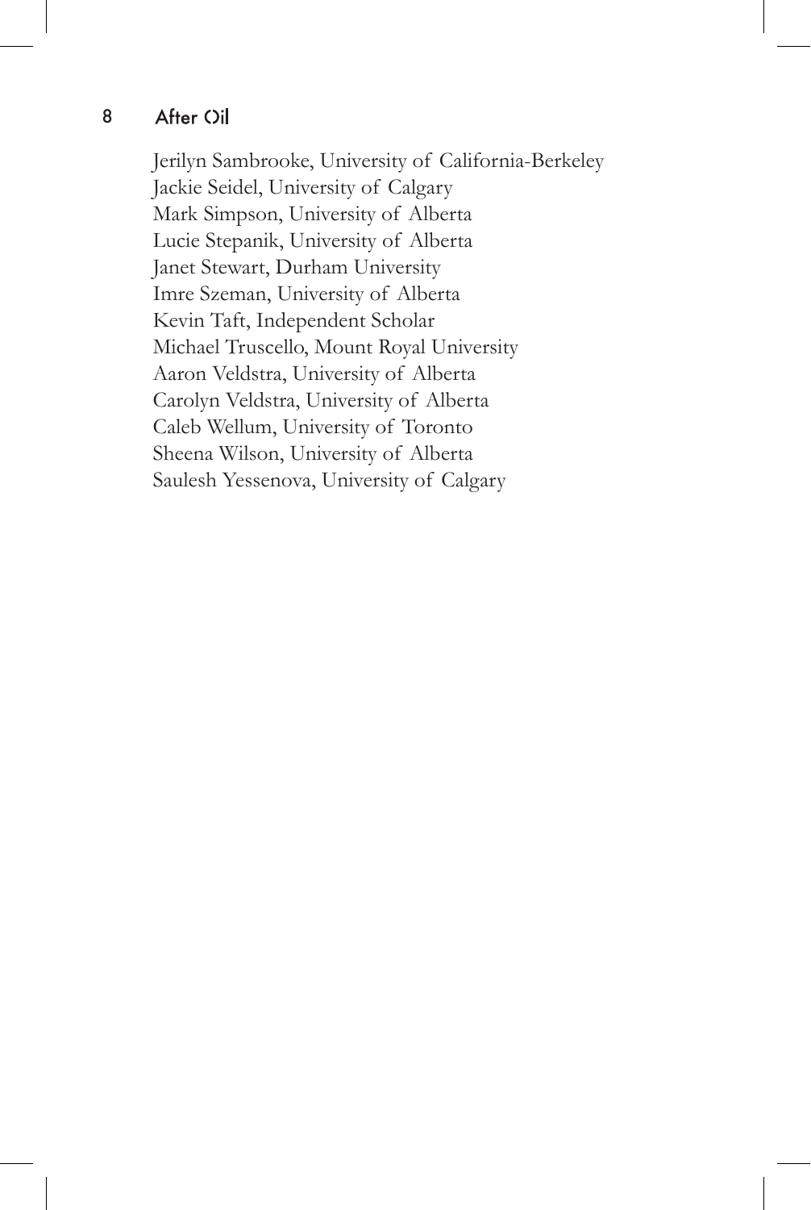Jerilyn Sambrooke, University of California-Berkeley
Jackie Seidel, University of Calgary
Mark Simpson, University of Alberta
Lucie Stepanik, University of Alberta
Janet Stewart, Durham University
Imre Szeman, University of Alberta
Kevin Taft, Independent Scholar
Michael Truscello, Mount Royal University
Aaron Veldstra, University of Alberta
Carolyn Veldstra, University of Alberta
Caleb Wellum, University of Toronto
Sheena Wilson, University of Alberta
Saulesh Yessenova, University of Calgary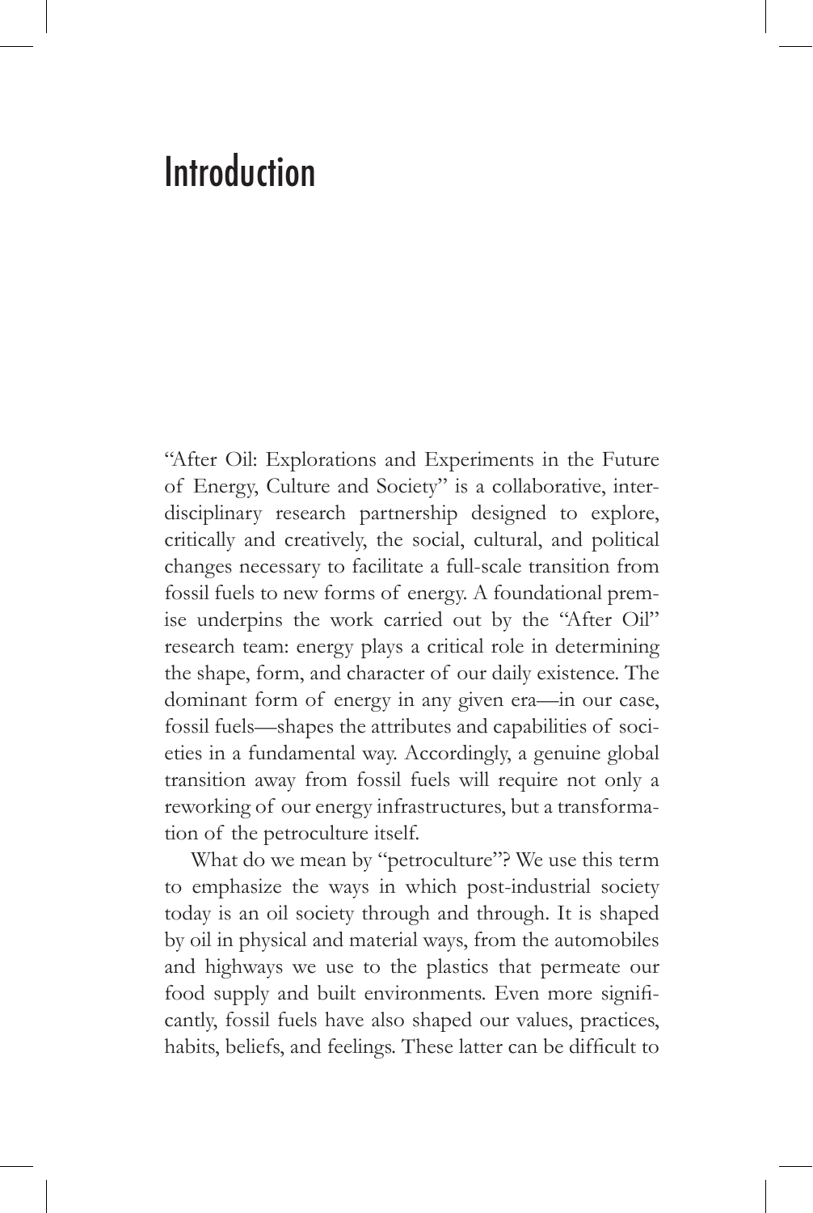# Introduction

"After Oil: Explorations and Experiments in the Future of Energy, Culture and Society" is a collaborative, interdisciplinary research partnership designed to explore, critically and creatively, the social, cultural, and political changes necessary to facilitate a full-scale transition from fossil fuels to new forms of energy. A foundational premise underpins the work carried out by the "After Oil" research team: energy plays a critical role in determining the shape, form, and character of our daily existence. The dominant form of energy in any given era—in our case, fossil fuels—shapes the attributes and capabilities of societies in a fundamental way. Accordingly, a genuine global transition away from fossil fuels will require not only a reworking of our energy infrastructures, but a transformation of the petroculture itself.

What do we mean by "petroculture"? We use this term to emphasize the ways in which post-industrial society today is an oil society through and through. It is shaped by oil in physical and material ways, from the automobiles and highways we use to the plastics that permeate our food supply and built environments. Even more significantly, fossil fuels have also shaped our values, practices, habits, beliefs, and feelings. These latter can be difficult to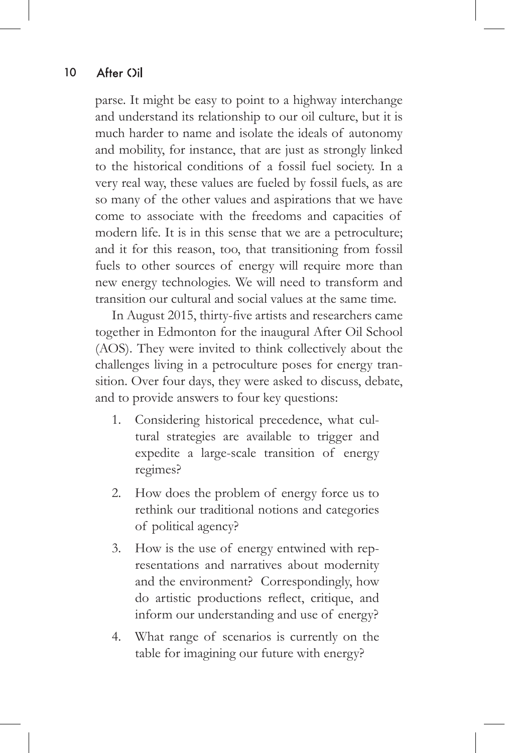parse. It might be easy to point to a highway interchange and understand its relationship to our oil culture, but it is much harder to name and isolate the ideals of autonomy and mobility, for instance, that are just as strongly linked to the historical conditions of a fossil fuel society. In a very real way, these values are fueled by fossil fuels, as are so many of the other values and aspirations that we have come to associate with the freedoms and capacities of modern life. It is in this sense that we are a petroculture; and it for this reason, too, that transitioning from fossil fuels to other sources of energy will require more than new energy technologies. We will need to transform and transition our cultural and social values at the same time.

In August 2015, thirty-five artists and researchers came together in Edmonton for the inaugural After Oil School (AOS). They were invited to think collectively about the challenges living in a petroculture poses for energy transition. Over four days, they were asked to discuss, debate, and to provide answers to four key questions:

1. Considering historical precedence, what cultural strategies are available to trigger and expedite a large-scale transition of energy regimes?
2. How does the problem of energy force us to rethink our traditional notions and categories of political agency?
3. How is the use of energy entwined with representations and narratives about modernity and the environment? Correspondingly, how do artistic productions reflect, critique, and inform our understanding and use of energy?
4. What range of scenarios is currently on the table for imagining our future with energy?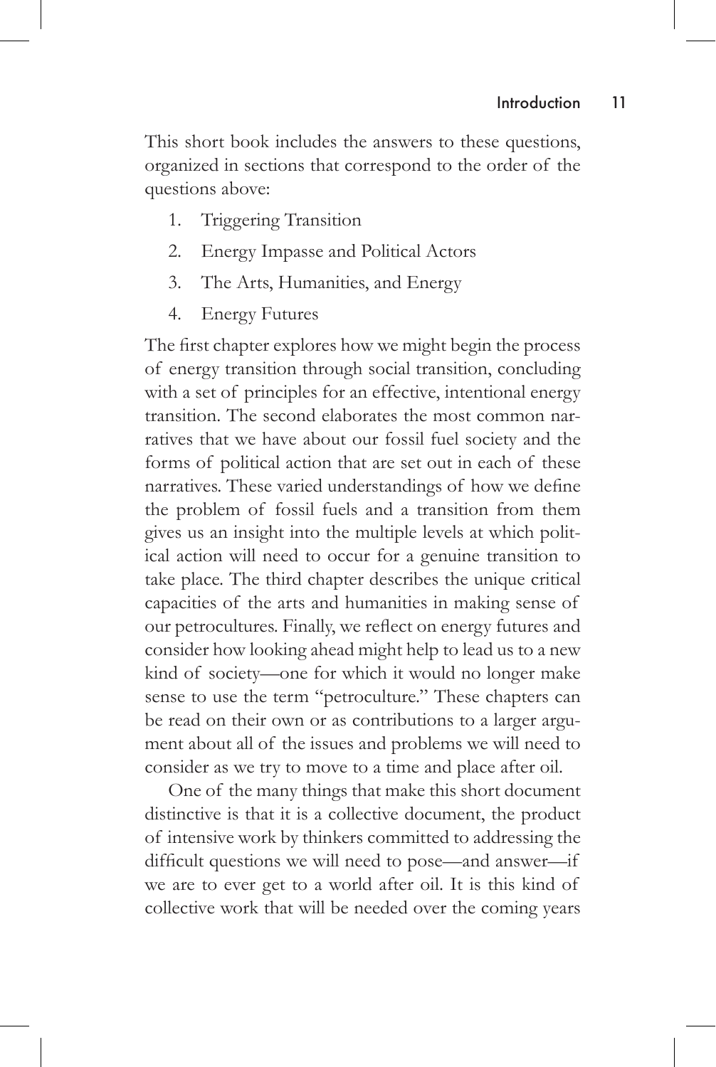This short book includes the answers to these questions, organized in sections that correspond to the order of the questions above:

1. Triggering Transition
2. Energy Impasse and Political Actors
3. The Arts, Humanities, and Energy
4. Energy Futures

The first chapter explores how we might begin the process of energy transition through social transition, concluding with a set of principles for an effective, intentional energy transition. The second elaborates the most common narratives that we have about our fossil fuel society and the forms of political action that are set out in each of these narratives. These varied understandings of how we define the problem of fossil fuels and a transition from them gives us an insight into the multiple levels at which political action will need to occur for a genuine transition to take place. The third chapter describes the unique critical capacities of the arts and humanities in making sense of our petrocultures. Finally, we reflect on energy futures and consider how looking ahead might help to lead us to a new kind of society—one for which it would no longer make sense to use the term "petroculture." These chapters can be read on their own or as contributions to a larger argument about all of the issues and problems we will need to consider as we try to move to a time and place after oil.

One of the many things that make this short document distinctive is that it is a collective document, the product of intensive work by thinkers committed to addressing the difficult questions we will need to pose—and answer—if we are to ever get to a world after oil. It is this kind of collective work that will be needed over the coming years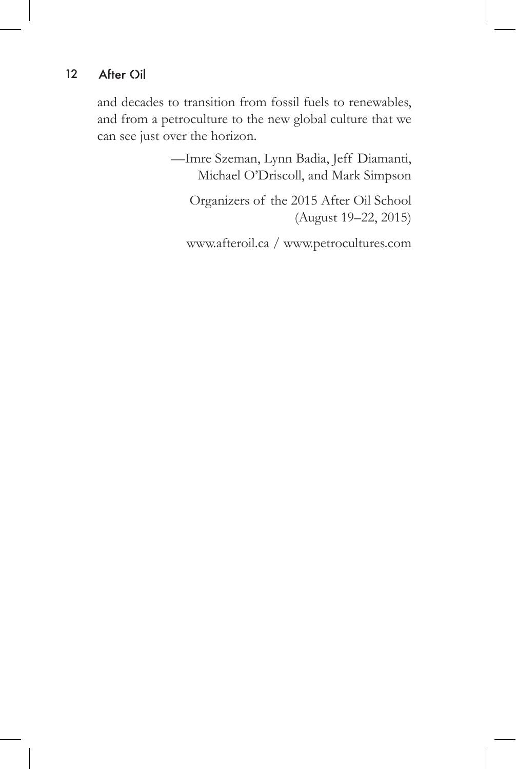and decades to transition from fossil fuels to renewables, and from a petroculture to the new global culture that we can see just over the horizon.

—Imre Szeman, Lynn Badia, Jeff Diamanti, Michael O'Driscoll, and Mark Simpson

Organizers of the 2015 After Oil School (August 19–22, 2015)

www.afteroil.ca / www.petrocultures.com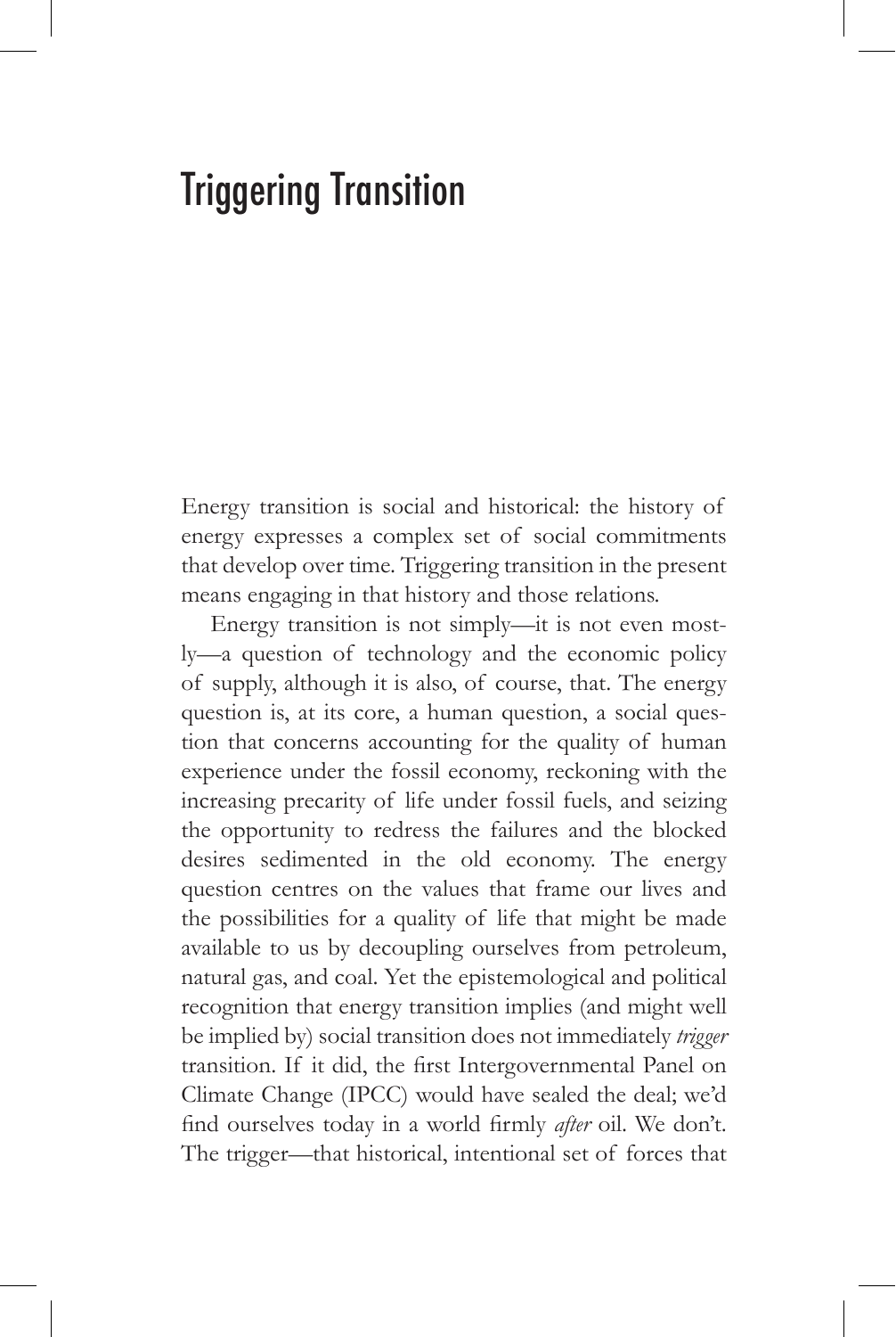# Triggering Transition

Energy transition is social and historical: the history of energy expresses a complex set of social commitments that develop over time. Triggering transition in the present means engaging in that history and those relations.

Energy transition is not simply—it is not even mostly—a question of technology and the economic policy of supply, although it is also, of course, that. The energy question is, at its core, a human question, a social question that concerns accounting for the quality of human experience under the fossil economy, reckoning with the increasing precarity of life under fossil fuels, and seizing the opportunity to redress the failures and the blocked desires sedimented in the old economy. The energy question centres on the values that frame our lives and the possibilities for a quality of life that might be made available to us by decoupling ourselves from petroleum, natural gas, and coal. Yet the epistemological and political recognition that energy transition implies (and might well be implied by) social transition does not immediately *trigger* transition. If it did, the first Intergovernmental Panel on Climate Change (IPCC) would have sealed the deal; we'd find ourselves today in a world firmly *after* oil. We don't. The trigger—that historical, intentional set of forces that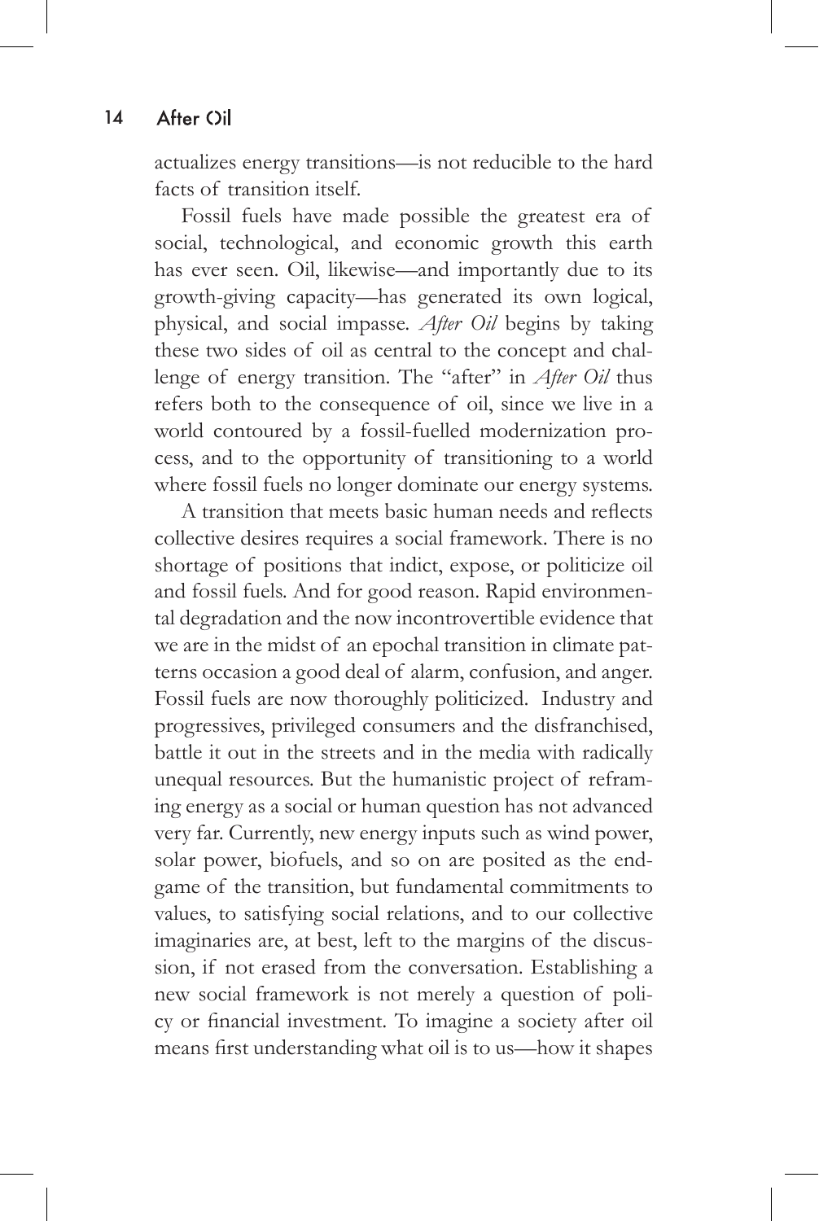actualizes energy transitions—is not reducible to the hard facts of transition itself.

Fossil fuels have made possible the greatest era of social, technological, and economic growth this earth has ever seen. Oil, likewise—and importantly due to its growth-giving capacity—has generated its own logical, physical, and social impasse. *After Oil* begins by taking these two sides of oil as central to the concept and challenge of energy transition. The "after" in *After Oil* thus refers both to the consequence of oil, since we live in a world contoured by a fossil-fuelled modernization process, and to the opportunity of transitioning to a world where fossil fuels no longer dominate our energy systems.

A transition that meets basic human needs and reflects collective desires requires a social framework. There is no shortage of positions that indict, expose, or politicize oil and fossil fuels. And for good reason. Rapid environmental degradation and the now incontrovertible evidence that we are in the midst of an epochal transition in climate patterns occasion a good deal of alarm, confusion, and anger. Fossil fuels are now thoroughly politicized. Industry and progressives, privileged consumers and the disfranchised, battle it out in the streets and in the media with radically unequal resources. But the humanistic project of reframing energy as a social or human question has not advanced very far. Currently, new energy inputs such as wind power, solar power, biofuels, and so on are posited as the endgame of the transition, but fundamental commitments to values, to satisfying social relations, and to our collective imaginaries are, at best, left to the margins of the discussion, if not erased from the conversation. Establishing a new social framework is not merely a question of policy or financial investment. To imagine a society after oil means first understanding what oil is to us—how it shapes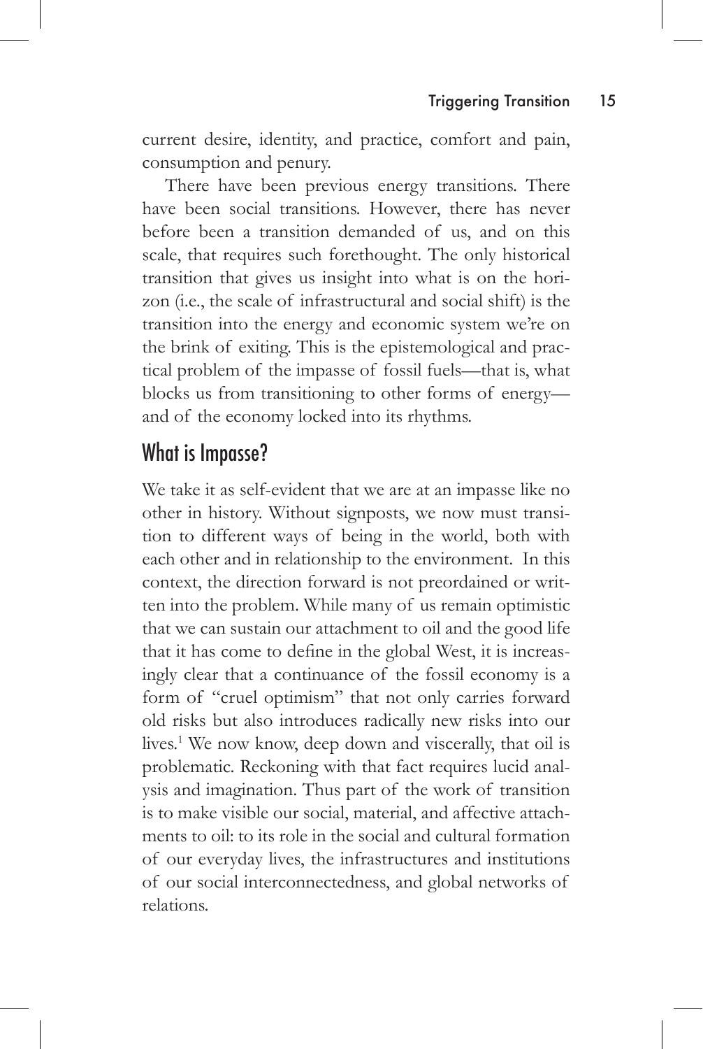current desire, identity, and practice, comfort and pain, consumption and penury.

There have been previous energy transitions. There have been social transitions. However, there has never before been a transition demanded of us, and on this scale, that requires such forethought. The only historical transition that gives us insight into what is on the horizon (i.e., the scale of infrastructural and social shift) is the transition into the energy and economic system we're on the brink of exiting. This is the epistemological and practical problem of the impasse of fossil fuels—that is, what blocks us from transitioning to other forms of energy—and of the economy locked into its rhythms.

## What is Impasse?

We take it as self-evident that we are at an impasse like no other in history. Without signposts, we now must transition to different ways of being in the world, both with each other and in relationship to the environment. In this context, the direction forward is not preordained or written into the problem. While many of us remain optimistic that we can sustain our attachment to oil and the good life that it has come to define in the global West, it is increasingly clear that a continuance of the fossil economy is a form of "cruel optimism" that not only carries forward old risks but also introduces radically new risks into our lives.[1] We now know, deep down and viscerally, that oil is problematic. Reckoning with that fact requires lucid analysis and imagination. Thus part of the work of transition is to make visible our social, material, and affective attachments to oil: to its role in the social and cultural formation of our everyday lives, the infrastructures and institutions of our social interconnectedness, and global networks of relations.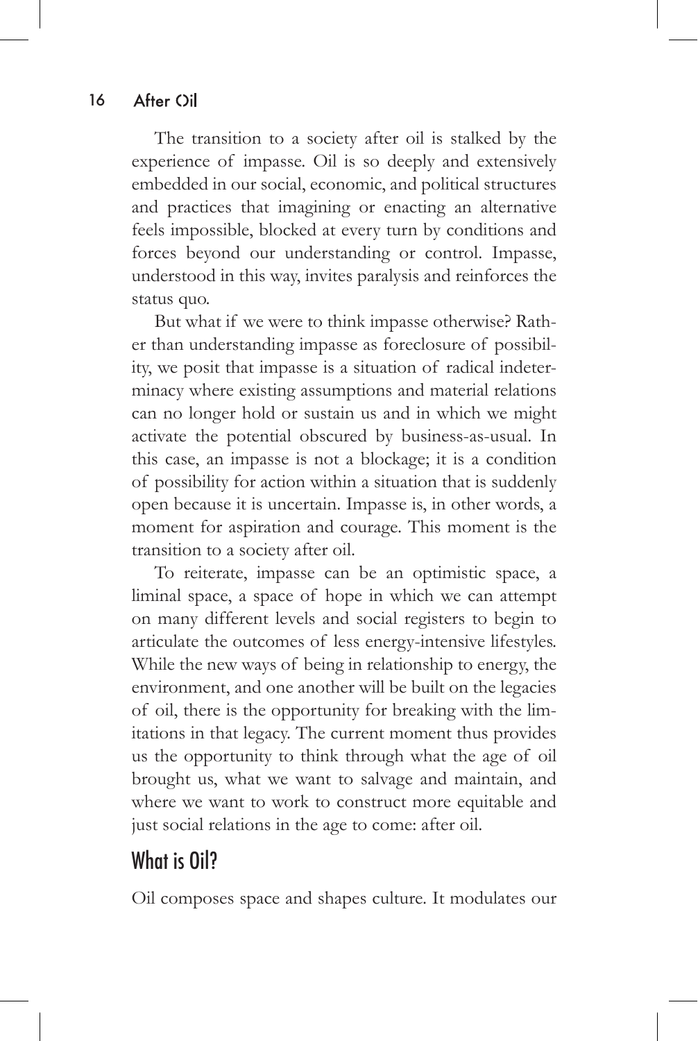The transition to a society after oil is stalked by the experience of impasse. Oil is so deeply and extensively embedded in our social, economic, and political structures and practices that imagining or enacting an alternative feels impossible, blocked at every turn by conditions and forces beyond our understanding or control. Impasse, understood in this way, invites paralysis and reinforces the status quo.

But what if we were to think impasse otherwise? Rather than understanding impasse as foreclosure of possibility, we posit that impasse is a situation of radical indeterminacy where existing assumptions and material relations can no longer hold or sustain us and in which we might activate the potential obscured by business-as-usual. In this case, an impasse is not a blockage; it is a condition of possibility for action within a situation that is suddenly open because it is uncertain. Impasse is, in other words, a moment for aspiration and courage. This moment is the transition to a society after oil.

To reiterate, impasse can be an optimistic space, a liminal space, a space of hope in which we can attempt on many different levels and social registers to begin to articulate the outcomes of less energy-intensive lifestyles. While the new ways of being in relationship to energy, the environment, and one another will be built on the legacies of oil, there is the opportunity for breaking with the limitations in that legacy. The current moment thus provides us the opportunity to think through what the age of oil brought us, what we want to salvage and maintain, and where we want to work to construct more equitable and just social relations in the age to come: after oil.

## What is Oil?

Oil composes space and shapes culture. It modulates our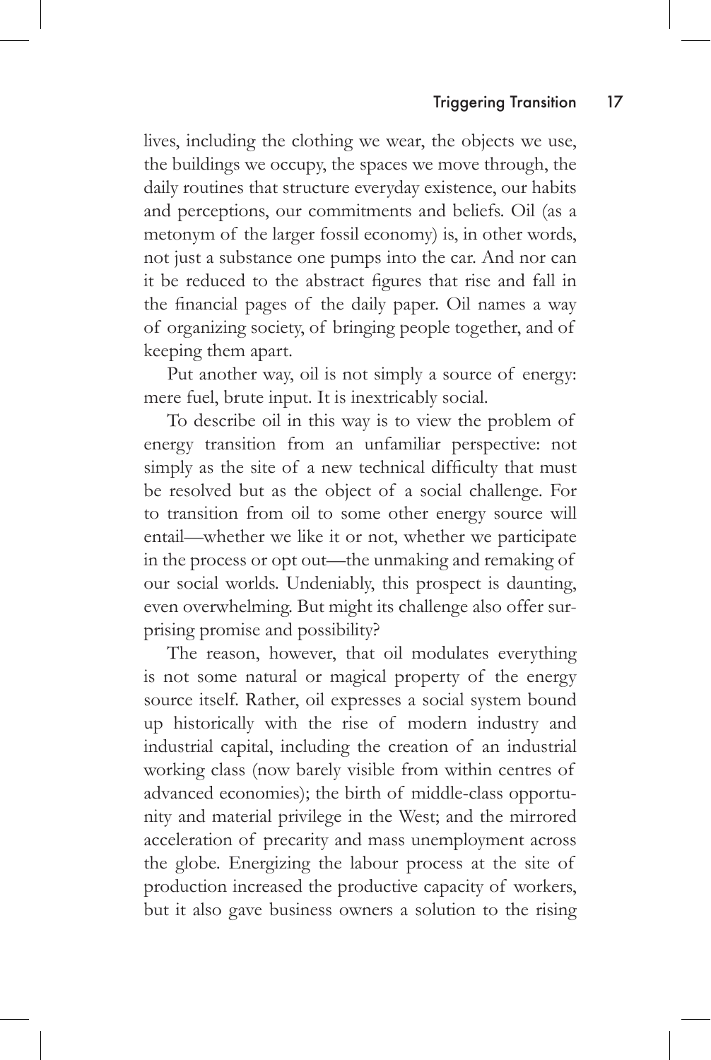lives, including the clothing we wear, the objects we use, the buildings we occupy, the spaces we move through, the daily routines that structure everyday existence, our habits and perceptions, our commitments and beliefs. Oil (as a metonym of the larger fossil economy) is, in other words, not just a substance one pumps into the car. And nor can it be reduced to the abstract figures that rise and fall in the financial pages of the daily paper. Oil names a way of organizing society, of bringing people together, and of keeping them apart.

Put another way, oil is not simply a source of energy: mere fuel, brute input. It is inextricably social.

To describe oil in this way is to view the problem of energy transition from an unfamiliar perspective: not simply as the site of a new technical difficulty that must be resolved but as the object of a social challenge. For to transition from oil to some other energy source will entail—whether we like it or not, whether we participate in the process or opt out—the unmaking and remaking of our social worlds. Undeniably, this prospect is daunting, even overwhelming. But might its challenge also offer surprising promise and possibility?

The reason, however, that oil modulates everything is not some natural or magical property of the energy source itself. Rather, oil expresses a social system bound up historically with the rise of modern industry and industrial capital, including the creation of an industrial working class (now barely visible from within centres of advanced economies); the birth of middle-class opportunity and material privilege in the West; and the mirrored acceleration of precarity and mass unemployment across the globe. Energizing the labour process at the site of production increased the productive capacity of workers, but it also gave business owners a solution to the rising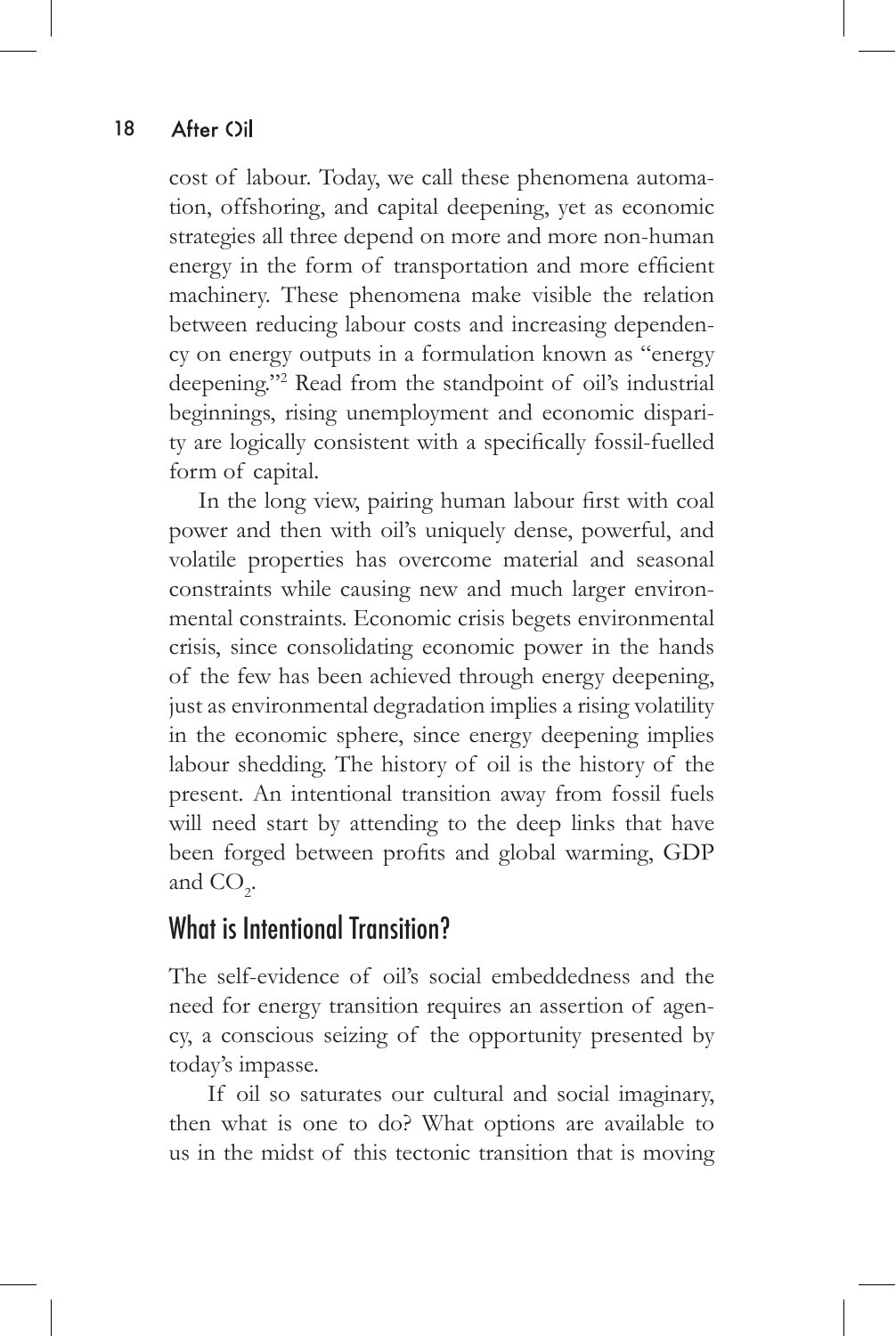cost of labour. Today, we call these phenomena automation, offshoring, and capital deepening, yet as economic strategies all three depend on more and more non-human energy in the form of transportation and more efficient machinery. These phenomena make visible the relation between reducing labour costs and increasing dependency on energy outputs in a formulation known as "energy deepening."[2] Read from the standpoint of oil's industrial beginnings, rising unemployment and economic disparity are logically consistent with a specifically fossil-fuelled form of capital.

In the long view, pairing human labour first with coal power and then with oil's uniquely dense, powerful, and volatile properties has overcome material and seasonal constraints while causing new and much larger environmental constraints. Economic crisis begets environmental crisis, since consolidating economic power in the hands of the few has been achieved through energy deepening, just as environmental degradation implies a rising volatility in the economic sphere, since energy deepening implies labour shedding. The history of oil is the history of the present. An intentional transition away from fossil fuels will need start by attending to the deep links that have been forged between profits and global warming, GDP and $CO_2$.

## What is Intentional Transition?

The self-evidence of oil's social embeddedness and the need for energy transition requires an assertion of agency, a conscious seizing of the opportunity presented by today's impasse.

If oil so saturates our cultural and social imaginary, then what is one to do? What options are available to us in the midst of this tectonic transition that is moving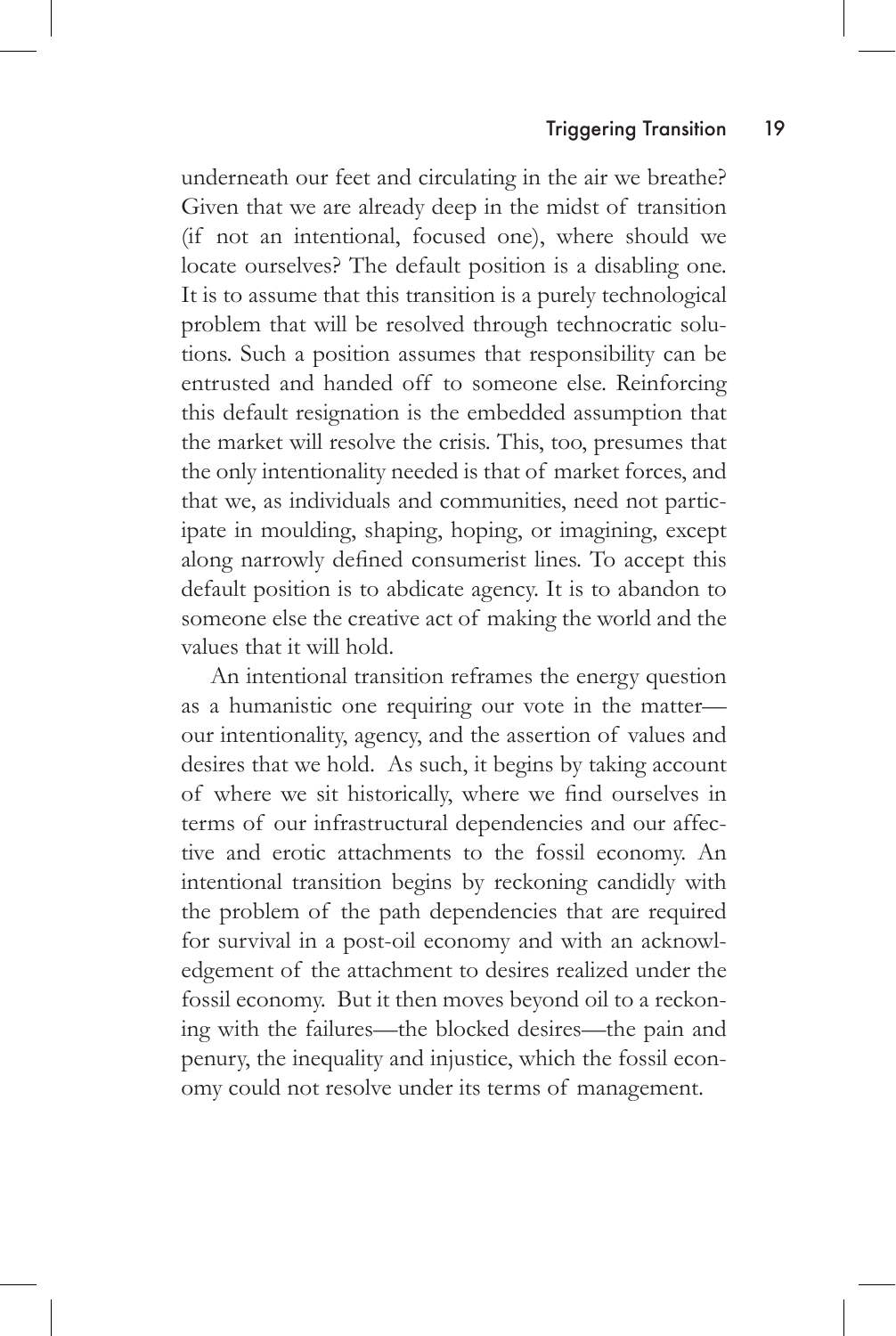underneath our feet and circulating in the air we breathe? Given that we are already deep in the midst of transition (if not an intentional, focused one), where should we locate ourselves? The default position is a disabling one. It is to assume that this transition is a purely technological problem that will be resolved through technocratic solutions. Such a position assumes that responsibility can be entrusted and handed off to someone else. Reinforcing this default resignation is the embedded assumption that the market will resolve the crisis. This, too, presumes that the only intentionality needed is that of market forces, and that we, as individuals and communities, need not participate in moulding, shaping, hoping, or imagining, except along narrowly defined consumerist lines. To accept this default position is to abdicate agency. It is to abandon to someone else the creative act of making the world and the values that it will hold.

An intentional transition reframes the energy question as a humanistic one requiring our vote in the matter—our intentionality, agency, and the assertion of values and desires that we hold. As such, it begins by taking account of where we sit historically, where we find ourselves in terms of our infrastructural dependencies and our affective and erotic attachments to the fossil economy. An intentional transition begins by reckoning candidly with the problem of the path dependencies that are required for survival in a post-oil economy and with an acknowledgement of the attachment to desires realized under the fossil economy. But it then moves beyond oil to a reckoning with the failures—the blocked desires—the pain and penury, the inequality and injustice, which the fossil economy could not resolve under its terms of management.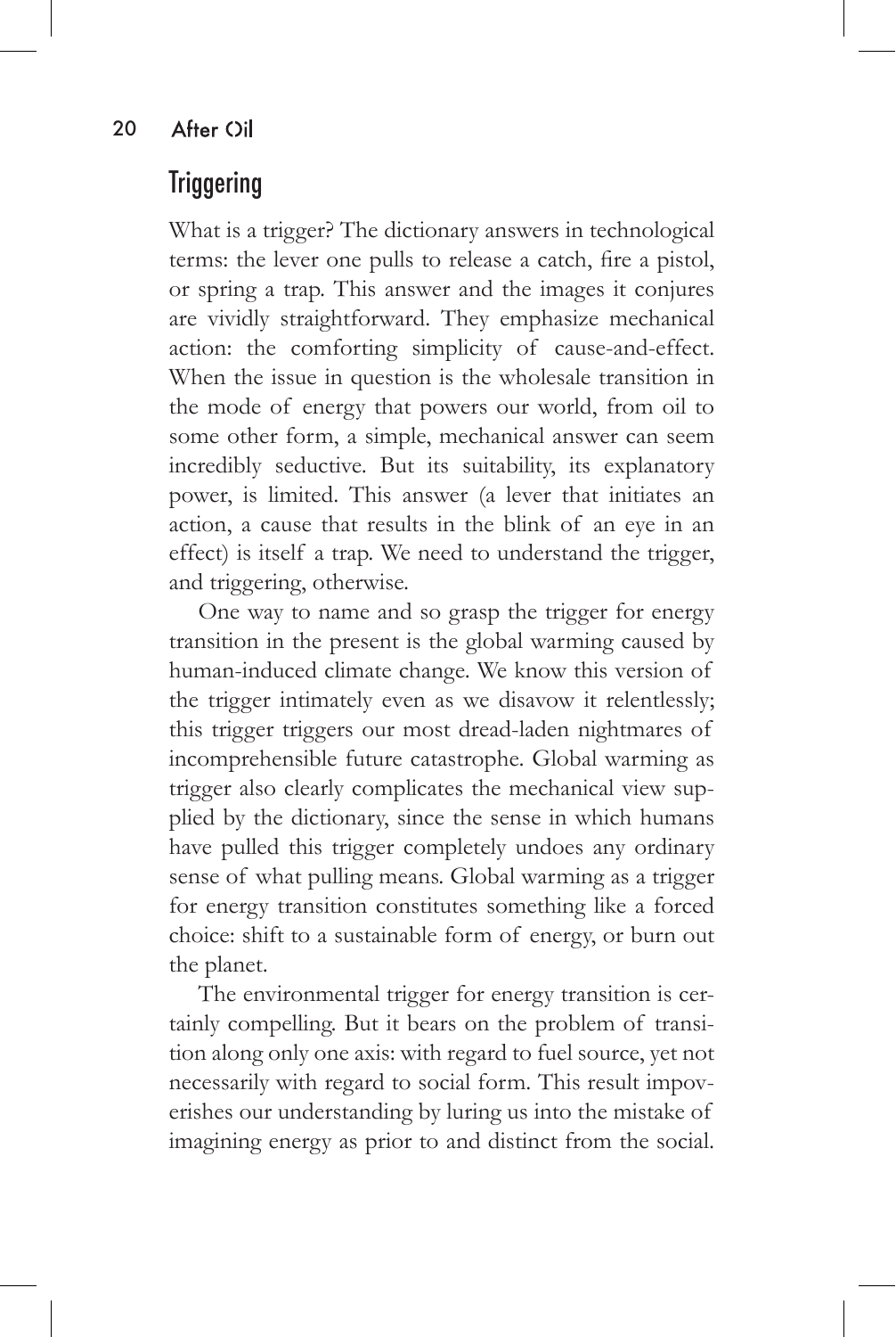## Triggering

What is a trigger? The dictionary answers in technological terms: the lever one pulls to release a catch, fire a pistol, or spring a trap. This answer and the images it conjures are vividly straightforward. They emphasize mechanical action: the comforting simplicity of cause-and-effect. When the issue in question is the wholesale transition in the mode of energy that powers our world, from oil to some other form, a simple, mechanical answer can seem incredibly seductive. But its suitability, its explanatory power, is limited. This answer (a lever that initiates an action, a cause that results in the blink of an eye in an effect) is itself a trap. We need to understand the trigger, and triggering, otherwise.

One way to name and so grasp the trigger for energy transition in the present is the global warming caused by human-induced climate change. We know this version of the trigger intimately even as we disavow it relentlessly; this trigger triggers our most dread-laden nightmares of incomprehensible future catastrophe. Global warming as trigger also clearly complicates the mechanical view supplied by the dictionary, since the sense in which humans have pulled this trigger completely undoes any ordinary sense of what pulling means. Global warming as a trigger for energy transition constitutes something like a forced choice: shift to a sustainable form of energy, or burn out the planet.

The environmental trigger for energy transition is certainly compelling. But it bears on the problem of transition along only one axis: with regard to fuel source, yet not necessarily with regard to social form. This result impoverishes our understanding by luring us into the mistake of imagining energy as prior to and distinct from the social.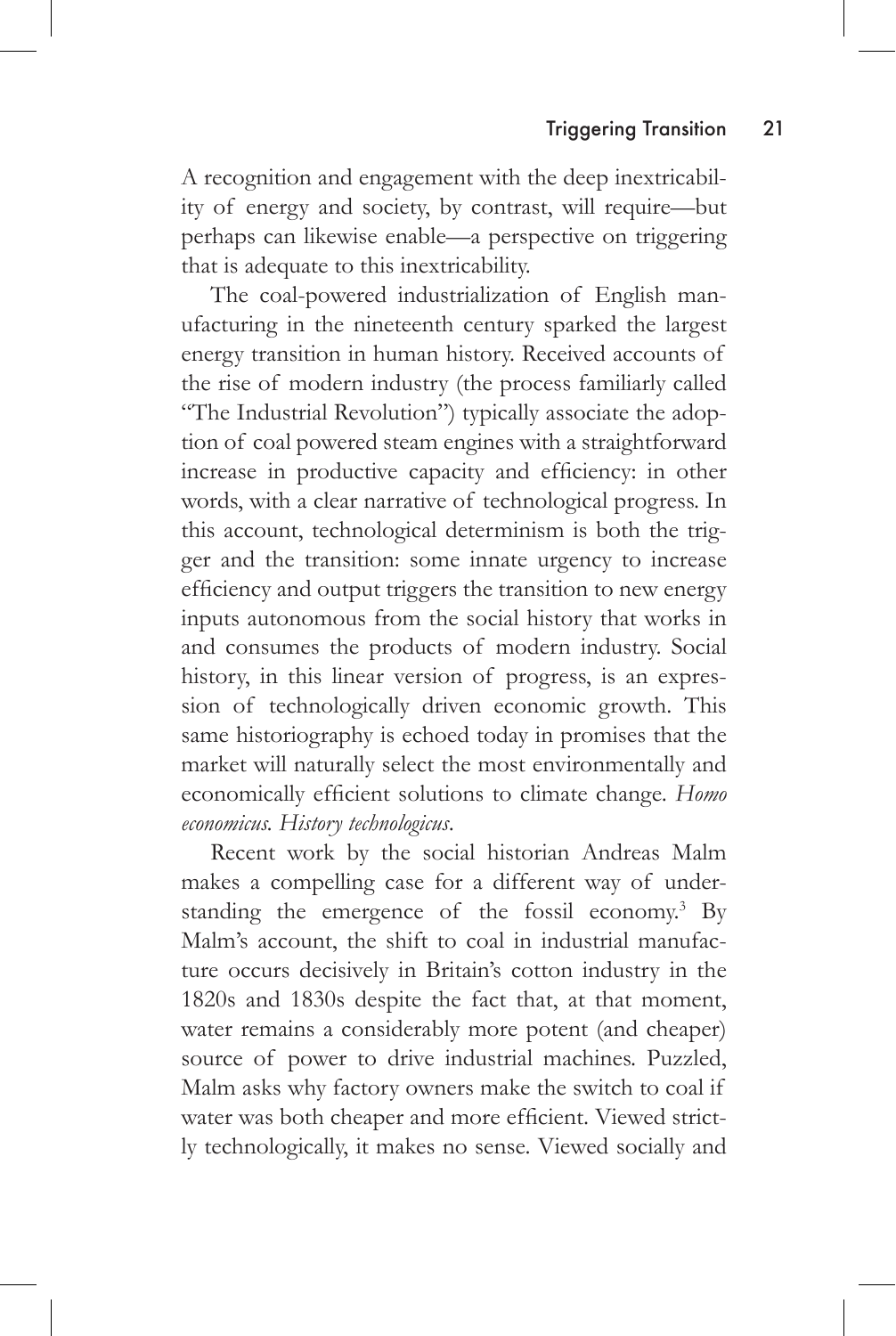A recognition and engagement with the deep inextricability of energy and society, by contrast, will require—but perhaps can likewise enable—a perspective on triggering that is adequate to this inextricability.

The coal-powered industrialization of English manufacturing in the nineteenth century sparked the largest energy transition in human history. Received accounts of the rise of modern industry (the process familiarly called "The Industrial Revolution") typically associate the adoption of coal powered steam engines with a straightforward increase in productive capacity and efficiency: in other words, with a clear narrative of technological progress. In this account, technological determinism is both the trigger and the transition: some innate urgency to increase efficiency and output triggers the transition to new energy inputs autonomous from the social history that works in and consumes the products of modern industry. Social history, in this linear version of progress, is an expression of technologically driven economic growth. This same historiography is echoed today in promises that the market will naturally select the most environmentally and economically efficient solutions to climate change. *Homo economicus. History technologicus.*

Recent work by the social historian Andreas Malm makes a compelling case for a different way of understanding the emergence of the fossil economy.[3] By Malm's account, the shift to coal in industrial manufacture occurs decisively in Britain's cotton industry in the 1820s and 1830s despite the fact that, at that moment, water remains a considerably more potent (and cheaper) source of power to drive industrial machines. Puzzled, Malm asks why factory owners make the switch to coal if water was both cheaper and more efficient. Viewed strictly technologically, it makes no sense. Viewed socially and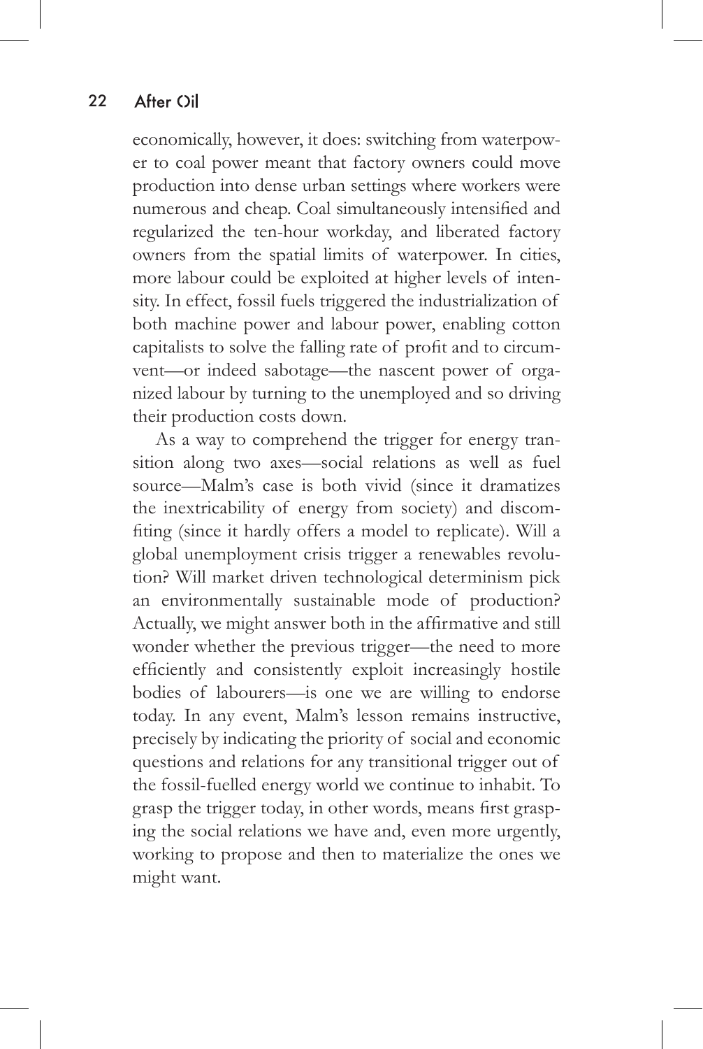economically, however, it does: switching from waterpower to coal power meant that factory owners could move production into dense urban settings where workers were numerous and cheap. Coal simultaneously intensified and regularized the ten-hour workday, and liberated factory owners from the spatial limits of waterpower. In cities, more labour could be exploited at higher levels of intensity. In effect, fossil fuels triggered the industrialization of both machine power and labour power, enabling cotton capitalists to solve the falling rate of profit and to circumvent—or indeed sabotage—the nascent power of organized labour by turning to the unemployed and so driving their production costs down.

As a way to comprehend the trigger for energy transition along two axes—social relations as well as fuel source—Malm's case is both vivid (since it dramatizes the inextricability of energy from society) and discomfiting (since it hardly offers a model to replicate). Will a global unemployment crisis trigger a renewables revolution? Will market driven technological determinism pick an environmentally sustainable mode of production? Actually, we might answer both in the affirmative and still wonder whether the previous trigger—the need to more efficiently and consistently exploit increasingly hostile bodies of labourers—is one we are willing to endorse today. In any event, Malm's lesson remains instructive, precisely by indicating the priority of social and economic questions and relations for any transitional trigger out of the fossil-fuelled energy world we continue to inhabit. To grasp the trigger today, in other words, means first grasping the social relations we have and, even more urgently, working to propose and then to materialize the ones we might want.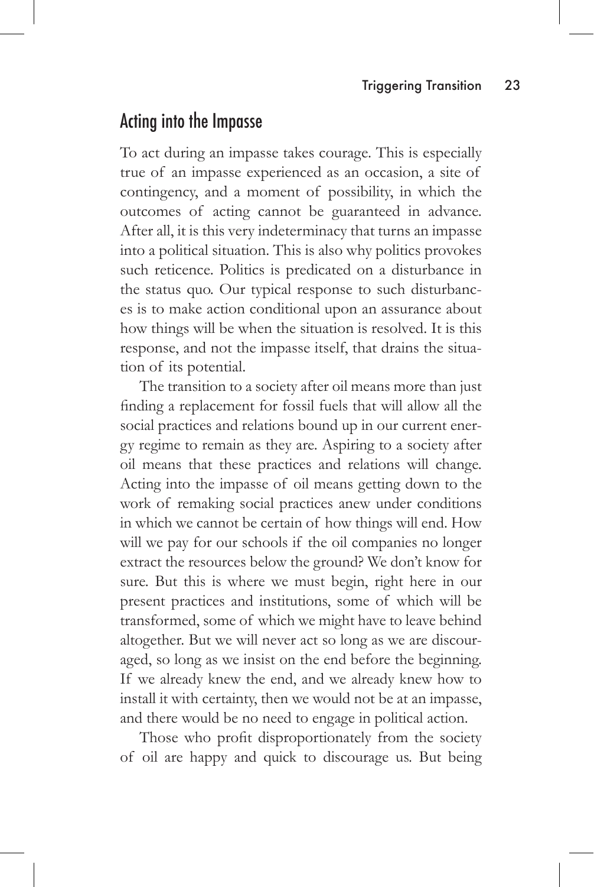## Acting into the Impasse

To act during an impasse takes courage. This is especially true of an impasse experienced as an occasion, a site of contingency, and a moment of possibility, in which the outcomes of acting cannot be guaranteed in advance. After all, it is this very indeterminacy that turns an impasse into a political situation. This is also why politics provokes such reticence. Politics is predicated on a disturbance in the status quo. Our typical response to such disturbances is to make action conditional upon an assurance about how things will be when the situation is resolved. It is this response, and not the impasse itself, that drains the situation of its potential.

The transition to a society after oil means more than just finding a replacement for fossil fuels that will allow all the social practices and relations bound up in our current energy regime to remain as they are. Aspiring to a society after oil means that these practices and relations will change. Acting into the impasse of oil means getting down to the work of remaking social practices anew under conditions in which we cannot be certain of how things will end. How will we pay for our schools if the oil companies no longer extract the resources below the ground? We don't know for sure. But this is where we must begin, right here in our present practices and institutions, some of which will be transformed, some of which we might have to leave behind altogether. But we will never act so long as we are discouraged, so long as we insist on the end before the beginning. If we already knew the end, and we already knew how to install it with certainty, then we would not be at an impasse, and there would be no need to engage in political action.

Those who profit disproportionately from the society of oil are happy and quick to discourage us. But being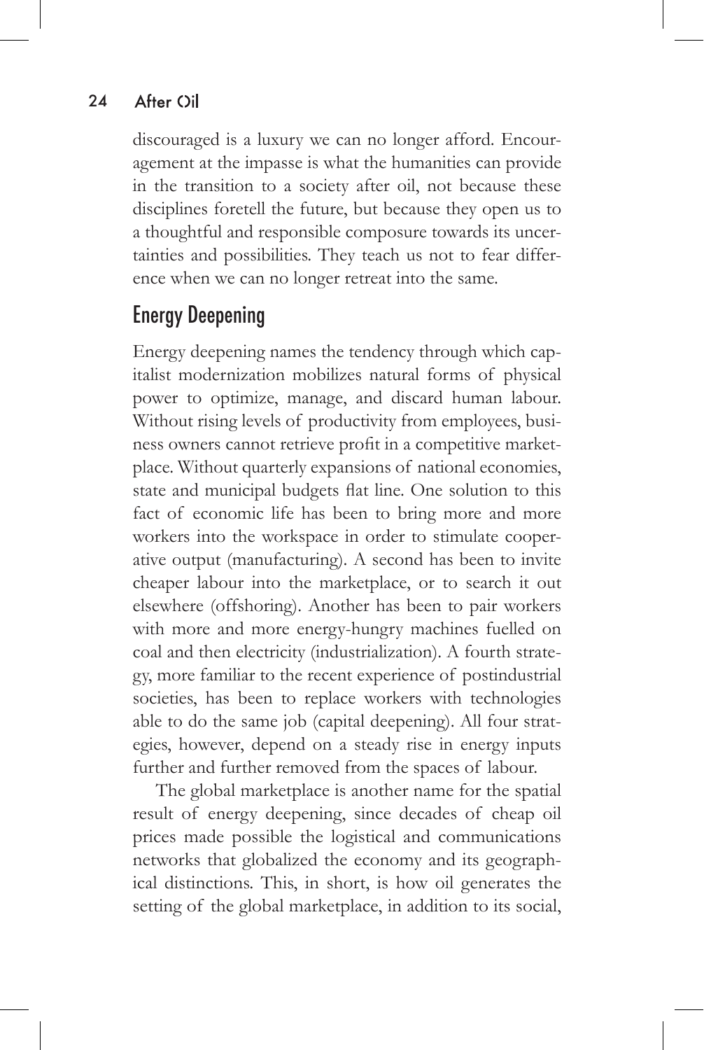discouraged is a luxury we can no longer afford. Encouragement at the impasse is what the humanities can provide in the transition to a society after oil, not because these disciplines foretell the future, but because they open us to a thoughtful and responsible composure towards its uncertainties and possibilities. They teach us not to fear difference when we can no longer retreat into the same.

## Energy Deepening

Energy deepening names the tendency through which capitalist modernization mobilizes natural forms of physical power to optimize, manage, and discard human labour. Without rising levels of productivity from employees, business owners cannot retrieve profit in a competitive marketplace. Without quarterly expansions of national economies, state and municipal budgets flat line. One solution to this fact of economic life has been to bring more and more workers into the workspace in order to stimulate cooperative output (manufacturing). A second has been to invite cheaper labour into the marketplace, or to search it out elsewhere (offshoring). Another has been to pair workers with more and more energy-hungry machines fuelled on coal and then electricity (industrialization). A fourth strategy, more familiar to the recent experience of postindustrial societies, has been to replace workers with technologies able to do the same job (capital deepening). All four strategies, however, depend on a steady rise in energy inputs further and further removed from the spaces of labour.

The global marketplace is another name for the spatial result of energy deepening, since decades of cheap oil prices made possible the logistical and communications networks that globalized the economy and its geographical distinctions. This, in short, is how oil generates the setting of the global marketplace, in addition to its social,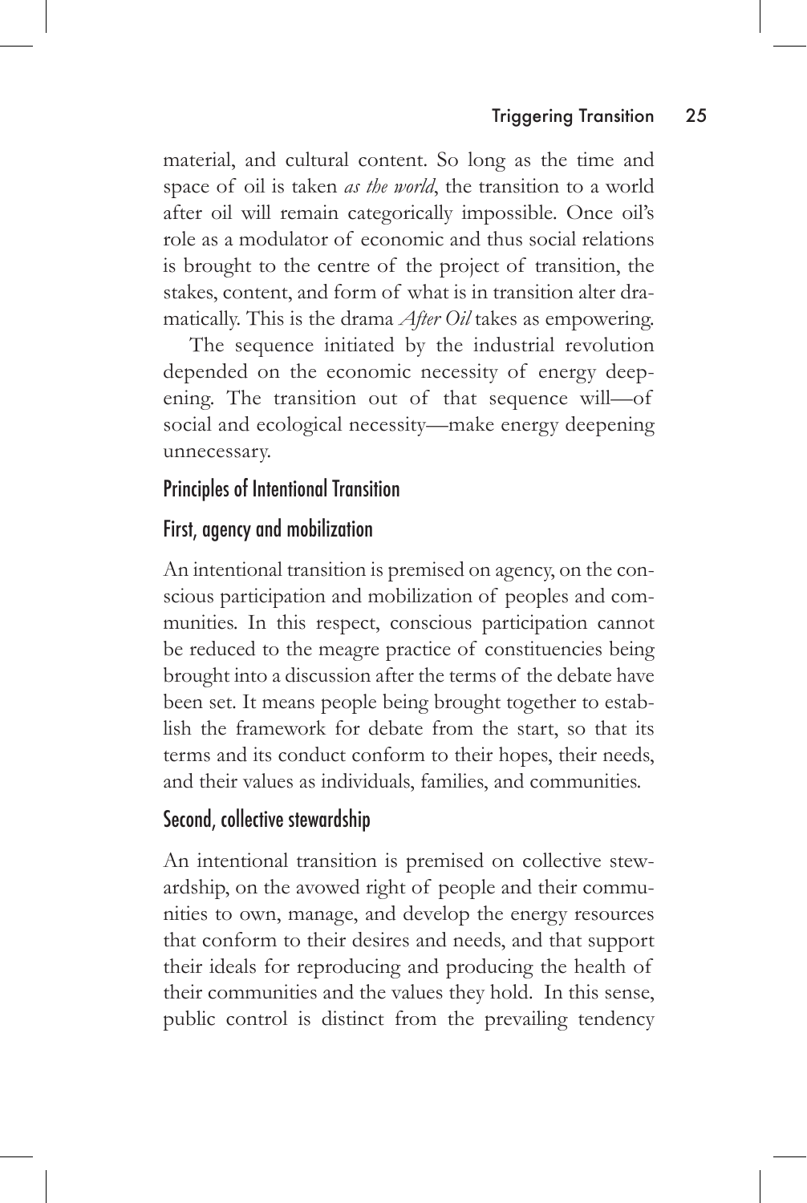material, and cultural content. So long as the time and space of oil is taken *as the world*, the transition to a world after oil will remain categorically impossible. Once oil's role as a modulator of economic and thus social relations is brought to the centre of the project of transition, the stakes, content, and form of what is in transition alter dramatically. This is the drama *After Oil* takes as empowering.

The sequence initiated by the industrial revolution depended on the economic necessity of energy deepening. The transition out of that sequence will—of social and ecological necessity—make energy deepening unnecessary.

## Principles of Intentional Transition

### First, agency and mobilization

An intentional transition is premised on agency, on the conscious participation and mobilization of peoples and communities. In this respect, conscious participation cannot be reduced to the meagre practice of constituencies being brought into a discussion after the terms of the debate have been set. It means people being brought together to establish the framework for debate from the start, so that its terms and its conduct conform to their hopes, their needs, and their values as individuals, families, and communities.

### Second, collective stewardship

An intentional transition is premised on collective stewardship, on the avowed right of people and their communities to own, manage, and develop the energy resources that conform to their desires and needs, and that support their ideals for reproducing and producing the health of their communities and the values they hold. In this sense, public control is distinct from the prevailing tendency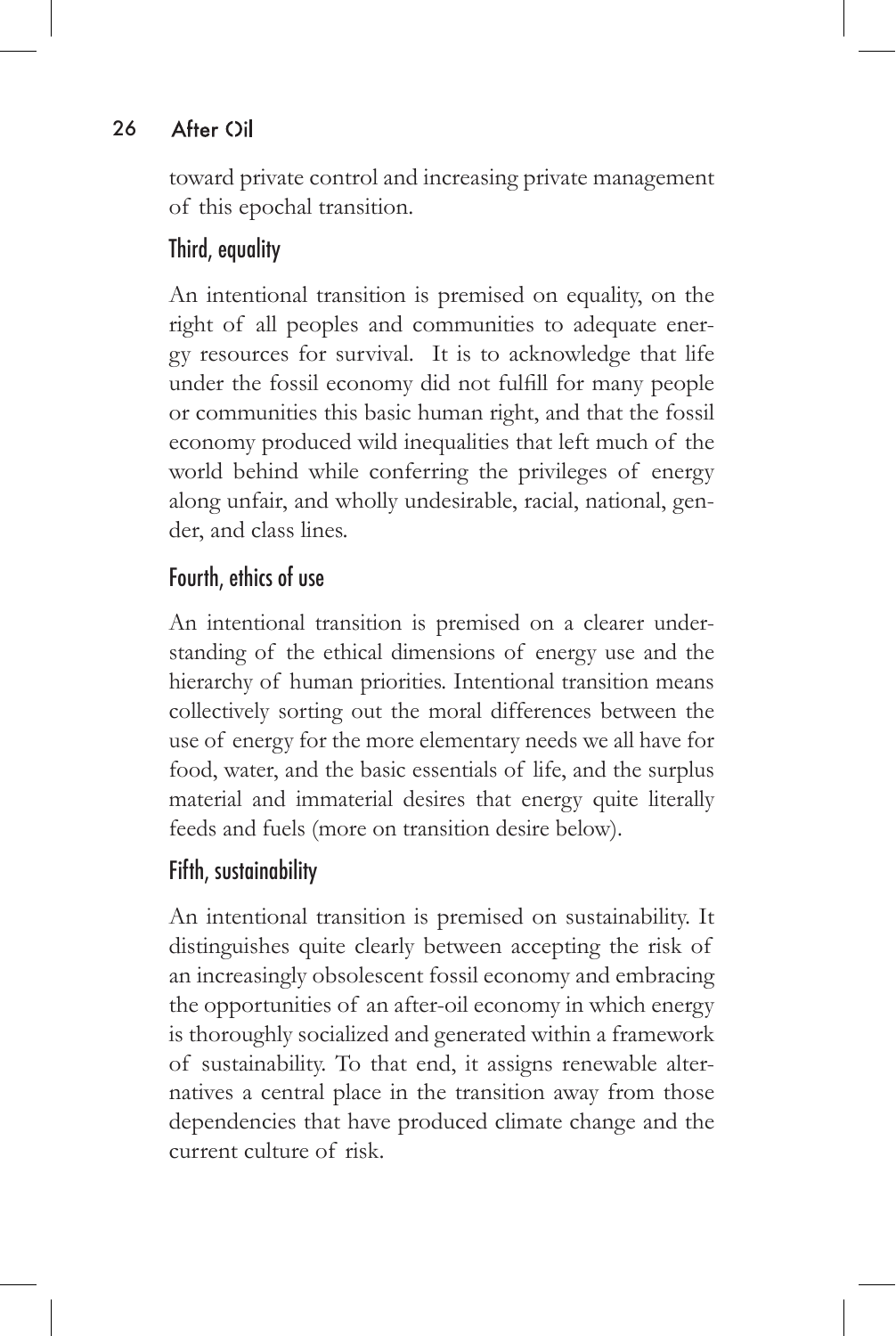toward private control and increasing private management of this epochal transition.

## Third, equality

An intentional transition is premised on equality, on the right of all peoples and communities to adequate energy resources for survival. It is to acknowledge that life under the fossil economy did not fulfill for many people or communities this basic human right, and that the fossil economy produced wild inequalities that left much of the world behind while conferring the privileges of energy along unfair, and wholly undesirable, racial, national, gender, and class lines.

## Fourth, ethics of use

An intentional transition is premised on a clearer understanding of the ethical dimensions of energy use and the hierarchy of human priorities. Intentional transition means collectively sorting out the moral differences between the use of energy for the more elementary needs we all have for food, water, and the basic essentials of life, and the surplus material and immaterial desires that energy quite literally feeds and fuels (more on transition desire below).

## Fifth, sustainability

An intentional transition is premised on sustainability. It distinguishes quite clearly between accepting the risk of an increasingly obsolescent fossil economy and embracing the opportunities of an after-oil economy in which energy is thoroughly socialized and generated within a framework of sustainability. To that end, it assigns renewable alternatives a central place in the transition away from those dependencies that have produced climate change and the current culture of risk.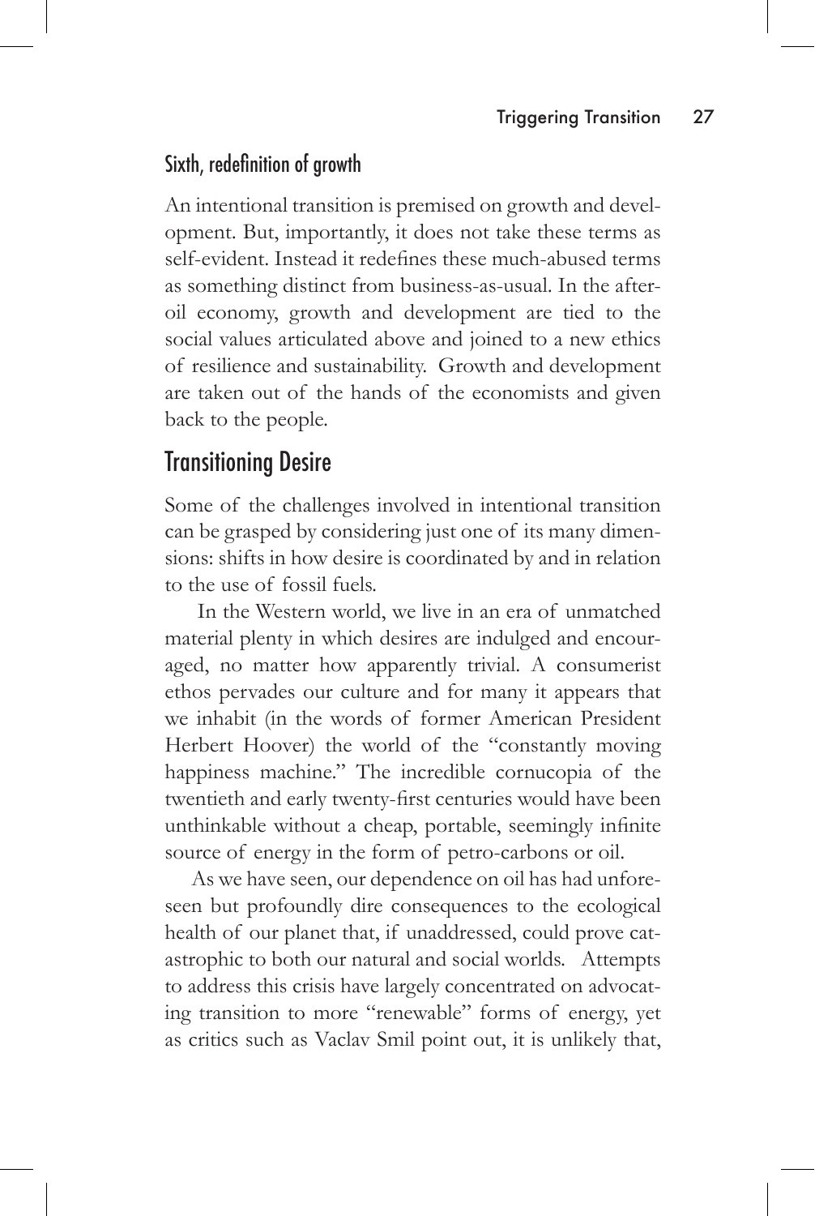### Sixth, redefinition of growth

An intentional transition is premised on growth and development. But, importantly, it does not take these terms as self-evident. Instead it redefines these much-abused terms as something distinct from business-as-usual. In the after-oil economy, growth and development are tied to the social values articulated above and joined to a new ethics of resilience and sustainability. Growth and development are taken out of the hands of the economists and given back to the people.

## Transitioning Desire

Some of the challenges involved in intentional transition can be grasped by considering just one of its many dimensions: shifts in how desire is coordinated by and in relation to the use of fossil fuels.

In the Western world, we live in an era of unmatched material plenty in which desires are indulged and encouraged, no matter how apparently trivial. A consumerist ethos pervades our culture and for many it appears that we inhabit (in the words of former American President Herbert Hoover) the world of the "constantly moving happiness machine." The incredible cornucopia of the twentieth and early twenty-first centuries would have been unthinkable without a cheap, portable, seemingly infinite source of energy in the form of petro-carbons or oil.

As we have seen, our dependence on oil has had unforeseen but profoundly dire consequences to the ecological health of our planet that, if unaddressed, could prove catastrophic to both our natural and social worlds. Attempts to address this crisis have largely concentrated on advocating transition to more "renewable" forms of energy, yet as critics such as Vaclav Smil point out, it is unlikely that,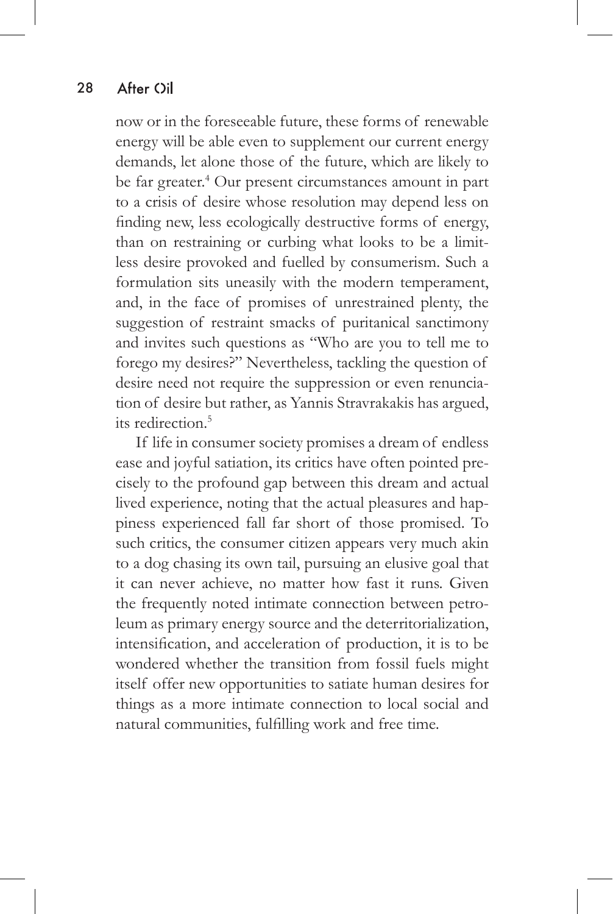now or in the foreseeable future, these forms of renewable energy will be able even to supplement our current energy demands, let alone those of the future, which are likely to be far greater.[4] Our present circumstances amount in part to a crisis of desire whose resolution may depend less on finding new, less ecologically destructive forms of energy, than on restraining or curbing what looks to be a limitless desire provoked and fuelled by consumerism. Such a formulation sits uneasily with the modern temperament, and, in the face of promises of unrestrained plenty, the suggestion of restraint smacks of puritanical sanctimony and invites such questions as "Who are you to tell me to forego my desires?" Nevertheless, tackling the question of desire need not require the suppression or even renunciation of desire but rather, as Yannis Stravrakakis has argued, its redirection.[5]

If life in consumer society promises a dream of endless ease and joyful satiation, its critics have often pointed precisely to the profound gap between this dream and actual lived experience, noting that the actual pleasures and happiness experienced fall far short of those promised. To such critics, the consumer citizen appears very much akin to a dog chasing its own tail, pursuing an elusive goal that it can never achieve, no matter how fast it runs. Given the frequently noted intimate connection between petroleum as primary energy source and the deterritorialization, intensification, and acceleration of production, it is to be wondered whether the transition from fossil fuels might itself offer new opportunities to satiate human desires for things as a more intimate connection to local social and natural communities, fulfilling work and free time.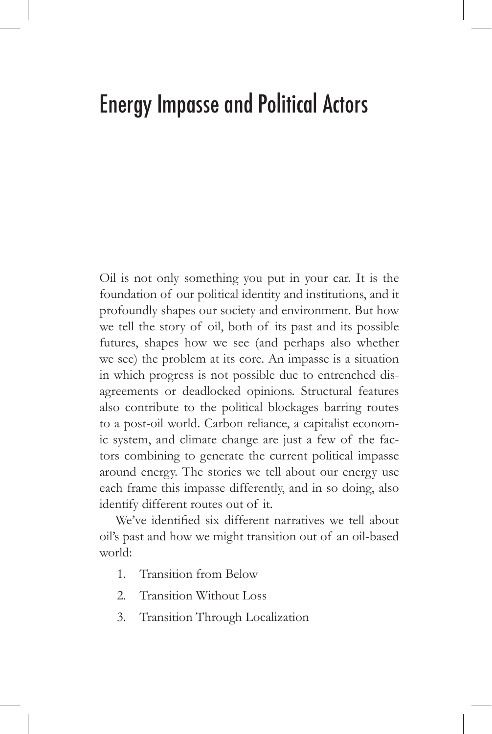# Energy Impasse and Political Actors

Oil is not only something you put in your car. It is the foundation of our political identity and institutions, and it profoundly shapes our society and environment. But how we tell the story of oil, both of its past and its possible futures, shapes how we see (and perhaps also whether we see) the problem at its core. An impasse is a situation in which progress is not possible due to entrenched disagreements or deadlocked opinions. Structural features also contribute to the political blockages barring routes to a post-oil world. Carbon reliance, a capitalist economic system, and climate change are just a few of the factors combining to generate the current political impasse around energy. The stories we tell about our energy use each frame this impasse differently, and in so doing, also identify different routes out of it.

We've identified six different narratives we tell about oil's past and how we might transition out of an oil-based world:

1. Transition from Below
2. Transition Without Loss
3. Transition Through Localization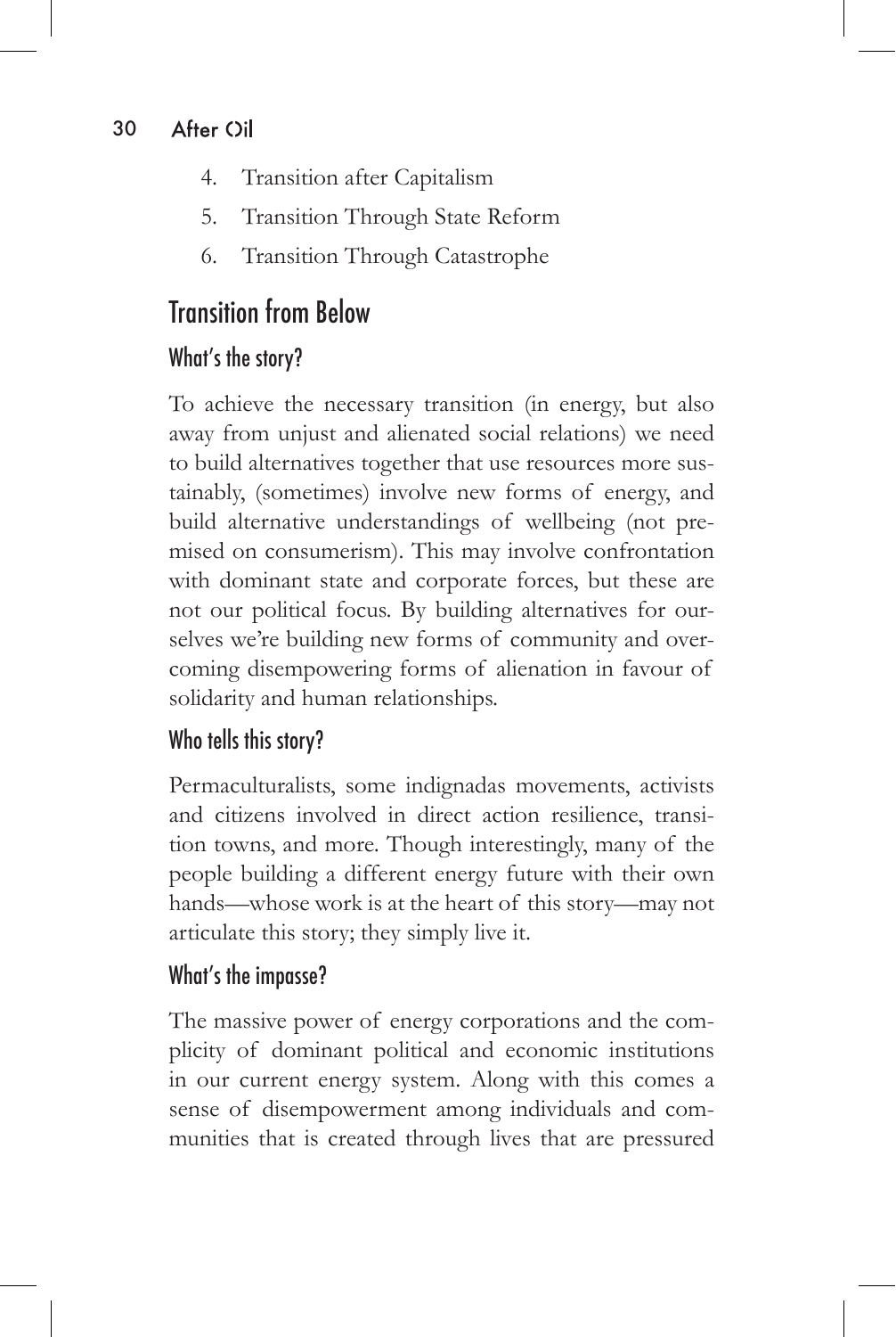4. Transition after Capitalism
5. Transition Through State Reform
6. Transition Through Catastrophe

## Transition from Below

### What's the story?

To achieve the necessary transition (in energy, but also away from unjust and alienated social relations) we need to build alternatives together that use resources more sustainably, (sometimes) involve new forms of energy, and build alternative understandings of wellbeing (not premised on consumerism). This may involve confrontation with dominant state and corporate forces, but these are not our political focus. By building alternatives for ourselves we're building new forms of community and overcoming disempowering forms of alienation in favour of solidarity and human relationships.

### Who tells this story?

Permaculturalists, some indignadas movements, activists and citizens involved in direct action resilience, transition towns, and more. Though interestingly, many of the people building a different energy future with their own hands—whose work is at the heart of this story—may not articulate this story; they simply live it.

### What's the impasse?

The massive power of energy corporations and the complicity of dominant political and economic institutions in our current energy system. Along with this comes a sense of disempowerment among individuals and communities that is created through lives that are pressured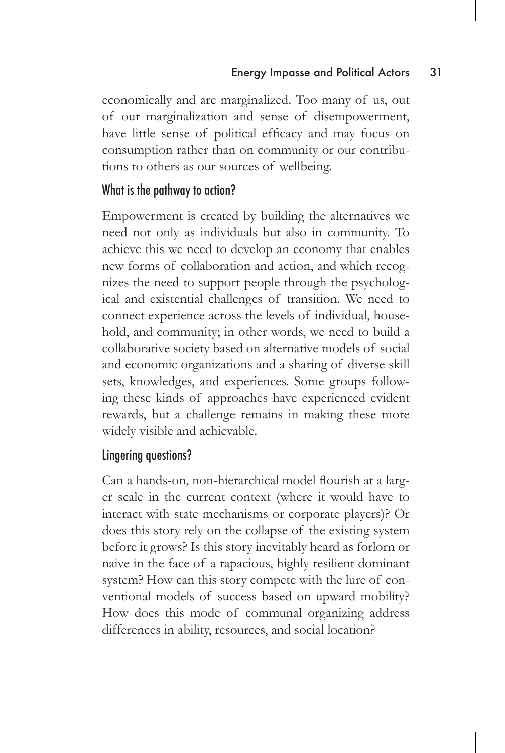economically and are marginalized. Too many of us, out of our marginalization and sense of disempowerment, have little sense of political efficacy and may focus on consumption rather than on community or our contributions to others as our sources of wellbeing.

### What is the pathway to action?

Empowerment is created by building the alternatives we need not only as individuals but also in community. To achieve this we need to develop an economy that enables new forms of collaboration and action, and which recognizes the need to support people through the psychological and existential challenges of transition. We need to connect experience across the levels of individual, household, and community; in other words, we need to build a collaborative society based on alternative models of social and economic organizations and a sharing of diverse skill sets, knowledges, and experiences. Some groups following these kinds of approaches have experienced evident rewards, but a challenge remains in making these more widely visible and achievable.

### Lingering questions?

Can a hands-on, non-hierarchical model flourish at a larger scale in the current context (where it would have to interact with state mechanisms or corporate players)? Or does this story rely on the collapse of the existing system before it grows? Is this story inevitably heard as forlorn or naive in the face of a rapacious, highly resilient dominant system? How can this story compete with the lure of conventional models of success based on upward mobility? How does this mode of communal organizing address differences in ability, resources, and social location?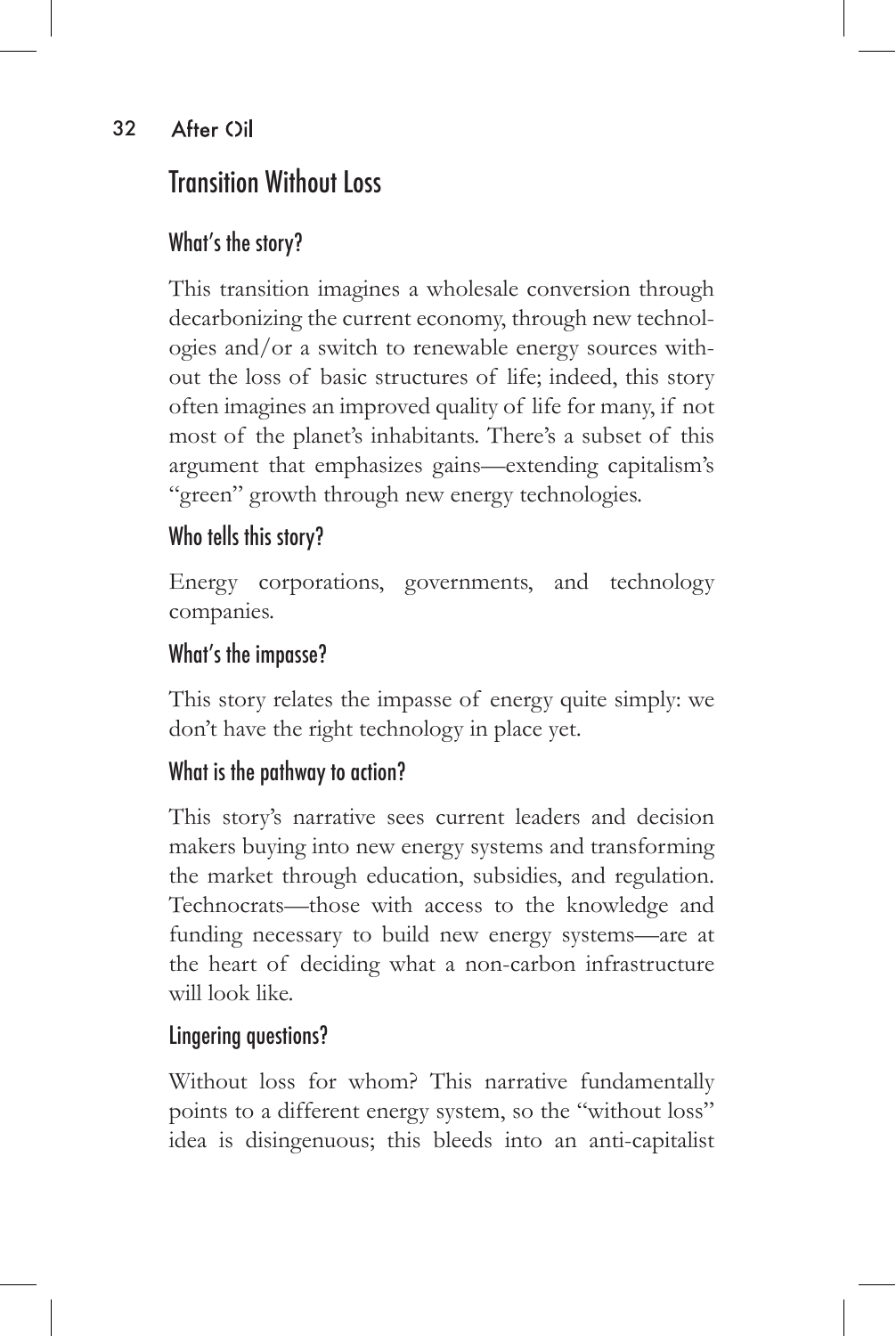## Transition Without Loss

### What's the story?

This transition imagines a wholesale conversion through decarbonizing the current economy, through new technologies and/or a switch to renewable energy sources without the loss of basic structures of life; indeed, this story often imagines an improved quality of life for many, if not most of the planet's inhabitants. There's a subset of this argument that emphasizes gains—extending capitalism's "green" growth through new energy technologies.

### Who tells this story?

Energy corporations, governments, and technology companies.

### What's the impasse?

This story relates the impasse of energy quite simply: we don't have the right technology in place yet.

### What is the pathway to action?

This story's narrative sees current leaders and decision makers buying into new energy systems and transforming the market through education, subsidies, and regulation. Technocrats—those with access to the knowledge and funding necessary to build new energy systems—are at the heart of deciding what a non-carbon infrastructure will look like.

### Lingering questions?

Without loss for whom? This narrative fundamentally points to a different energy system, so the "without loss" idea is disingenuous; this bleeds into an anti-capitalist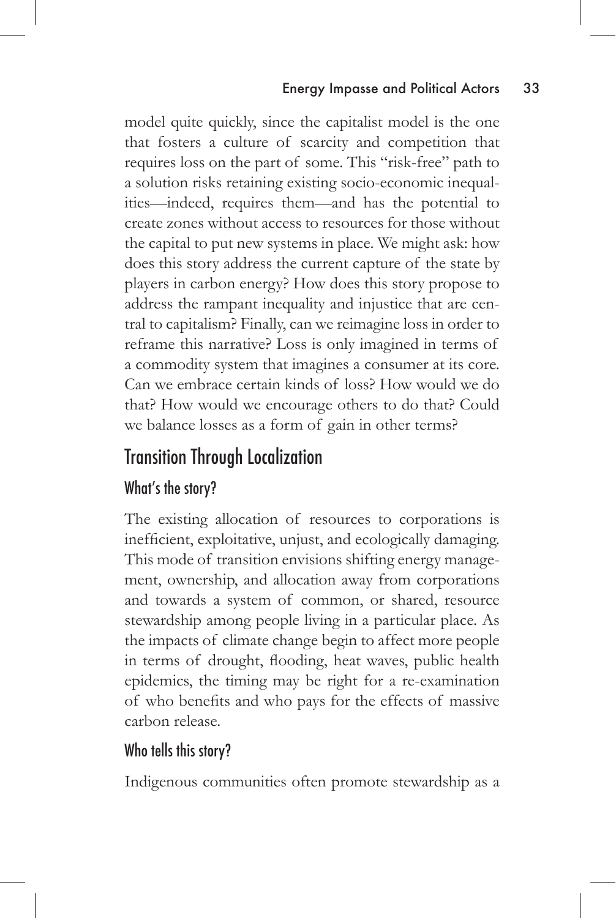model quite quickly, since the capitalist model is the one that fosters a culture of scarcity and competition that requires loss on the part of some. This "risk-free" path to a solution risks retaining existing socio-economic inequalities—indeed, requires them—and has the potential to create zones without access to resources for those without the capital to put new systems in place. We might ask: how does this story address the current capture of the state by players in carbon energy? How does this story propose to address the rampant inequality and injustice that are central to capitalism? Finally, can we reimagine loss in order to reframe this narrative? Loss is only imagined in terms of a commodity system that imagines a consumer at its core. Can we embrace certain kinds of loss? How would we do that? How would we encourage others to do that? Could we balance losses as a form of gain in other terms?

## Transition Through Localization

### What's the story?

The existing allocation of resources to corporations is inefficient, exploitative, unjust, and ecologically damaging. This mode of transition envisions shifting energy management, ownership, and allocation away from corporations and towards a system of common, or shared, resource stewardship among people living in a particular place. As the impacts of climate change begin to affect more people in terms of drought, flooding, heat waves, public health epidemics, the timing may be right for a re-examination of who benefits and who pays for the effects of massive carbon release.

### Who tells this story?

Indigenous communities often promote stewardship as a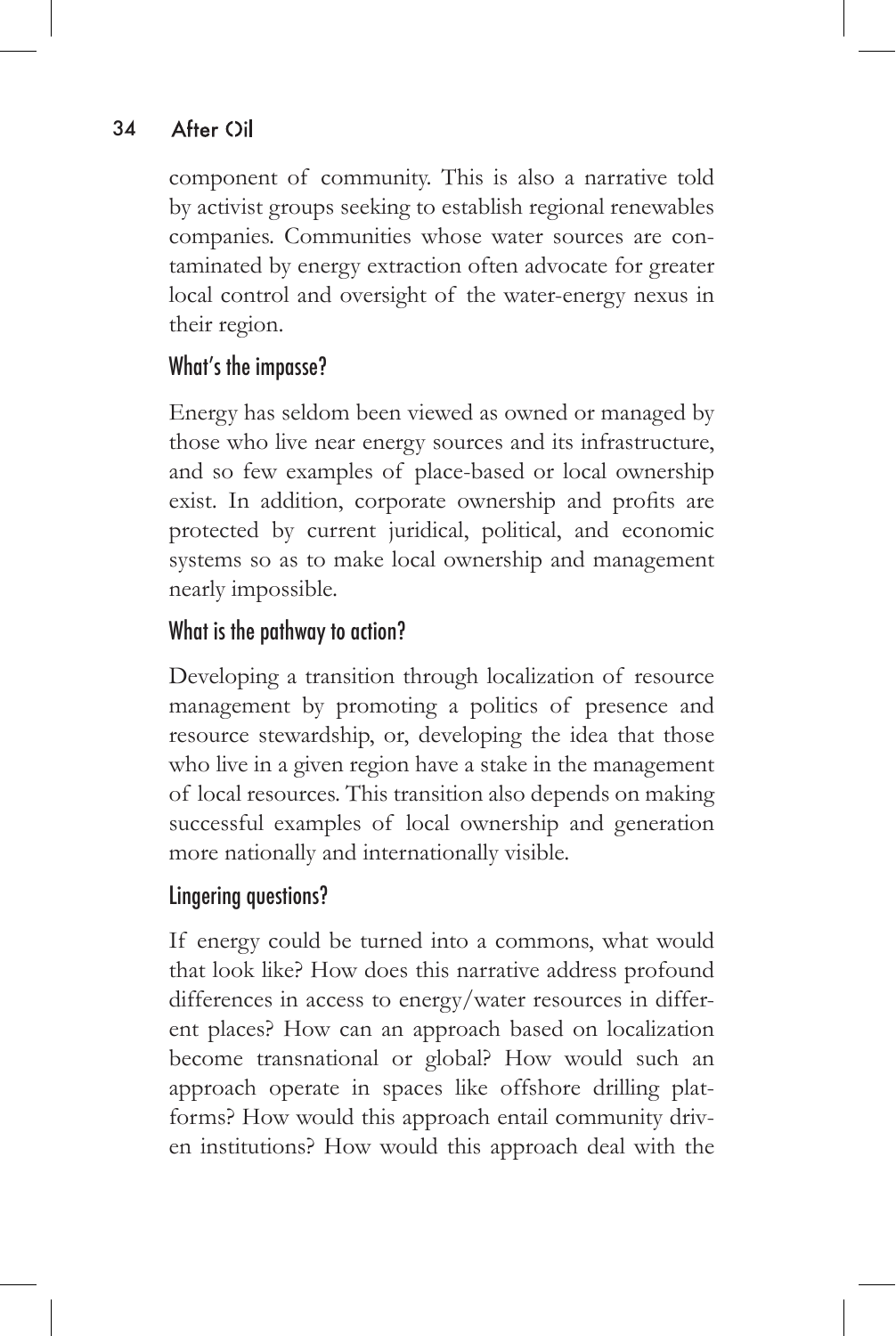component of community. This is also a narrative told by activist groups seeking to establish regional renewables companies. Communities whose water sources are contaminated by energy extraction often advocate for greater local control and oversight of the water-energy nexus in their region.

### What's the impasse?

Energy has seldom been viewed as owned or managed by those who live near energy sources and its infrastructure, and so few examples of place-based or local ownership exist. In addition, corporate ownership and profits are protected by current juridical, political, and economic systems so as to make local ownership and management nearly impossible.

### What is the pathway to action?

Developing a transition through localization of resource management by promoting a politics of presence and resource stewardship, or, developing the idea that those who live in a given region have a stake in the management of local resources. This transition also depends on making successful examples of local ownership and generation more nationally and internationally visible.

### Lingering questions?

If energy could be turned into a commons, what would that look like? How does this narrative address profound differences in access to energy/water resources in different places? How can an approach based on localization become transnational or global? How would such an approach operate in spaces like offshore drilling platforms? How would this approach entail community driven institutions? How would this approach deal with the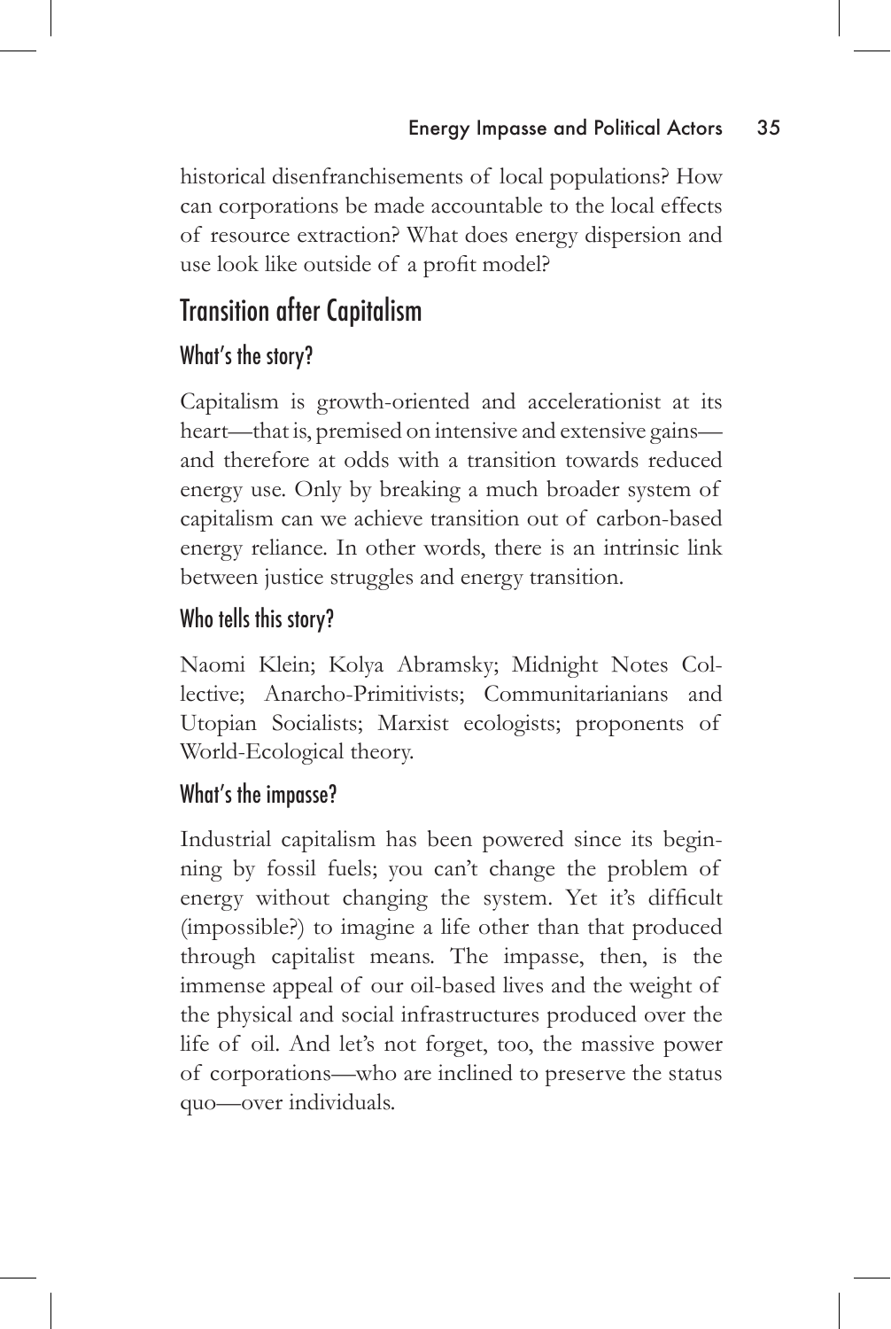historical disenfranchisements of local populations? How can corporations be made accountable to the local effects of resource extraction? What does energy dispersion and use look like outside of a profit model?

## Transition after Capitalism

### What's the story?

Capitalism is growth-oriented and accelerationist at its heart—that is, premised on intensive and extensive gains—and therefore at odds with a transition towards reduced energy use. Only by breaking a much broader system of capitalism can we achieve transition out of carbon-based energy reliance. In other words, there is an intrinsic link between justice struggles and energy transition.

### Who tells this story?

Naomi Klein; Kolya Abramsky; Midnight Notes Collective; Anarcho-Primitivists; Communitarianians and Utopian Socialists; Marxist ecologists; proponents of World-Ecological theory.

### What's the impasse?

Industrial capitalism has been powered since its beginning by fossil fuels; you can't change the problem of energy without changing the system. Yet it's difficult (impossible?) to imagine a life other than that produced through capitalist means. The impasse, then, is the immense appeal of our oil-based lives and the weight of the physical and social infrastructures produced over the life of oil. And let's not forget, too, the massive power of corporations—who are inclined to preserve the status quo—over individuals.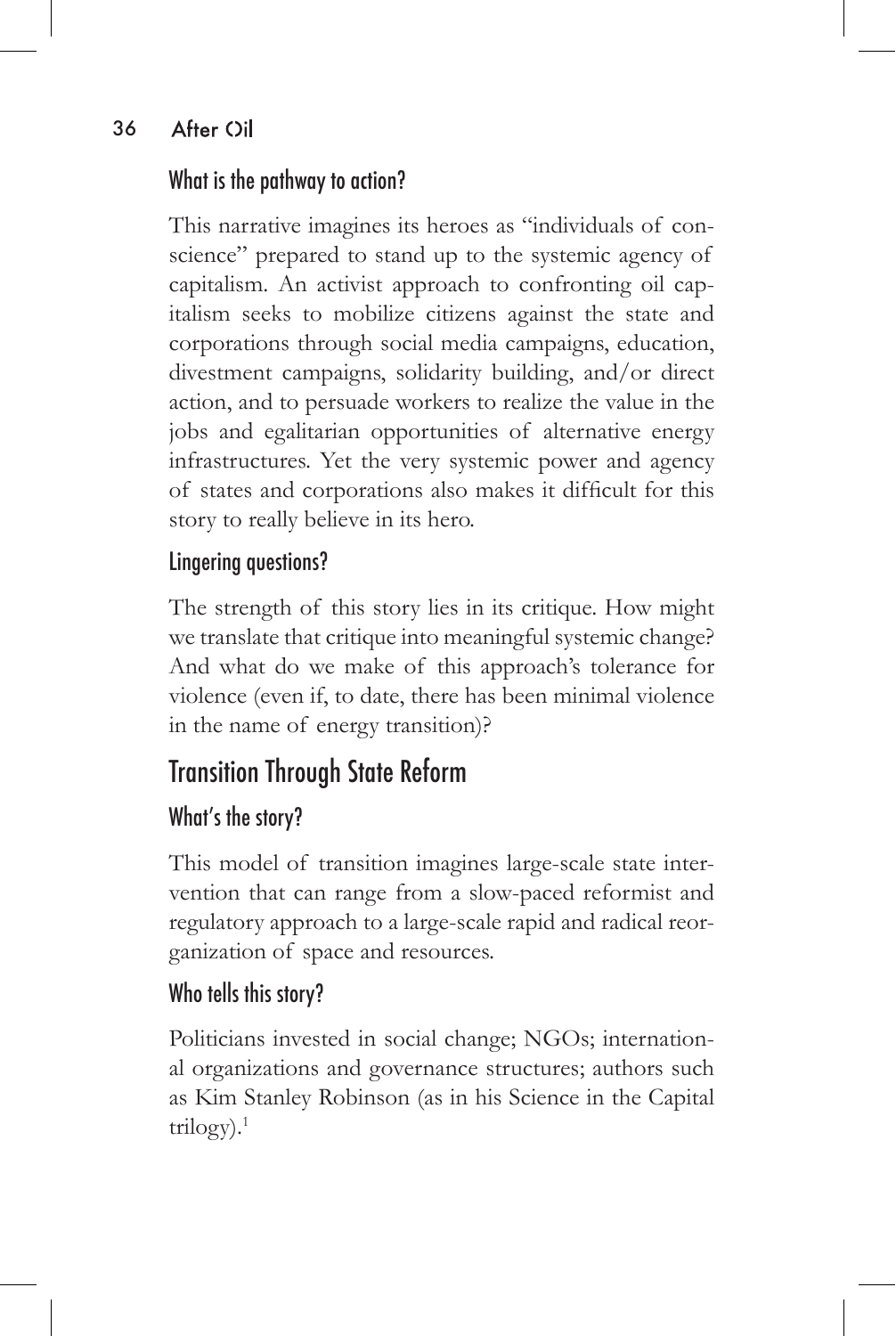### What is the pathway to action?

This narrative imagines its heroes as "individuals of conscience" prepared to stand up to the systemic agency of capitalism. An activist approach to confronting oil capitalism seeks to mobilize citizens against the state and corporations through social media campaigns, education, divestment campaigns, solidarity building, and/or direct action, and to persuade workers to realize the value in the jobs and egalitarian opportunities of alternative energy infrastructures. Yet the very systemic power and agency of states and corporations also makes it difficult for this story to really believe in its hero.

### Lingering questions?

The strength of this story lies in its critique. How might we translate that critique into meaningful systemic change? And what do we make of this approach's tolerance for violence (even if, to date, there has been minimal violence in the name of energy transition)?

## Transition Through State Reform

### What's the story?

This model of transition imagines large-scale state intervention that can range from a slow-paced reformist and regulatory approach to a large-scale rapid and radical reorganization of space and resources.

### Who tells this story?

Politicians invested in social change; NGOs; international organizations and governance structures; authors such as Kim Stanley Robinson (as in his Science in the Capital trilogy).[1]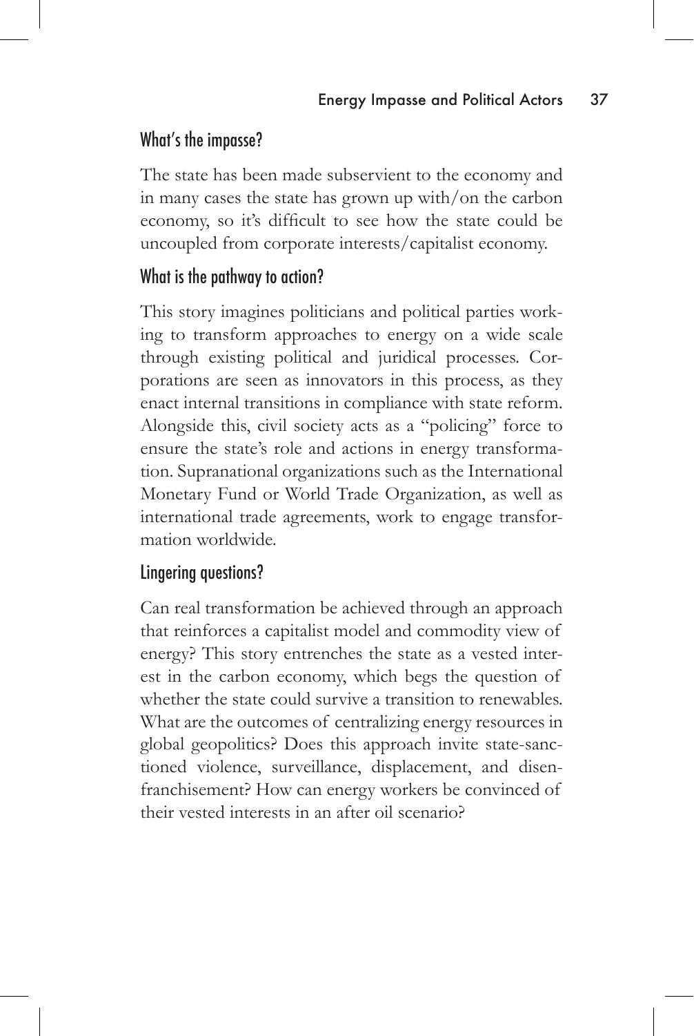### What's the impasse?

The state has been made subservient to the economy and in many cases the state has grown up with/on the carbon economy, so it's difficult to see how the state could be uncoupled from corporate interests/capitalist economy.

### What is the pathway to action?

This story imagines politicians and political parties working to transform approaches to energy on a wide scale through existing political and juridical processes. Corporations are seen as innovators in this process, as they enact internal transitions in compliance with state reform. Alongside this, civil society acts as a "policing" force to ensure the state's role and actions in energy transformation. Supranational organizations such as the International Monetary Fund or World Trade Organization, as well as international trade agreements, work to engage transformation worldwide.

### Lingering questions?

Can real transformation be achieved through an approach that reinforces a capitalist model and commodity view of energy? This story entrenches the state as a vested interest in the carbon economy, which begs the question of whether the state could survive a transition to renewables. What are the outcomes of centralizing energy resources in global geopolitics? Does this approach invite state-sanctioned violence, surveillance, displacement, and disenfranchisement? How can energy workers be convinced of their vested interests in an after oil scenario?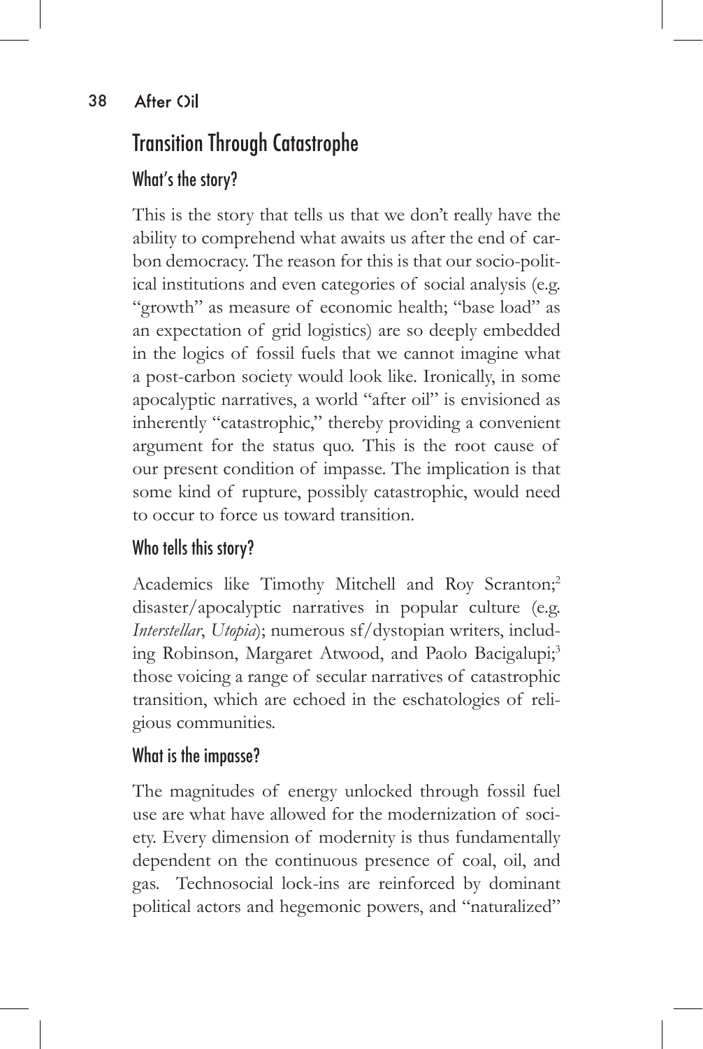## Transition Through Catastrophe

### What's the story?

This is the story that tells us that we don't really have the ability to comprehend what awaits us after the end of carbon democracy. The reason for this is that our socio-political institutions and even categories of social analysis (e.g. "growth" as measure of economic health; "base load" as an expectation of grid logistics) are so deeply embedded in the logics of fossil fuels that we cannot imagine what a post-carbon society would look like. Ironically, in some apocalyptic narratives, a world "after oil" is envisioned as inherently "catastrophic," thereby providing a convenient argument for the status quo. This is the root cause of our present condition of impasse. The implication is that some kind of rupture, possibly catastrophic, would need to occur to force us toward transition.

### Who tells this story?

Academics like Timothy Mitchell and Roy Scranton;[2] disaster/apocalyptic narratives in popular culture (e.g. *Interstellar*, *Utopia*); numerous sf/dystopian writers, including Robinson, Margaret Atwood, and Paolo Bacigalupi;[3] those voicing a range of secular narratives of catastrophic transition, which are echoed in the eschatologies of religious communities.

### What is the impasse?

The magnitudes of energy unlocked through fossil fuel use are what have allowed for the modernization of society. Every dimension of modernity is thus fundamentally dependent on the continuous presence of coal, oil, and gas. Technosocial lock-ins are reinforced by dominant political actors and hegemonic powers, and "naturalized"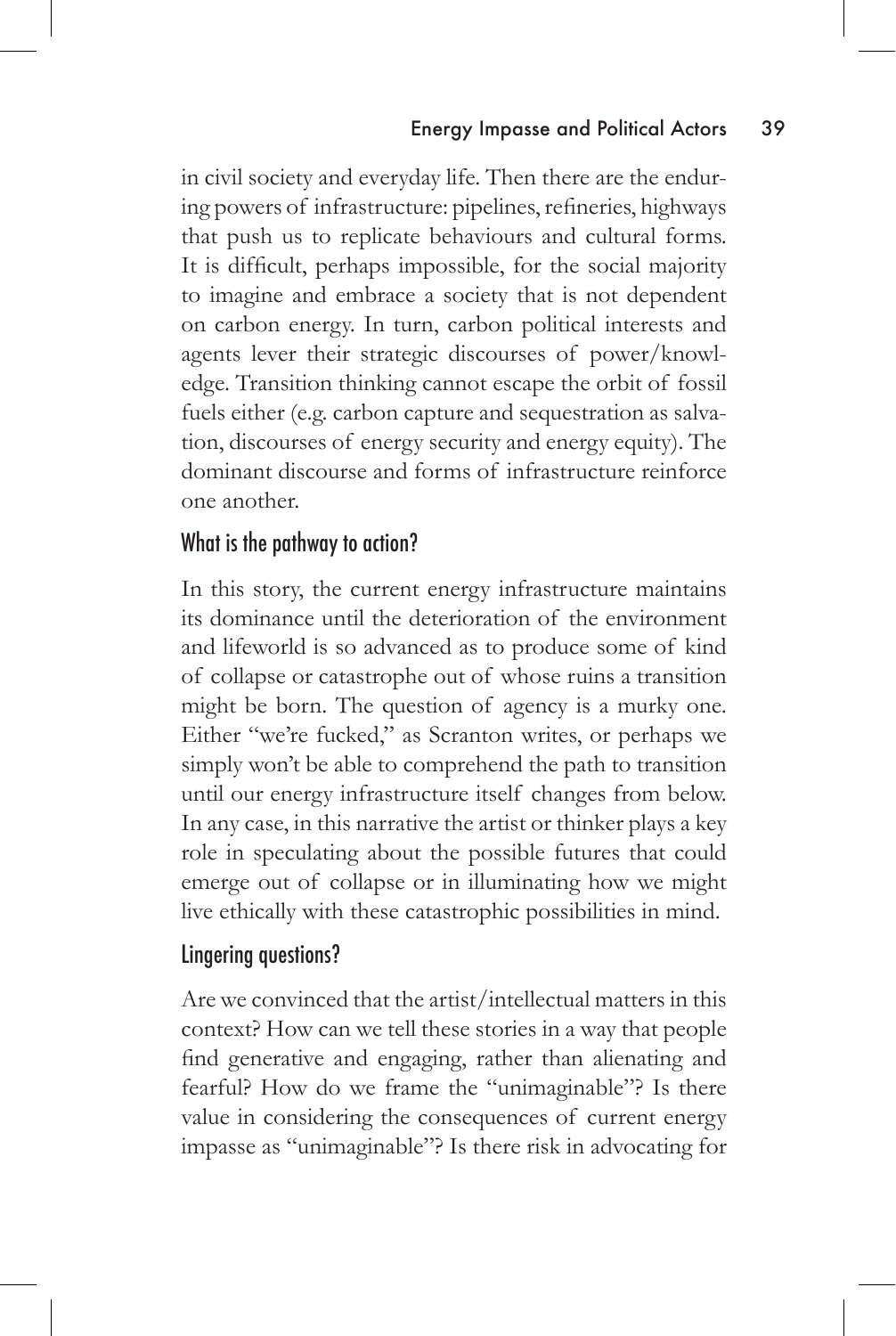in civil society and everyday life. Then there are the enduring powers of infrastructure: pipelines, refineries, highways that push us to replicate behaviours and cultural forms. It is difficult, perhaps impossible, for the social majority to imagine and embrace a society that is not dependent on carbon energy. In turn, carbon political interests and agents lever their strategic discourses of power/knowledge. Transition thinking cannot escape the orbit of fossil fuels either (e.g. carbon capture and sequestration as salvation, discourses of energy security and energy equity). The dominant discourse and forms of infrastructure reinforce one another.

## What is the pathway to action?

In this story, the current energy infrastructure maintains its dominance until the deterioration of the environment and lifeworld is so advanced as to produce some of kind of collapse or catastrophe out of whose ruins a transition might be born. The question of agency is a murky one. Either "we're fucked," as Scranton writes, or perhaps we simply won't be able to comprehend the path to transition until our energy infrastructure itself changes from below. In any case, in this narrative the artist or thinker plays a key role in speculating about the possible futures that could emerge out of collapse or in illuminating how we might live ethically with these catastrophic possibilities in mind.

## Lingering questions?

Are we convinced that the artist/intellectual matters in this context? How can we tell these stories in a way that people find generative and engaging, rather than alienating and fearful? How do we frame the "unimaginable"? Is there value in considering the consequences of current energy impasse as "unimaginable"? Is there risk in advocating for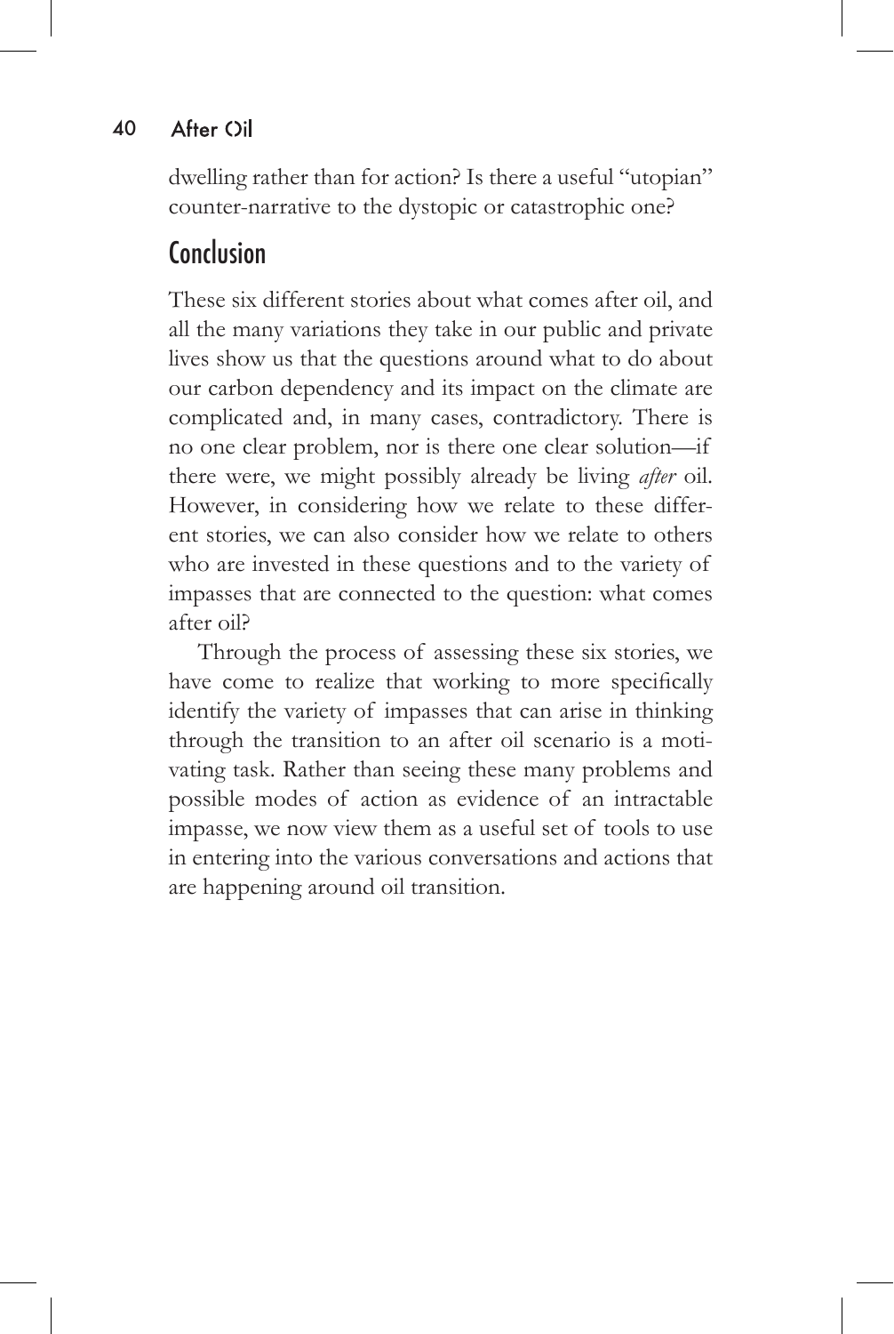dwelling rather than for action? Is there a useful "utopian" counter-narrative to the dystopic or catastrophic one?

## Conclusion

These six different stories about what comes after oil, and all the many variations they take in our public and private lives show us that the questions around what to do about our carbon dependency and its impact on the climate are complicated and, in many cases, contradictory. There is no one clear problem, nor is there one clear solution—if there were, we might possibly already be living *after* oil. However, in considering how we relate to these different stories, we can also consider how we relate to others who are invested in these questions and to the variety of impasses that are connected to the question: what comes after oil?

Through the process of assessing these six stories, we have come to realize that working to more specifically identify the variety of impasses that can arise in thinking through the transition to an after oil scenario is a motivating task. Rather than seeing these many problems and possible modes of action as evidence of an intractable impasse, we now view them as a useful set of tools to use in entering into the various conversations and actions that are happening around oil transition.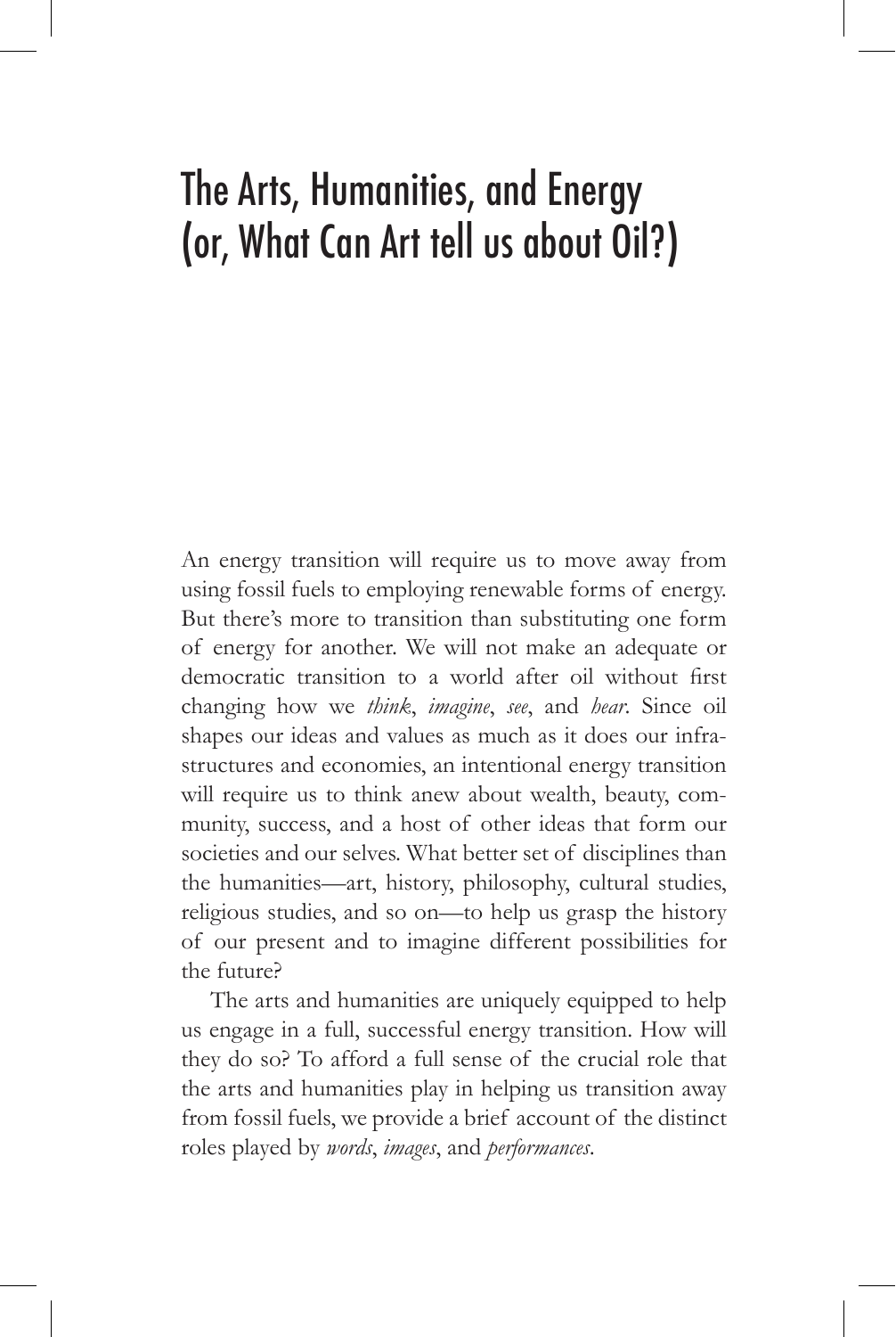# The Arts, Humanities, and Energy (or, What Can Art tell us about Oil?)

An energy transition will require us to move away from using fossil fuels to employing renewable forms of energy. But there's more to transition than substituting one form of energy for another. We will not make an adequate or democratic transition to a world after oil without first changing how we *think*, *imagine*, *see*, and *hear*. Since oil shapes our ideas and values as much as it does our infrastructures and economies, an intentional energy transition will require us to think anew about wealth, beauty, community, success, and a host of other ideas that form our societies and our selves. What better set of disciplines than the humanities—art, history, philosophy, cultural studies, religious studies, and so on—to help us grasp the history of our present and to imagine different possibilities for the future?

The arts and humanities are uniquely equipped to help us engage in a full, successful energy transition. How will they do so? To afford a full sense of the crucial role that the arts and humanities play in helping us transition away from fossil fuels, we provide a brief account of the distinct roles played by *words*, *images*, and *performances*.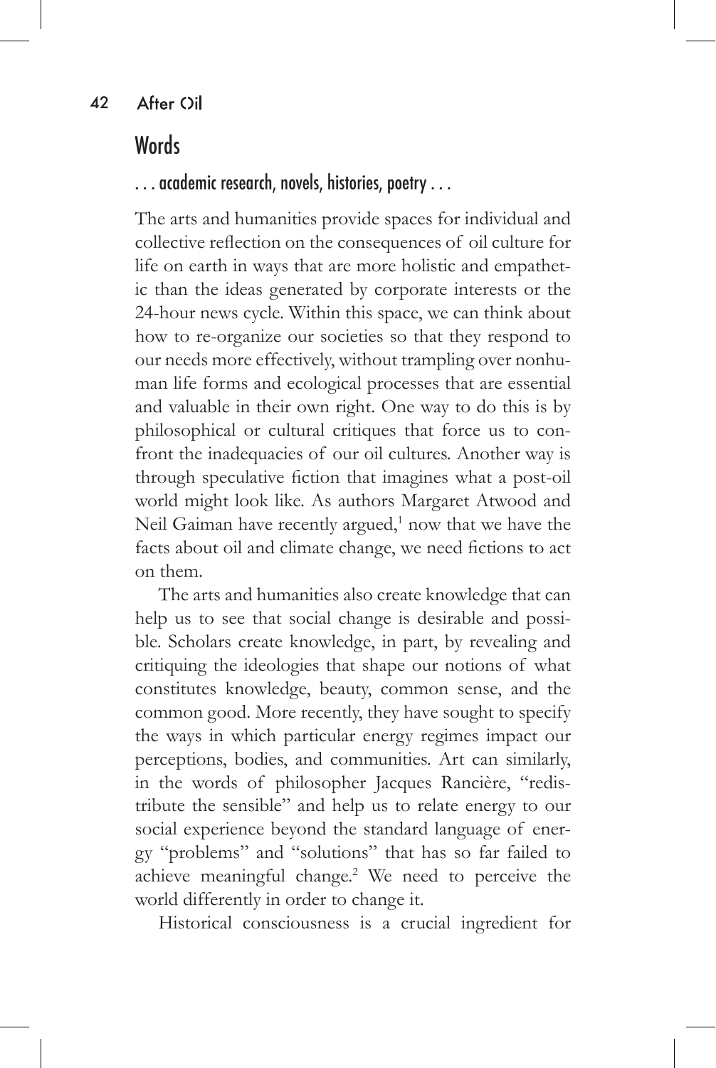## Words

### . . . academic research, novels, histories, poetry . . .

The arts and humanities provide spaces for individual and collective reflection on the consequences of oil culture for life on earth in ways that are more holistic and empathetic than the ideas generated by corporate interests or the 24-hour news cycle. Within this space, we can think about how to re-organize our societies so that they respond to our needs more effectively, without trampling over nonhuman life forms and ecological processes that are essential and valuable in their own right. One way to do this is by philosophical or cultural critiques that force us to confront the inadequacies of our oil cultures. Another way is through speculative fiction that imagines what a post-oil world might look like. As authors Margaret Atwood and Neil Gaiman have recently argued,[1] now that we have the facts about oil and climate change, we need fictions to act on them.

The arts and humanities also create knowledge that can help us to see that social change is desirable and possible. Scholars create knowledge, in part, by revealing and critiquing the ideologies that shape our notions of what constitutes knowledge, beauty, common sense, and the common good. More recently, they have sought to specify the ways in which particular energy regimes impact our perceptions, bodies, and communities. Art can similarly, in the words of philosopher Jacques Rancière, "redistribute the sensible" and help us to relate energy to our social experience beyond the standard language of energy "problems" and "solutions" that has so far failed to achieve meaningful change.[2] We need to perceive the world differently in order to change it.

Historical consciousness is a crucial ingredient for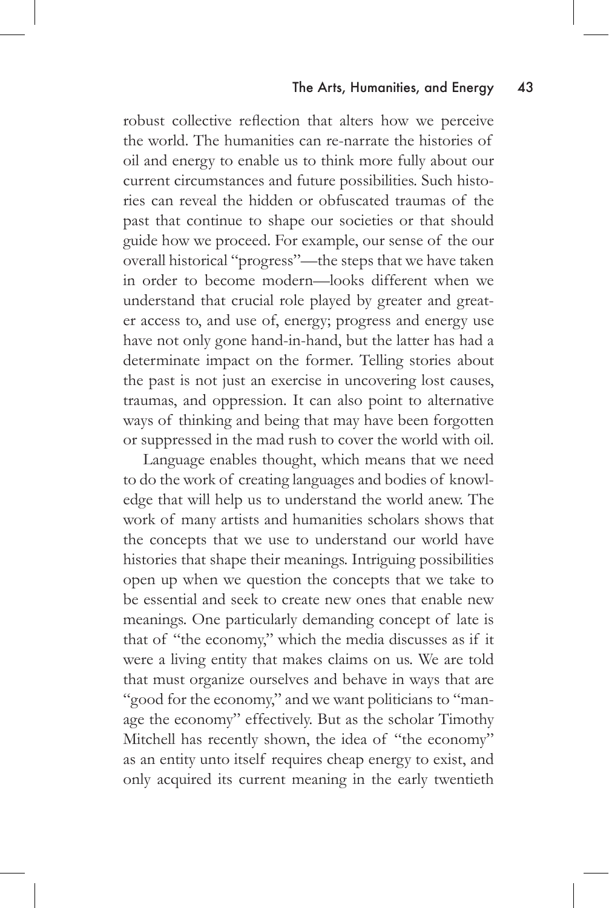robust collective reflection that alters how we perceive the world. The humanities can re-narrate the histories of oil and energy to enable us to think more fully about our current circumstances and future possibilities. Such histories can reveal the hidden or obfuscated traumas of the past that continue to shape our societies or that should guide how we proceed. For example, our sense of the our overall historical "progress"—the steps that we have taken in order to become modern—looks different when we understand that crucial role played by greater and greater access to, and use of, energy; progress and energy use have not only gone hand-in-hand, but the latter has had a determinate impact on the former. Telling stories about the past is not just an exercise in uncovering lost causes, traumas, and oppression. It can also point to alternative ways of thinking and being that may have been forgotten or suppressed in the mad rush to cover the world with oil.

Language enables thought, which means that we need to do the work of creating languages and bodies of knowledge that will help us to understand the world anew. The work of many artists and humanities scholars shows that the concepts that we use to understand our world have histories that shape their meanings. Intriguing possibilities open up when we question the concepts that we take to be essential and seek to create new ones that enable new meanings. One particularly demanding concept of late is that of "the economy," which the media discusses as if it were a living entity that makes claims on us. We are told that must organize ourselves and behave in ways that are "good for the economy," and we want politicians to "manage the economy" effectively. But as the scholar Timothy Mitchell has recently shown, the idea of "the economy" as an entity unto itself requires cheap energy to exist, and only acquired its current meaning in the early twentieth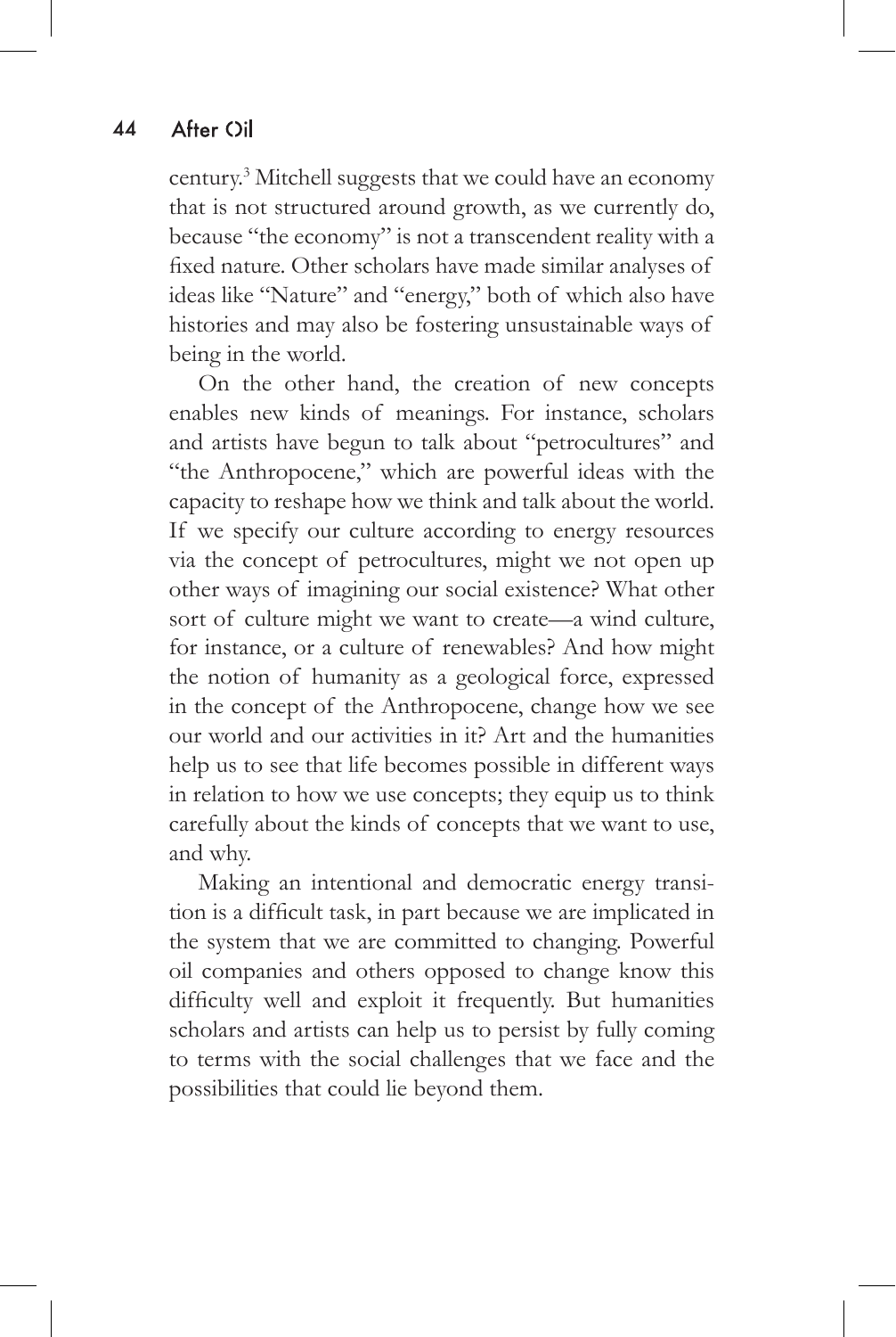century.[3] Mitchell suggests that we could have an economy that is not structured around growth, as we currently do, because "the economy" is not a transcendent reality with a fixed nature. Other scholars have made similar analyses of ideas like "Nature" and "energy," both of which also have histories and may also be fostering unsustainable ways of being in the world.

On the other hand, the creation of new concepts enables new kinds of meanings. For instance, scholars and artists have begun to talk about "petrocultures" and "the Anthropocene," which are powerful ideas with the capacity to reshape how we think and talk about the world. If we specify our culture according to energy resources via the concept of petrocultures, might we not open up other ways of imagining our social existence? What other sort of culture might we want to create—a wind culture, for instance, or a culture of renewables? And how might the notion of humanity as a geological force, expressed in the concept of the Anthropocene, change how we see our world and our activities in it? Art and the humanities help us to see that life becomes possible in different ways in relation to how we use concepts; they equip us to think carefully about the kinds of concepts that we want to use, and why.

Making an intentional and democratic energy transition is a difficult task, in part because we are implicated in the system that we are committed to changing. Powerful oil companies and others opposed to change know this difficulty well and exploit it frequently. But humanities scholars and artists can help us to persist by fully coming to terms with the social challenges that we face and the possibilities that could lie beyond them.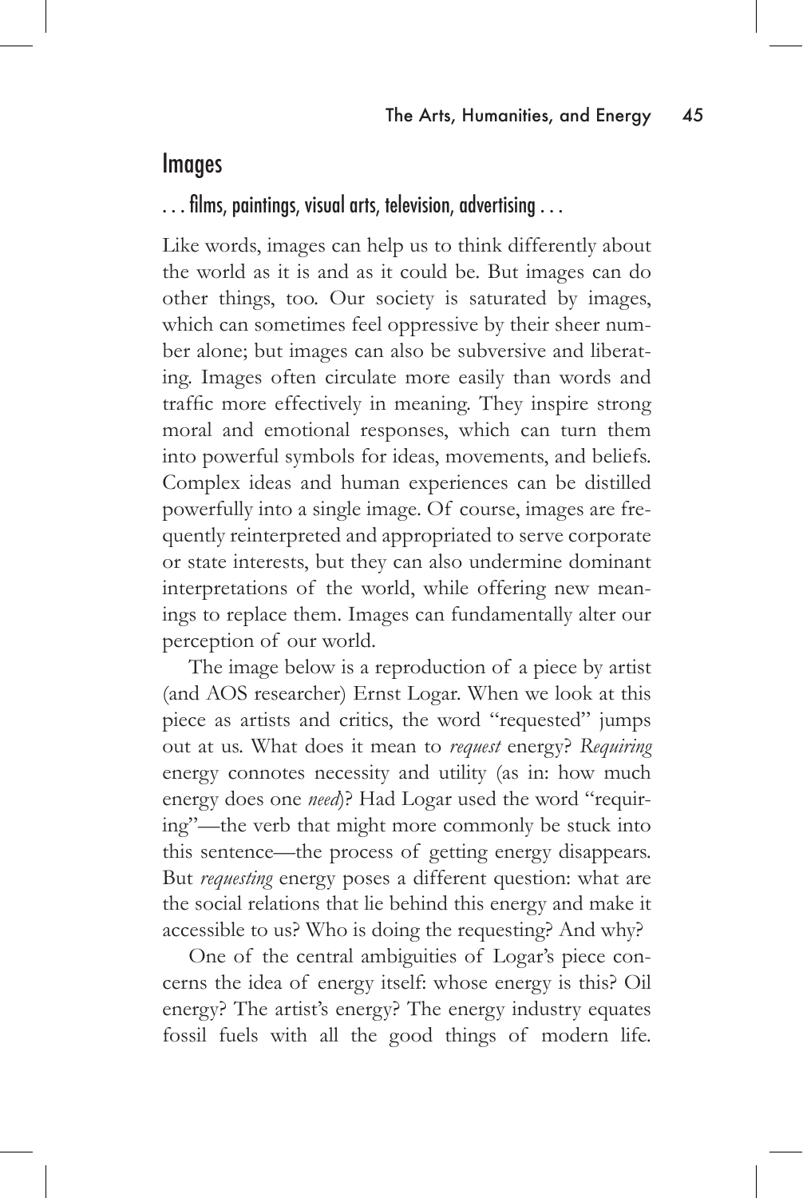## Images

### . . . films, paintings, visual arts, television, advertising . . .

Like words, images can help us to think differently about the world as it is and as it could be. But images can do other things, too. Our society is saturated by images, which can sometimes feel oppressive by their sheer number alone; but images can also be subversive and liberating. Images often circulate more easily than words and traffic more effectively in meaning. They inspire strong moral and emotional responses, which can turn them into powerful symbols for ideas, movements, and beliefs. Complex ideas and human experiences can be distilled powerfully into a single image. Of course, images are frequently reinterpreted and appropriated to serve corporate or state interests, but they can also undermine dominant interpretations of the world, while offering new meanings to replace them. Images can fundamentally alter our perception of our world.

The image below is a reproduction of a piece by artist (and AOS researcher) Ernst Logar. When we look at this piece as artists and critics, the word "requested" jumps out at us. What does it mean to *request* energy? *Requiring* energy connotes necessity and utility (as in: how much energy does one *need*)? Had Logar used the word "requiring"—the verb that might more commonly be stuck into this sentence—the process of getting energy disappears. But *requesting* energy poses a different question: what are the social relations that lie behind this energy and make it accessible to us? Who is doing the requesting? And why?

One of the central ambiguities of Logar's piece concerns the idea of energy itself: whose energy is this? Oil energy? The artist's energy? The energy industry equates fossil fuels with all the good things of modern life.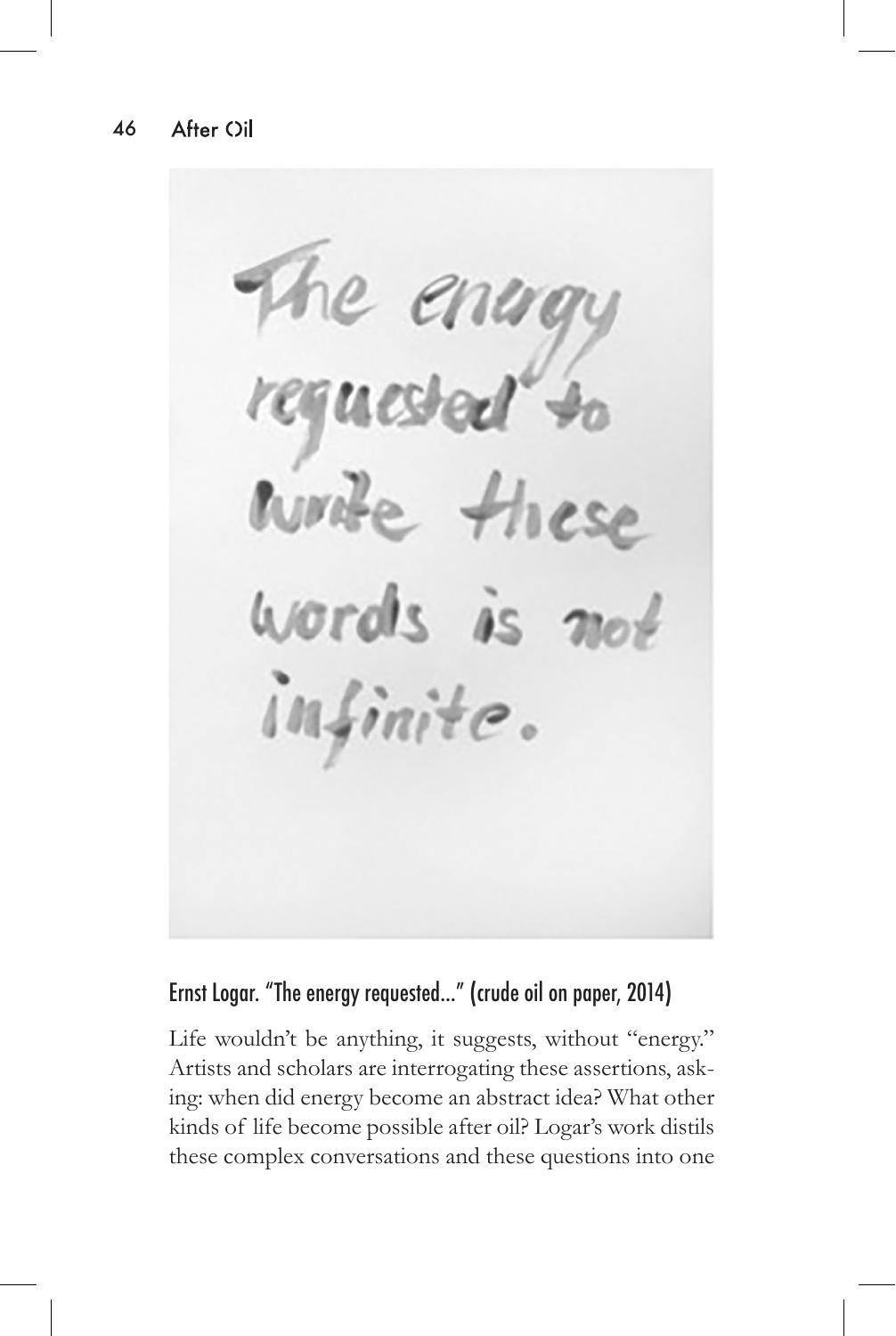Ernst Logar. "The energy requested..." (crude oil on paper, 2014)

Life wouldn't be anything, it suggests, without "energy." Artists and scholars are interrogating these assertions, asking: when did energy become an abstract idea? What other kinds of life become possible after oil? Logar's work distils these complex conversations and these questions into one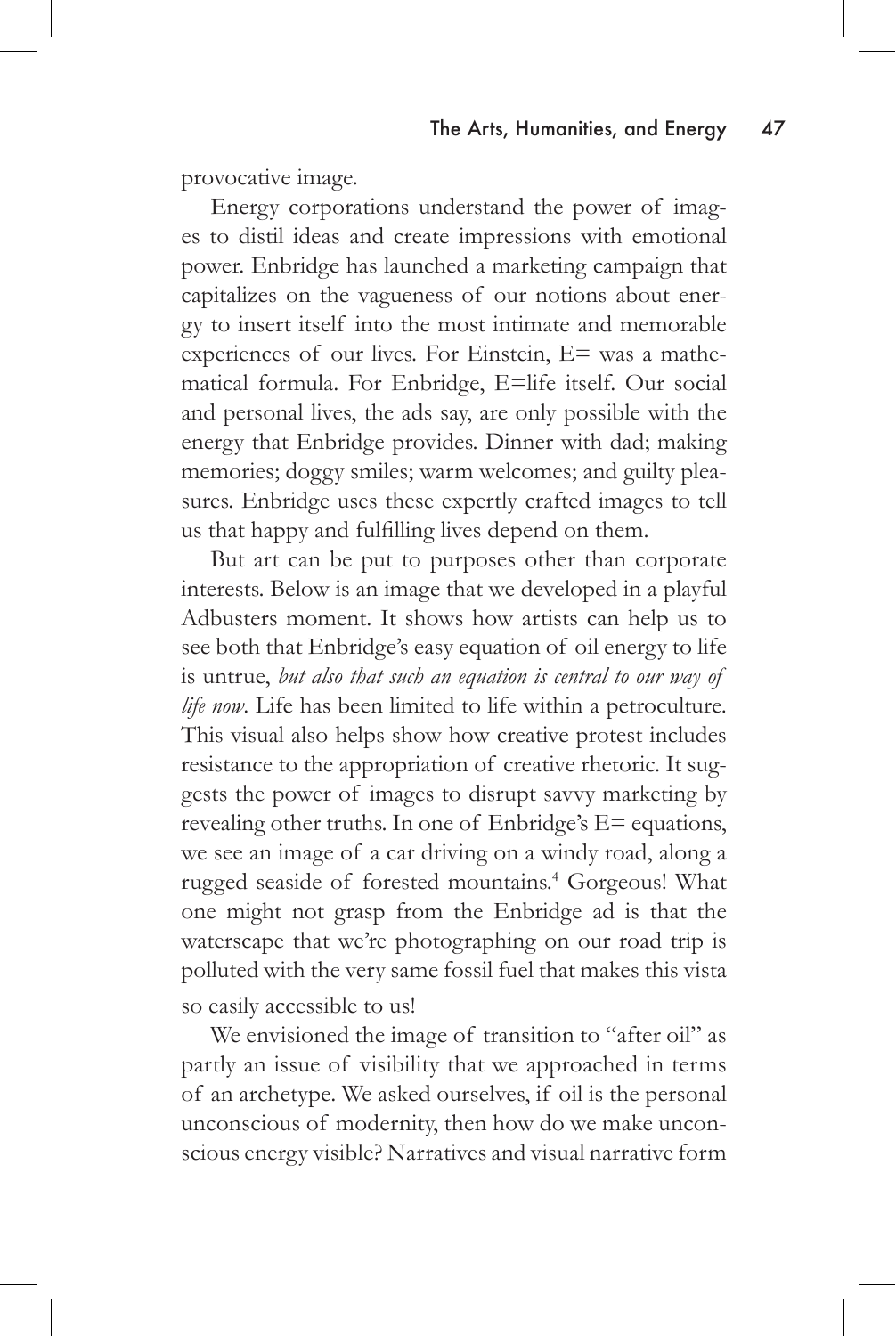provocative image.

Energy corporations understand the power of images to distil ideas and create impressions with emotional power. Enbridge has launched a marketing campaign that capitalizes on the vagueness of our notions about energy to insert itself into the most intimate and memorable experiences of our lives. For Einstein, E= was a mathematical formula. For Enbridge, E=life itself. Our social and personal lives, the ads say, are only possible with the energy that Enbridge provides. Dinner with dad; making memories; doggy smiles; warm welcomes; and guilty pleasures. Enbridge uses these expertly crafted images to tell us that happy and fulfilling lives depend on them.

But art can be put to purposes other than corporate interests. Below is an image that we developed in a playful Adbusters moment. It shows how artists can help us to see both that Enbridge's easy equation of oil energy to life is untrue, *but also that such an equation is central to our way of life now*. Life has been limited to life within a petroculture. This visual also helps show how creative protest includes resistance to the appropriation of creative rhetoric. It suggests the power of images to disrupt savvy marketing by revealing other truths. In one of Enbridge's E= equations, we see image of a car driving on a windy road, along a rugged seaside of forested mountains.[4] Gorgeous! What one might not grasp from the Enbridge ad is that the waterscape that we're photographing on our road trip is polluted with the very same fossil fuel that makes this vista so easily accessible to us!

We envisioned the image of transition to "after oil" as partly an issue of visibility that we approached in terms of an archetype. We asked ourselves, if oil is the personal unconscious of modernity, then how do we make unconscious energy visible? Narratives and visual narrative form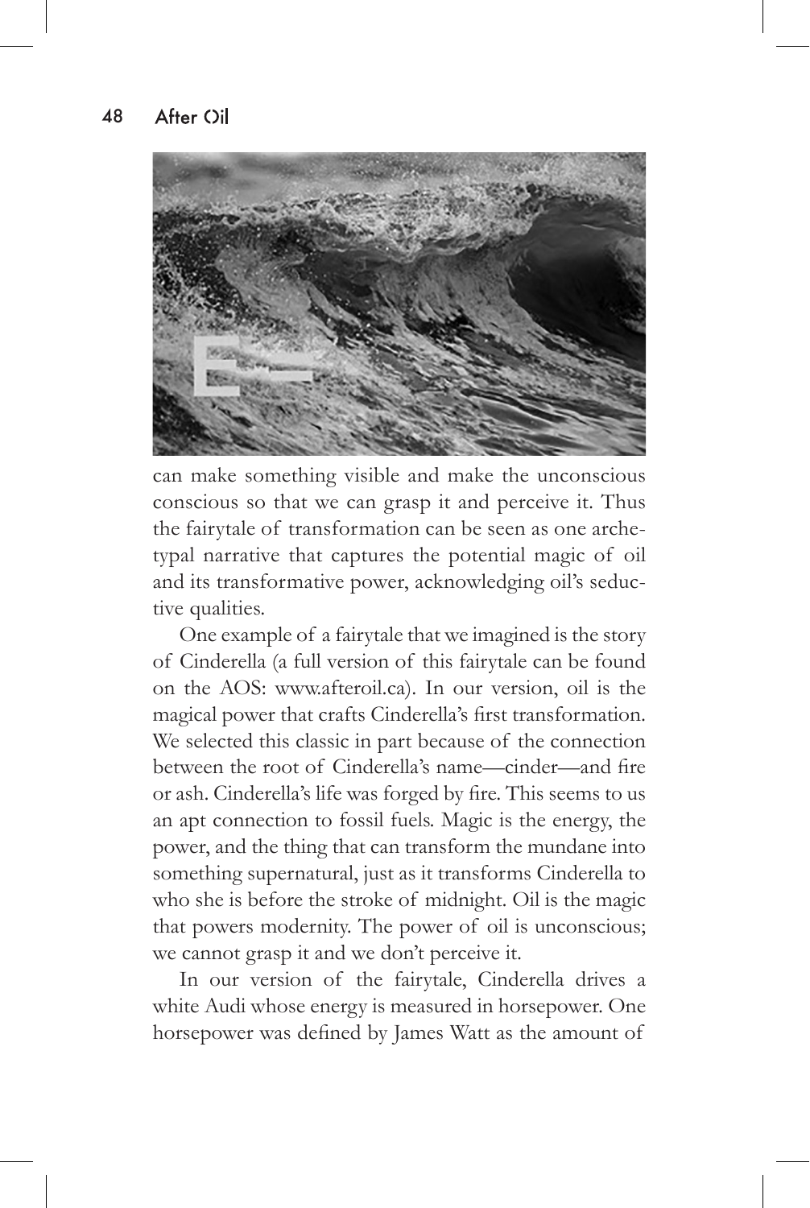can make something visible and make the unconscious conscious so that we can grasp it and perceive it. Thus the fairytale of transformation can be seen as one archetypal narrative that captures the potential magic of oil and its transformative power, acknowledging oil's seductive qualities.

One example of a fairytale that we imagined is the story of Cinderella (a full version of this fairytale can be found on the AOS: www.afteroil.ca). In our version, oil is the magical power that crafts Cinderella's first transformation. We selected this classic in part because of the connection between the root of Cinderella's name—cinder—and fire or ash. Cinderella's life was forged by fire. This seems to us an apt connection to fossil fuels. Magic is the energy, the power, and the thing that can transform the mundane into something supernatural, just as it transforms Cinderella to who she is before the stroke of midnight. Oil is the magic that powers modernity. The power of oil is unconscious; we cannot grasp it and we don't perceive it.

In our version of the fairytale, Cinderella drives a white Audi whose energy is measured in horsepower. One horsepower was defined by James Watt as the amount of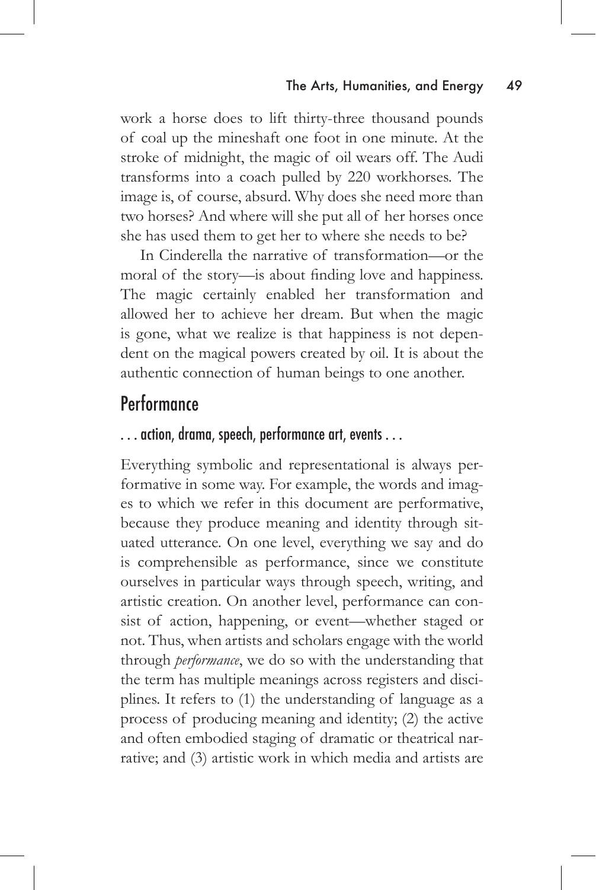work a horse does to lift thirty-three thousand pounds of coal up the mineshaft one foot in one minute. At the stroke of midnight, the magic of oil wears off. The Audi transforms into a coach pulled by 220 workhorses. The image is, of course, absurd. Why does she need more than two horses? And where will she put all of her horses once she has used them to get her to where she needs to be?

In Cinderella the narrative of transformation—or the moral of the story—is about finding love and happiness. The magic certainly enabled her transformation and allowed her to achieve her dream. But when the magic is gone, what we realize is that happiness is not dependent on the magical powers created by oil. It is about the authentic connection of human beings to one another.

## Performance

### . . . action, drama, speech, performance art, events . . .

Everything symbolic and representational is always performative in some way. For example, the words and images to which we refer in this document are performative, because they produce meaning and identity through situated utterance. On one level, everything we say and do is comprehensible as performance, since we constitute ourselves in particular ways through speech, writing, and artistic creation. On another level, performance can consist of action, happening, or event—whether staged or not. Thus, when artists and scholars engage with the world through *performance*, we do so with the understanding that the term has multiple meanings across registers and disciplines. It refers to (1) the understanding of language as a process of producing meaning and identity; (2) the active and often embodied staging of dramatic or theatrical narrative; and (3) artistic work in which media and artists are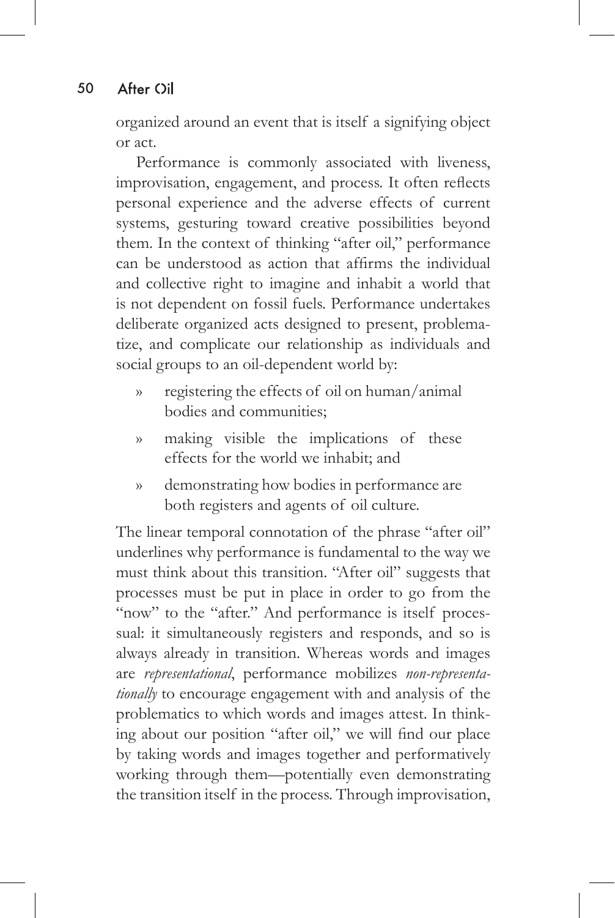organized around an event that is itself a signifying object or act.

Performance is commonly associated with liveness, improvisation, engagement, and process. It often reflects personal experience and the adverse effects of current systems, gesturing toward creative possibilities beyond them. In the context of thinking "after oil," performance can be understood as action that affirms the individual and collective right to imagine and inhabit a world that is not dependent on fossil fuels. Performance undertakes deliberate organized acts designed to present, problematize, and complicate our relationship as individuals and social groups to an oil-dependent world by:

- registering the effects of oil on human/animal bodies and communities;
- making visible the implications of these effects for the world we inhabit; and
- demonstrating how bodies in performance are both registers and agents of oil culture.

The linear temporal connotation of the phrase "after oil" underlines why performance is fundamental to the way we must think about this transition. "After oil" suggests that processes must be put in place in order to go from the "now" to the "after." And performance is itself processual: it simultaneously registers and responds, and so is always already in transition. Whereas words and images are *representational*, performance mobilizes *non-representationally* to encourage engagement with and analysis of the problematics to which words and images attest. In thinking about our position "after oil," we will find our place by taking words and images together and performatively working through them—potentially even demonstrating the transition itself in the process. Through improvisation,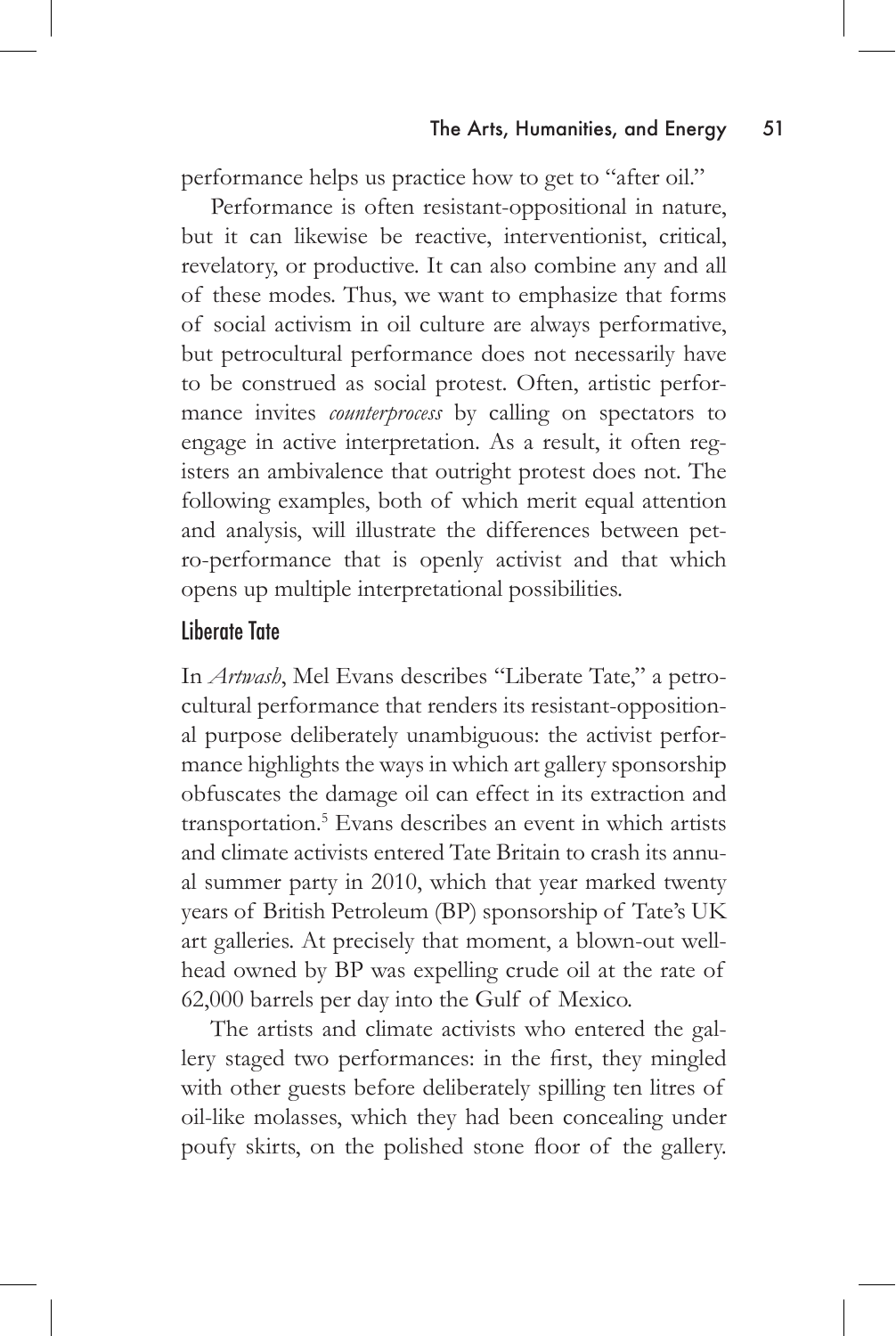performance helps us practice how to get to "after oil."

Performance is often resistant-oppositional in nature, but it can likewise be reactive, interventionist, critical, revelatory, or productive. It can also combine any and all of these modes. Thus, we want to emphasize that forms of social activism in oil culture are always performative, but petrocultural performance does not necessarily have to be construed as social protest. Often, artistic performance invites *counterprocess* by calling on spectators to engage in active interpretation. As a result, it often registers an ambivalence that outright protest does not. The following examples, both of which merit equal attention and analysis, will illustrate the differences between petro-performance that is openly activist and that which opens up multiple interpretational possibilities.

## Liberate Tate

In *Artwash*, Mel Evans describes "Liberate Tate," a petrocultural performance that renders its resistant-oppositional purpose deliberately unambiguous: the activist performance highlights the ways in which art gallery sponsorship obfuscates the damage oil can effect in its extraction and transportation.[5] Evans describes an event in which artists and climate activists entered Tate Britain to crash its annual summer party in 2010, which that year marked twenty years of British Petroleum (BP) sponsorship of Tate's UK art galleries. At precisely that moment, a blown-out wellhead owned by BP was expelling crude oil at the rate of 62,000 barrels per day into the Gulf of Mexico.

The artists and climate activists who entered the gallery staged two performances: in the first, they mingled with other guests before deliberately spilling ten litres of oil-like molasses, which they had been concealing under poufy skirts, on the polished stone floor of the gallery.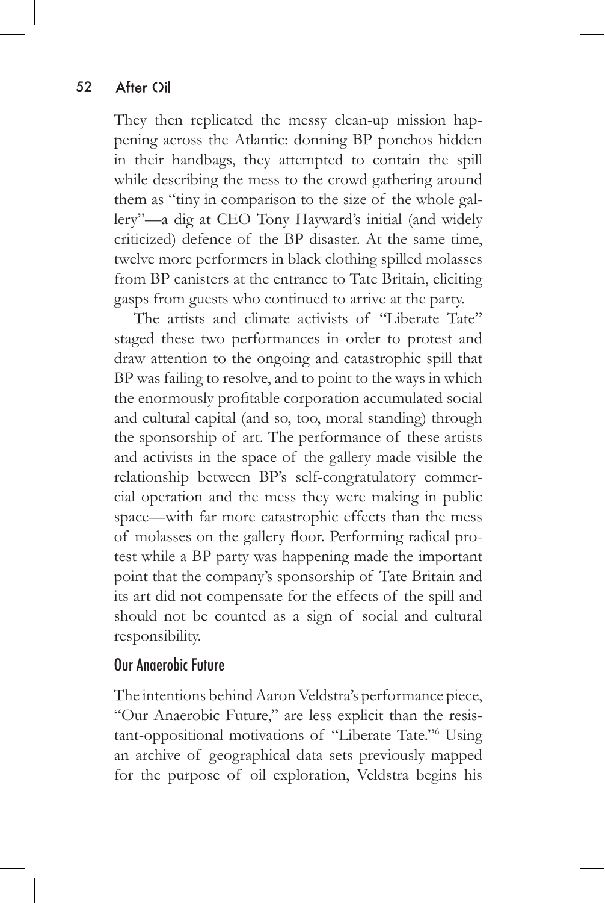They then replicated the messy clean-up mission happening across the Atlantic: donning BP ponchos hidden in their handbags, they attempted to contain the spill while describing the mess to the crowd gathering around them as "tiny in comparison to the size of the whole gallery"—a dig at CEO Tony Hayward's initial (and widely criticized) defence of the BP disaster. At the same time, twelve more performers in black clothing spilled molasses from BP canisters at the entrance to Tate Britain, eliciting gasps from guests who continued to arrive at the party.

The artists and climate activists of "Liberate Tate" staged these two performances in order to protest and draw attention to the ongoing and catastrophic spill that BP was failing to resolve, and to point to the ways in which the enormously profitable corporation accumulated social and cultural capital (and so, too, moral standing) through the sponsorship of art. The performance of these artists and activists in the space of the gallery made visible the relationship between BP's self-congratulatory commercial operation and the mess they were making in public space—with far more catastrophic effects than the mess of molasses on the gallery floor. Performing radical protest while a BP party was happening made the important point that the company's sponsorship of Tate Britain and its art did not compensate for the effects of the spill and should not be counted as a sign of social and cultural responsibility.

## Our Anaerobic Future

The intentions behind Aaron Veldstra's performance piece, "Our Anaerobic Future," are less explicit than the resistant-oppositional motivations of "Liberate Tate."[6] Using an archive of geographical data sets previously mapped for the purpose of oil exploration, Veldstra begins his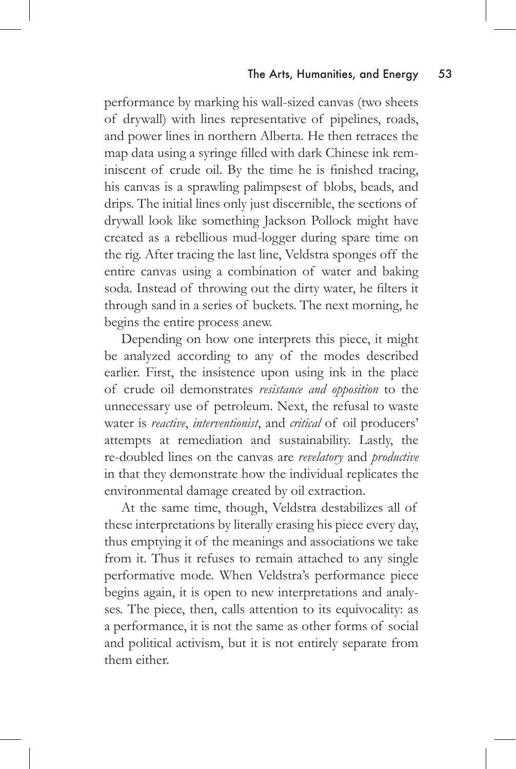performance by marking his wall-sized canvas (two sheets of drywall) with lines representative of pipelines, roads, and power lines in northern Alberta. He then retraces the map data using a syringe filled with dark Chinese ink reminiscent of crude oil. By the time he is finished tracing, his canvas is a sprawling palimpsest of blobs, beads, and drips. The initial lines only just discernible, the sections of drywall look like something Jackson Pollock might have created as a rebellious mud-logger during spare time on the rig. After tracing the last line, Veldstra sponges off the entire canvas using a combination of water and baking soda. Instead of throwing out the dirty water, he filters it through sand in a series of buckets. The next morning, he begins the entire process anew.

Depending on how one interprets this piece, it might be analyzed according to any of the modes described earlier. First, the insistence upon using ink in the place of crude oil demonstrates *resistance and opposition* to the unnecessary use of petroleum. Next, the refusal to waste water is *reactive*, *interventionist*, and *critical* of oil producers' attempts at remediation and sustainability. Lastly, the re-doubled lines on the canvas are *revelatory* and *productive* in that they demonstrate how the individual replicates the environmental damage created by oil extraction.

At the same time, though, Veldstra destabilizes all of these interpretations by literally erasing his piece every day, thus emptying it of the meanings and associations we take from it. Thus it refuses to remain attached to any single performative mode. When Veldstra's performance piece begins again, it is open to new interpretations and analyses. The piece, then, calls attention to its equivocality: as a performance, it is not the same as other forms of social and political activism, but it is not entirely separate from them either.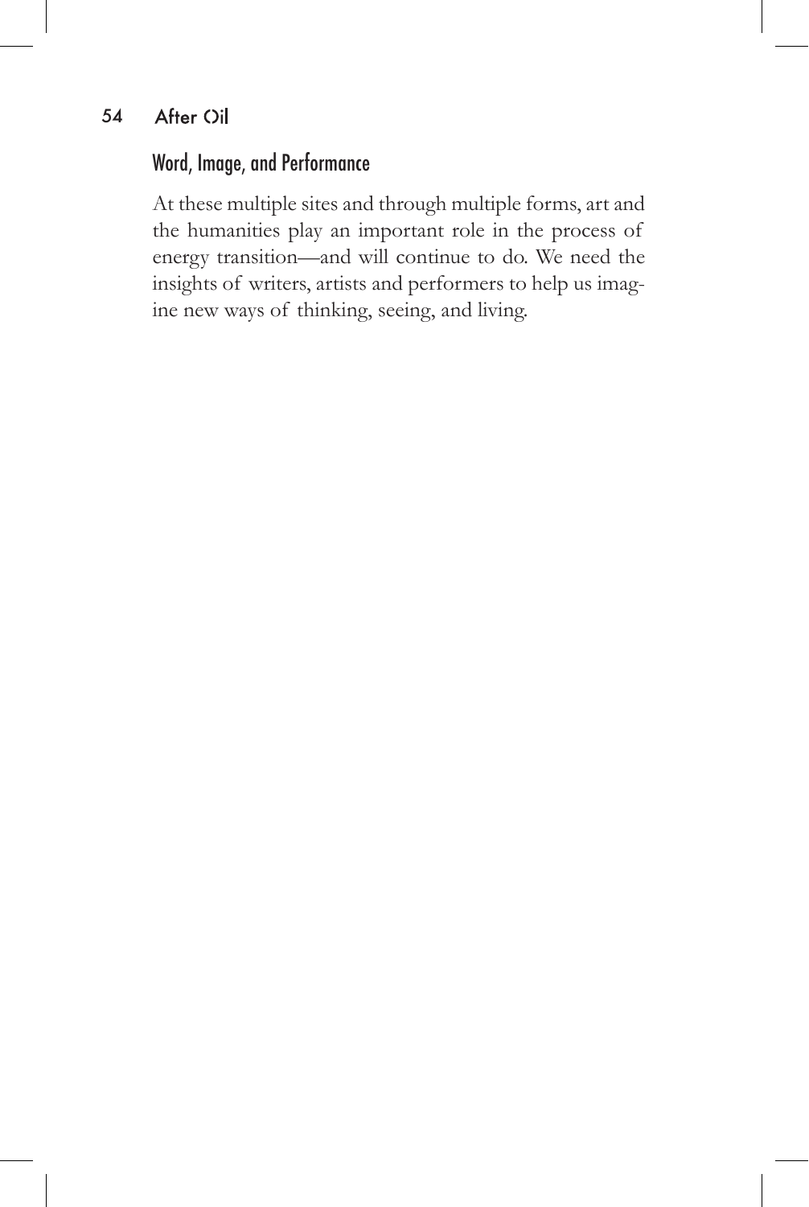## Word, Image, and Performance

At these multiple sites and through multiple forms, art and the humanities play an important role in the process of energy transition—and will continue to do. We need the insights of writers, artists and performers to help us imagine new ways of thinking, seeing, and living.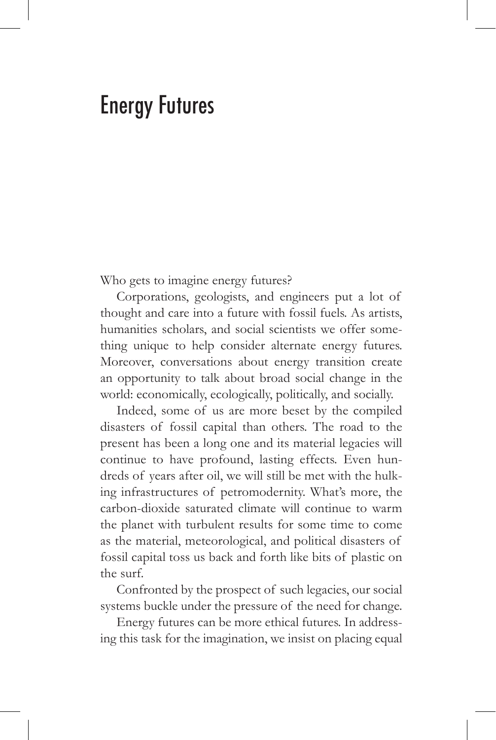# Energy Futures

Who gets to imagine energy futures?

Corporations, geologists, and engineers put a lot of thought and care into a future with fossil fuels. As artists, humanities scholars, and social scientists we offer something unique to help consider alternate energy futures. Moreover, conversations about energy transition create an opportunity to talk about broad social change in the world: economically, ecologically, politically, and socially.

Indeed, some of us are more beset by the compiled disasters of fossil capital than others. The road to the present has been a long one and its material legacies will continue to have profound, lasting effects. Even hundreds of years after oil, we will still be met with the hulking infrastructures of petromodernity. What's more, the carbon-dioxide saturated climate will continue to warm the planet with turbulent results for some time to come as the material, meteorological, and political disasters of fossil capital toss us back and forth like bits of plastic on the surf.

Confronted by the prospect of such legacies, our social systems buckle under the pressure of the need for change.

Energy futures can be more ethical futures. In addressing this task for the imagination, we insist on placing equal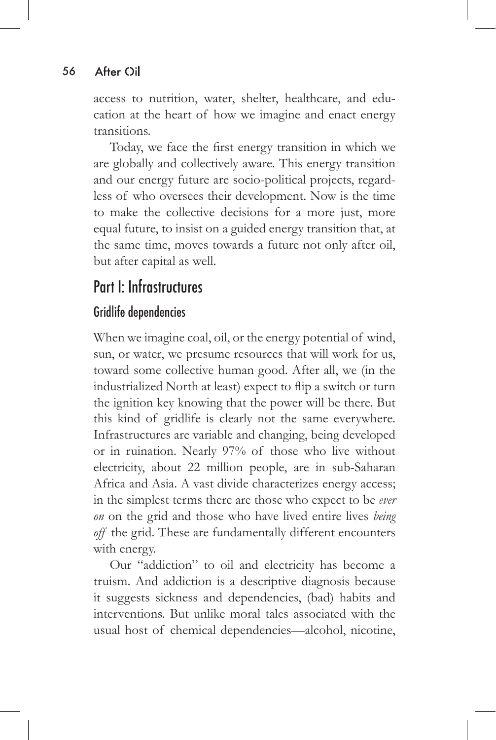access to nutrition, water, shelter, healthcare, and education at the heart of how we imagine and enact energy transitions.

Today, we face the first energy transition in which we are globally and collectively aware. This energy transition and our energy future are socio-political projects, regardless of who oversees their development. Now is the time to make the collective decisions for a more just, more equal future, to insist on a guided energy transition that, at the same time, moves towards a future not only after oil, but after capital as well.

## Part I: Infrastructures

### Gridlife dependencies

When we imagine coal, oil, or the energy potential of wind, sun, or water, we presume resources that will work for us, toward some collective human good. After all, we (in the industrialized North at least) expect to flip a switch or turn the ignition key knowing that the power will be there. But this kind of gridlife is clearly not the same everywhere. Infrastructures are variable and changing, being developed or in ruination. Nearly 97% of those who live without electricity, about 22 million people, are in sub-Saharan Africa and Asia. A vast divide characterizes energy access; in the simplest terms there are those who expect to be *ever on* the grid and those who have lived entire lives *being off* the grid. These are fundamentally different encounters with energy.

Our "addiction" to oil and electricity has become a truism. And addiction is a descriptive diagnosis because it suggests sickness and dependencies, (bad) habits and interventions. But unlike moral tales associated with the usual host of chemical dependencies—alcohol, nicotine,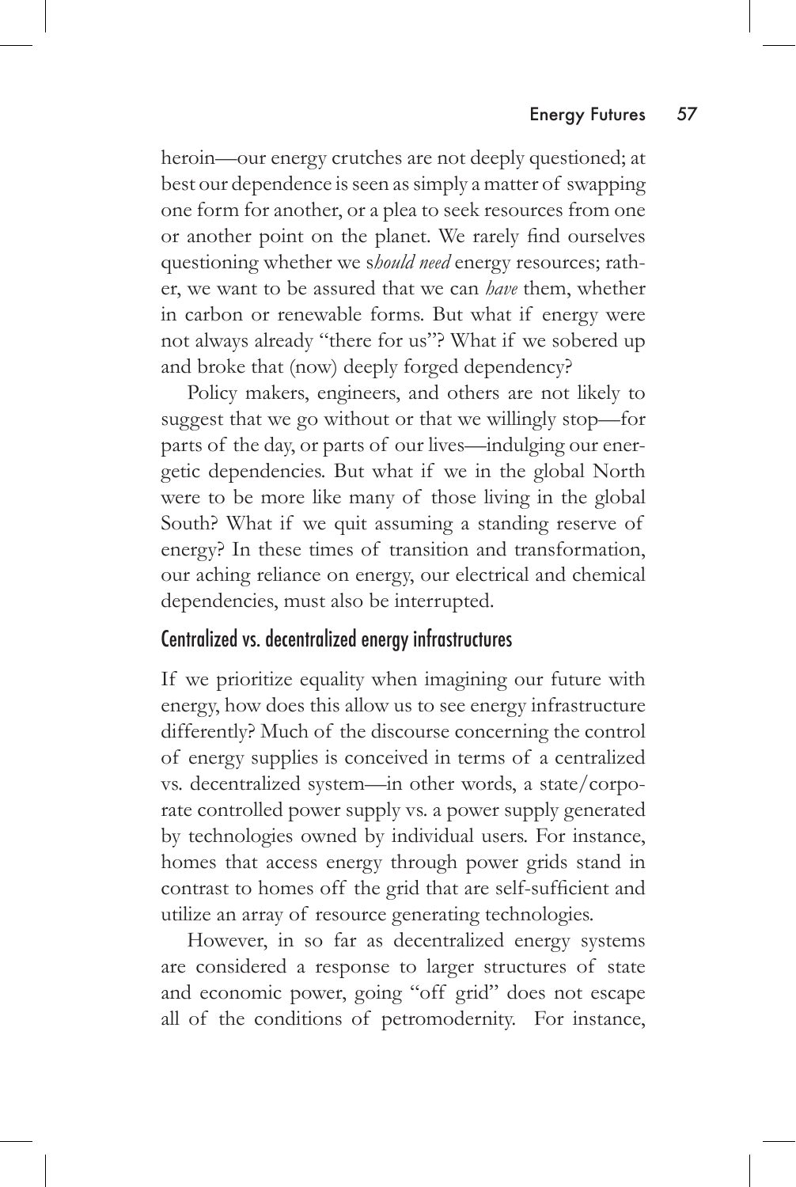heroin—our energy crutches are not deeply questioned; at best our dependence is seen as simply a matter of swapping one form for another, or a plea to seek resources from one or another point on the planet. We rarely find ourselves questioning whether we s*hould need* energy resources; rather, we want to be assured that we can *have* them, whether in carbon or renewable forms. But what if energy were not always already "there for us"? What if we sobered up and broke that (now) deeply forged dependency?

Policy makers, engineers, and others are not likely to suggest that we go without or that we willingly stop—for parts of the day, or parts of our lives—indulging our energetic dependencies. But what if we in the global North were to be more like many of those living in the global South? What if we quit assuming a standing reserve of energy? In these times of transition and transformation, our aching reliance on energy, our electrical and chemical dependencies, must also be interrupted.

## Centralized vs. decentralized energy infrastructures

If we prioritize equality when imagining our future with energy, how does this allow us to see energy infrastructure differently? Much of the discourse concerning the control of energy supplies is conceived in terms of a centralized vs. decentralized system—in other words, a state/corporate controlled power supply vs. a power supply generated by technologies owned by individual users. For instance, homes that access energy through power grids stand in contrast to homes off the grid that are self-sufficient and utilize an array of resource generating technologies.

However, in so far as decentralized energy systems are considered a response to larger structures of state and economic power, going "off grid" does not escape all of the conditions of petromodernity. For instance,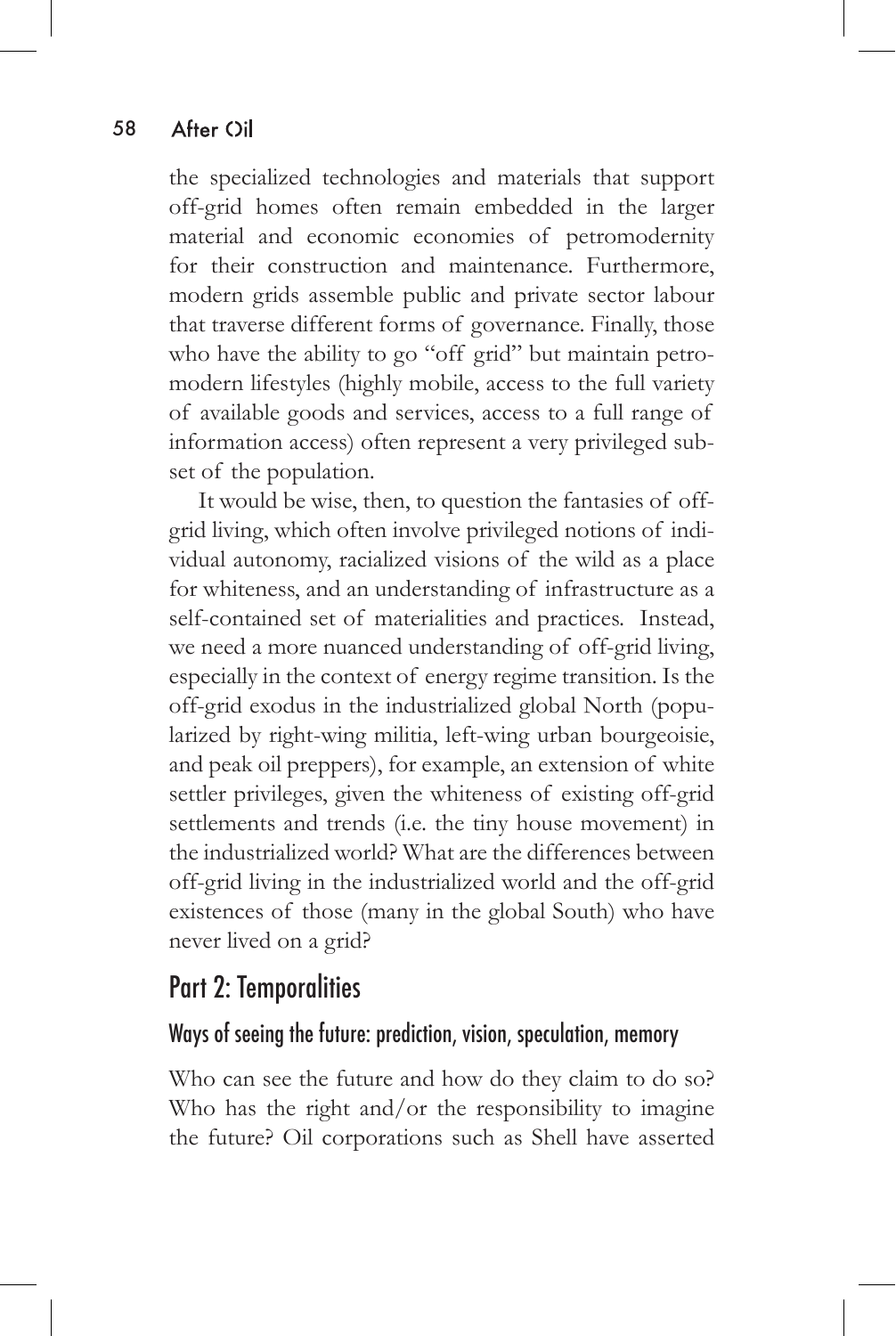the specialized technologies and materials that support off-grid homes often remain embedded in the larger material and economic economies of petromodernity for their construction and maintenance. Furthermore, modern grids assemble public and private sector labour that traverse different forms of governance. Finally, those who have the ability to go "off grid" but maintain petro-modern lifestyles (highly mobile, access to the full variety of available goods and services, access to a full range of information access) often represent a very privileged subset of the population.

It would be wise, then, to question the fantasies of off-grid living, which often involve privileged notions of individual autonomy, racialized visions of the wild as a place for whiteness, and an understanding of infrastructure as a self-contained set of materialities and practices. Instead, we need a more nuanced understanding of off-grid living, especially in the context of energy regime transition. Is the off-grid exodus in the industrialized global North (popularized by right-wing militia, left-wing urban bourgeoisie, and peak oil preppers), for example, an extension of white settler privileges, given the whiteness of existing off-grid settlements and trends (i.e. the tiny house movement) in the industrialized world? What are the differences between off-grid living in the industrialized world and the off-grid existences of those (many in the global South) who have never lived on a grid?

## Part 2: Temporalities

### Ways of seeing the future: prediction, vision, speculation, memory

Who can see the future and how do they claim to do so? Who has the right and/or the responsibility to imagine the future? Oil corporations such as Shell have asserted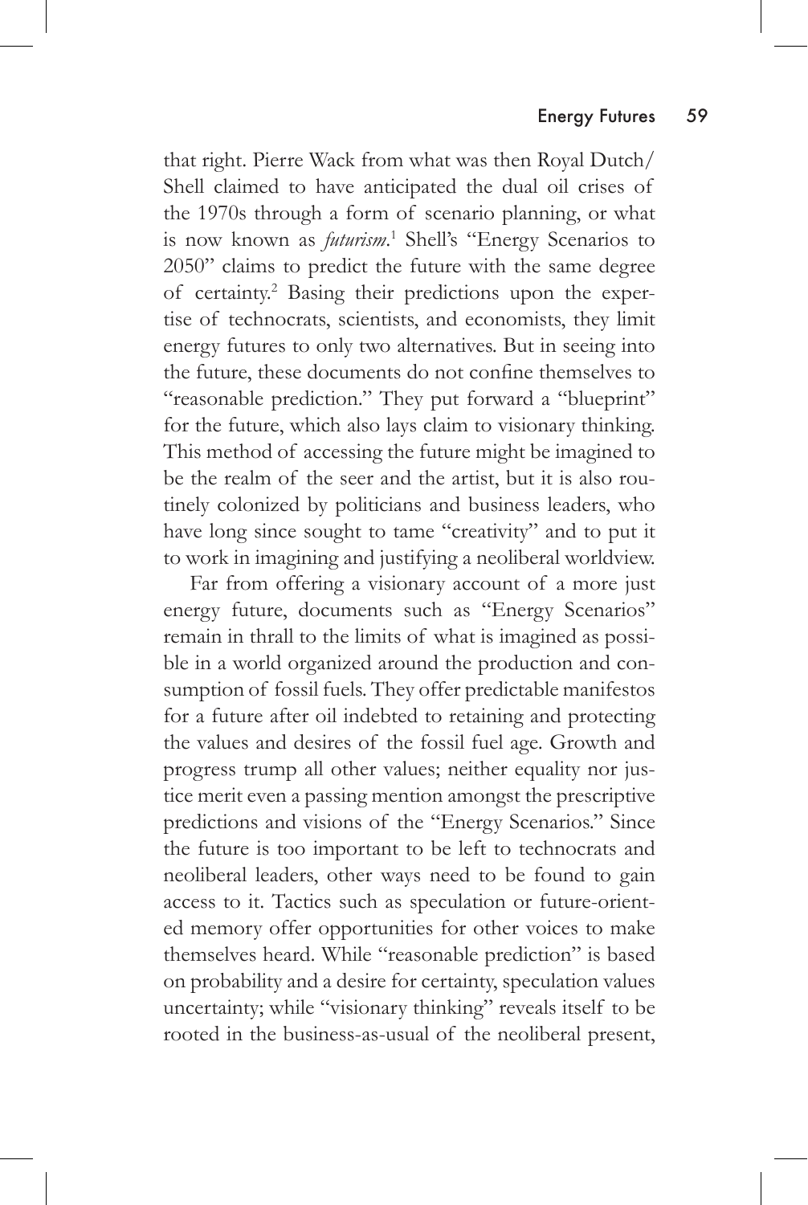that right. Pierre Wack from what was then Royal Dutch/Shell claimed to have anticipated the dual oil crises of the 1970s through a form of scenario planning, or what is now known as *futurism*.[1] Shell's "Energy Scenarios to 2050" claims to predict the future with the same degree of certainty.[2] Basing their predictions upon the expertise of technocrats, scientists, and economists, they limit energy futures to only two alternatives. But in seeing into the future, these documents do not confine themselves to "reasonable prediction." They put forward a "blueprint" for the future, which also lays claim to visionary thinking. This method of accessing the future might be imagined to be the realm of the seer and the artist, but it is also routinely colonized by politicians and business leaders, who have long since sought to tame "creativity" and to put it to work in imagining and justifying a neoliberal worldview.

Far from offering a visionary account of a more just energy future, documents such as "Energy Scenarios" remain in thrall to the limits of what is imagined as possible in a world organized around the production and consumption of fossil fuels. They offer predictable manifestos for a future after oil indebted to retaining and protecting the values and desires of the fossil fuel age. Growth and progress trump all other values; neither equality nor justice merit even a passing mention amongst the prescriptive predictions and visions of the "Energy Scenarios." Since the future is too important to be left to technocrats and neoliberal leaders, other ways need to be found to gain access to it. Tactics such as speculation or future-oriented memory offer opportunities for other voices to make themselves heard. While "reasonable prediction" is based on probability and a desire for certainty, speculation values uncertainty; while "visionary thinking" reveals itself to be rooted in the business-as-usual of the neoliberal present,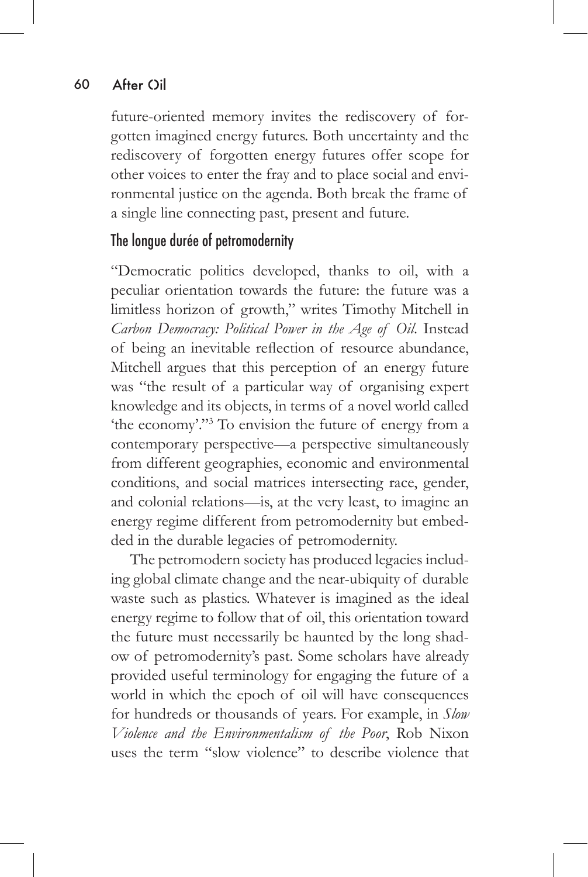future-oriented memory invites the rediscovery of forgotten imagined energy futures. Both uncertainty and the rediscovery of forgotten energy futures offer scope for other voices to enter the fray and to place social and environmental justice on the agenda. Both break the frame of a single line connecting past, present and future.

## The longue durée of petromodernity

"Democratic politics developed, thanks to oil, with a peculiar orientation towards the future: the future was a limitless horizon of growth," writes Timothy Mitchell in *Carbon Democracy: Political Power in the Age of Oil*. Instead of being an inevitable reflection of resource abundance, Mitchell argues that this perception of an energy future was "the result of a particular way of organising expert knowledge and its objects, in terms of a novel world called 'the economy'."[3] To envision the future of energy from a contemporary perspective—a perspective simultaneously from different geographies, economic and environmental conditions, and social matrices intersecting race, gender, and colonial relations—is, at the very least, to imagine an energy regime different from petromodernity but embedded in the durable legacies of petromodernity.

The petromodern society has produced legacies including global climate change and the near-ubiquity of durable waste such as plastics. Whatever is imagined as the ideal energy regime to follow that of oil, this orientation toward the future must necessarily be haunted by the long shadow of petromodernity's past. Some scholars have already provided useful terminology for engaging the future of a world in which the epoch of oil will have consequences for hundreds or thousands of years. For example, in *Slow Violence and the Environmentalism of the Poor*, Rob Nixon uses the term "slow violence" to describe violence that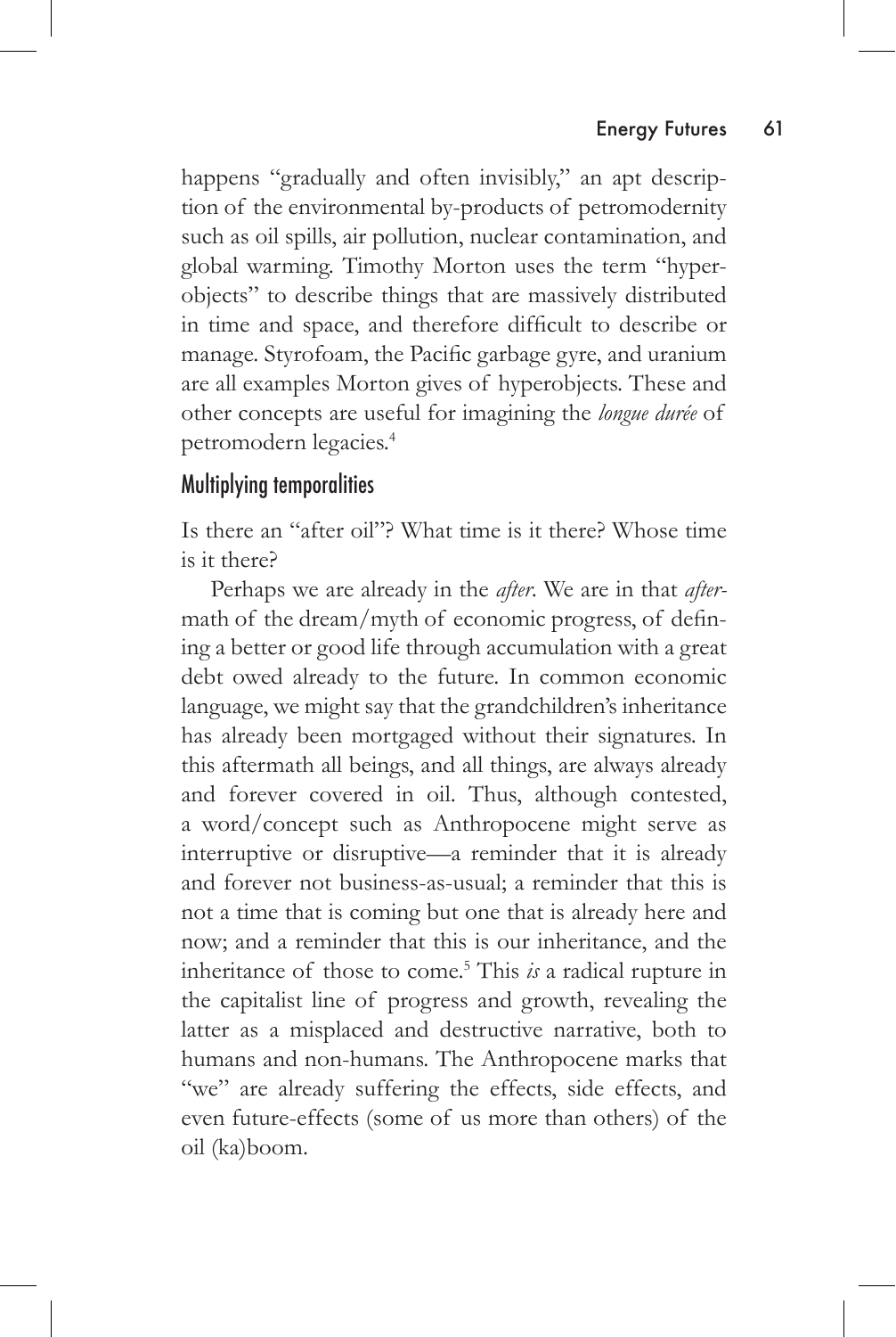happens "gradually and often invisibly," an apt description of the environmental by-products of petromodernity such as oil spills, air pollution, nuclear contamination, and global warming. Timothy Morton uses the term "hyperobjects" to describe things that are massively distributed in time and space, and therefore difficult to describe or manage. Styrofoam, the Pacific garbage gyre, and uranium are all examples Morton gives of hyperobjects. These and other concepts are useful for imagining the *longue durée* of petromodern legacies.[4]

## Multiplying temporalities

Is there an "after oil"? What time is it there? Whose time is it there?

Perhaps we are already in the *after*. We are in that *after*math of the dream/myth of economic progress, of defining a better or good life through accumulation with a great debt owed already to the future. In common economic language, we might say that the grandchildren's inheritance has already been mortgaged without their signatures. In this aftermath all beings, and all things, are always already and forever covered in oil. Thus, although contested, a word/concept such as Anthropocene might serve as interruptive or disruptive—a reminder that it is already and forever not business-as-usual; a reminder that this is not a time that is coming but one that is already here and now; and a reminder that this is our inheritance, and the inheritance of those to come.[5] This *is* a radical rupture in the capitalist line of progress and growth, revealing the latter as a misplaced and destructive narrative, both to humans and non-humans. The Anthropocene marks that "we" are already suffering the effects, side effects, and even future-effects (some of us more than others) of the oil (ka)boom.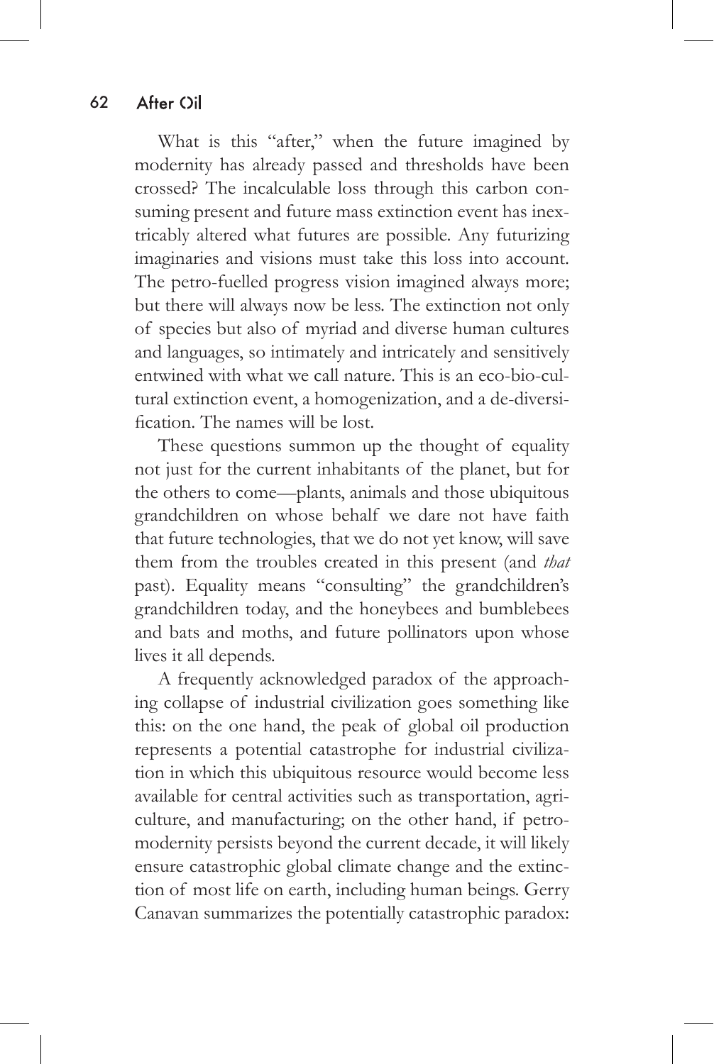What is this "after," when the future imagined by modernity has already passed and thresholds have been crossed? The incalculable loss through this carbon consuming present and future mass extinction event has inextricably altered what futures are possible. Any futurizing imaginaries and visions must take this loss into account. The petro-fuelled progress vision imagined always more; but there will always now be less. The extinction not only of species but also of myriad and diverse human cultures and languages, so intimately and intricately and sensitively entwined with what we call nature. This is an eco-bio-cultural extinction event, a homogenization, and a de-diversification. The names will be lost.

These questions summon up the thought of equality not just for the current inhabitants of the planet, but for the others to come—plants, animals and those ubiquitous grandchildren on whose behalf we dare not have faith that future technologies, that we do not yet know, will save them from the troubles created in this present (and *that* past). Equality means "consulting" the grandchildren's grandchildren today, and the honeybees and bumblebees and bats and moths, and future pollinators upon whose lives it all depends.

A frequently acknowledged paradox of the approaching collapse of industrial civilization goes something like this: on the one hand, the peak of global oil production represents a potential catastrophe for industrial civilization in which this ubiquitous resource would become less available for central activities such as transportation, agriculture, and manufacturing; on the other hand, if petromodernity persists beyond the current decade, it will likely ensure catastrophic global climate change and the extinction of most life on earth, including human beings. Gerry Canavan summarizes the potentially catastrophic paradox: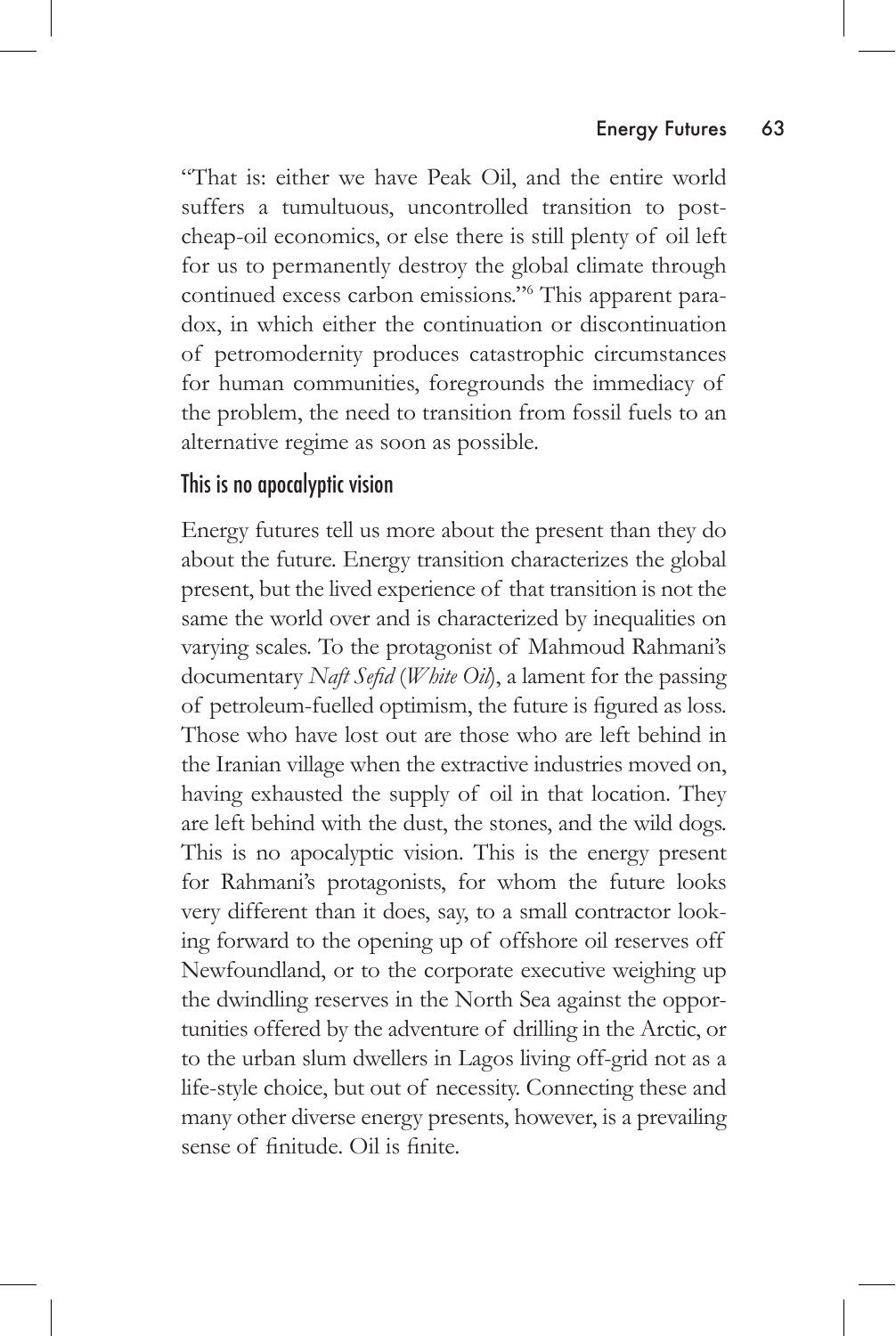"That is: either we have Peak Oil, and the entire world suffers a tumultuous, uncontrolled transition to post-cheap-oil economics, or else there is still plenty of oil left for us to permanently destroy the global climate through continued excess carbon emissions."[6] This apparent paradox, in which either the continuation or discontinuation of petromodernity produces catastrophic circumstances for human communities, foregrounds the immediacy of the problem, the need to transition from fossil fuels to an alternative regime as soon as possible.

## This is no apocalyptic vision

Energy futures tell us more about the present than they do about the future. Energy transition characterizes the global present, but the lived experience of that transition is not the same the world over and is characterized by inequalities on varying scales. To the protagonist of Mahmoud Rahmani's documentary *Naft Sefid* (*White Oil*), a lament for the passing of petroleum-fuelled optimism, the future is figured as loss. Those who have lost out are those who are left behind in the Iranian village when the extractive industries moved on, having exhausted the supply of oil in that location. They are left behind with the dust, the stones, and the wild dogs. This is no apocalyptic vision. This is the energy present for Rahmani's protagonists, for whom the future looks very different than it does, say, to a small contractor looking forward to the opening up of offshore oil reserves off Newfoundland, or to the corporate executive weighing up the dwindling reserves in the North Sea against the opportunities offered by the adventure of drilling in the Arctic, or to the urban slum dwellers in Lagos living off-grid not as a life-style choice, but out of necessity. Connecting these and many other diverse energy presents, however, is a prevailing sense of finitude. Oil is finite.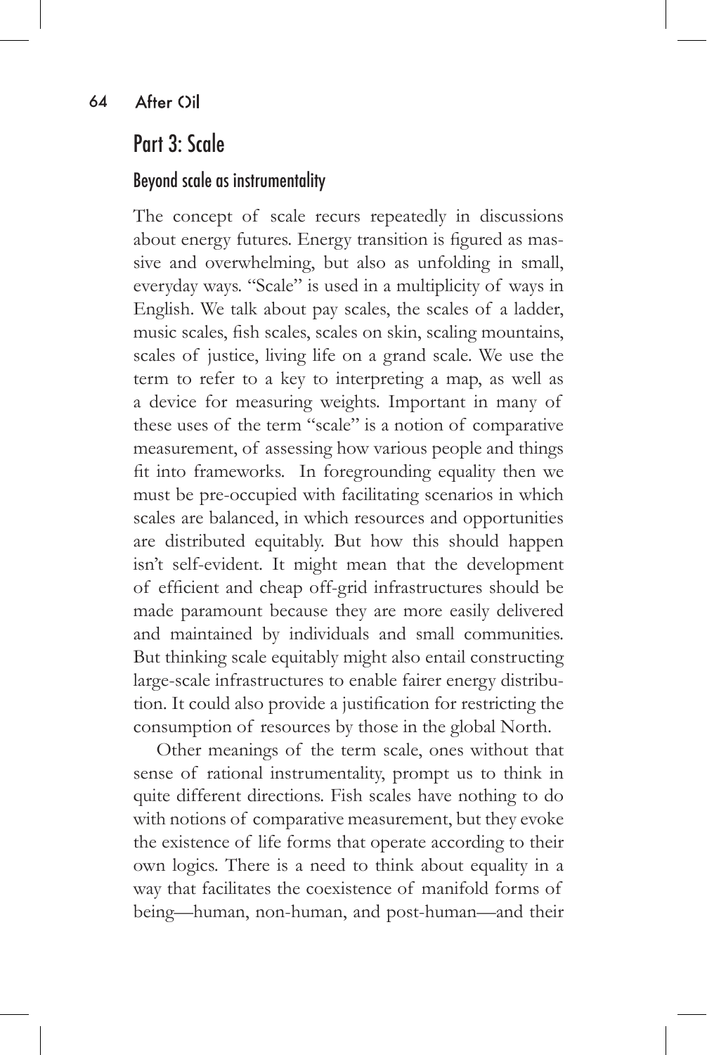## Part 3: Scale

### Beyond scale as instrumentality

The concept of scale recurs repeatedly in discussions about energy futures. Energy transition is figured as massive and overwhelming, but also as unfolding in small, everyday ways. "Scale" is used in a multiplicity of ways in English. We talk about pay scales, the scales of a ladder, music scales, fish scales, scales on skin, scaling mountains, scales of justice, living life on a grand scale. We use the term to refer to a key to interpreting a map, as well as a device for measuring weights. Important in many of these uses of the term "scale" is a notion of comparative measurement, of assessing how various people and things fit into frameworks. In foregrounding equality then we must be pre-occupied with facilitating scenarios in which scales are balanced, in which resources and opportunities are distributed equitably. But how this should happen isn't self-evident. It might mean that the development of efficient and cheap off-grid infrastructures should be made paramount because they are more easily delivered and maintained by individuals and small communities. But thinking scale equitably might also entail constructing large-scale infrastructures to enable fairer energy distribution. It could also provide a justification for restricting the consumption of resources by those in the global North.

Other meanings of the term scale, ones without that sense of rational instrumentality, prompt us to think in quite different directions. Fish scales have nothing to do with notions of comparative measurement, but they evoke the existence of life forms that operate according to their own logics. There is a need to think about equality in a way that facilitates the coexistence of manifold forms of being—human, non-human, and post-human—and their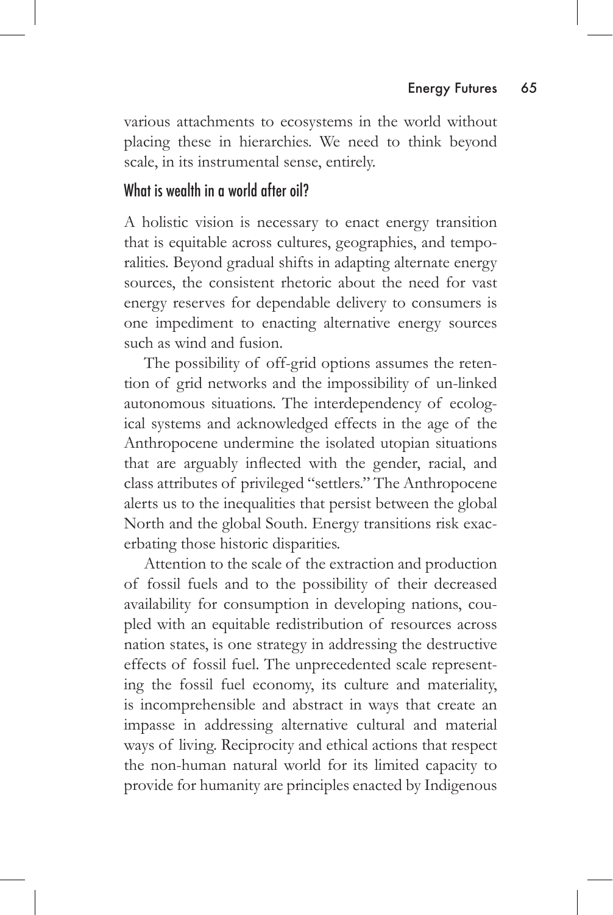various attachments to ecosystems in the world without placing these in hierarchies. We need to think beyond scale, in its instrumental sense, entirely.

## What is wealth in a world after oil?

A holistic vision is necessary to enact energy transition that is equitable across cultures, geographies, and temporalities. Beyond gradual shifts in adapting alternate energy sources, the consistent rhetoric about the need for vast energy reserves for dependable delivery to consumers is one impediment to enacting alternative energy sources such as wind and fusion.

The possibility of off-grid options assumes the retention of grid networks and the impossibility of un-linked autonomous situations. The interdependency of ecological systems and acknowledged effects in the age of the Anthropocene undermine the isolated utopian situations that are arguably inflected with the gender, racial, and class attributes of privileged "settlers." The Anthropocene alerts us to the inequalities that persist between the global North and the global South. Energy transitions risk exacerbating those historic disparities.

Attention to the scale of the extraction and production of fossil fuels and to the possibility of their decreased availability for consumption in developing nations, coupled with an equitable redistribution of resources across nation states, is one strategy in addressing the destructive effects of fossil fuel. The unprecedented scale representing the fossil fuel economy, its culture and materiality, is incomprehensible and abstract in ways that create an impasse in addressing alternative cultural and material ways of living. Reciprocity and ethical actions that respect the non-human natural world for its limited capacity to provide for humanity are principles enacted by Indigenous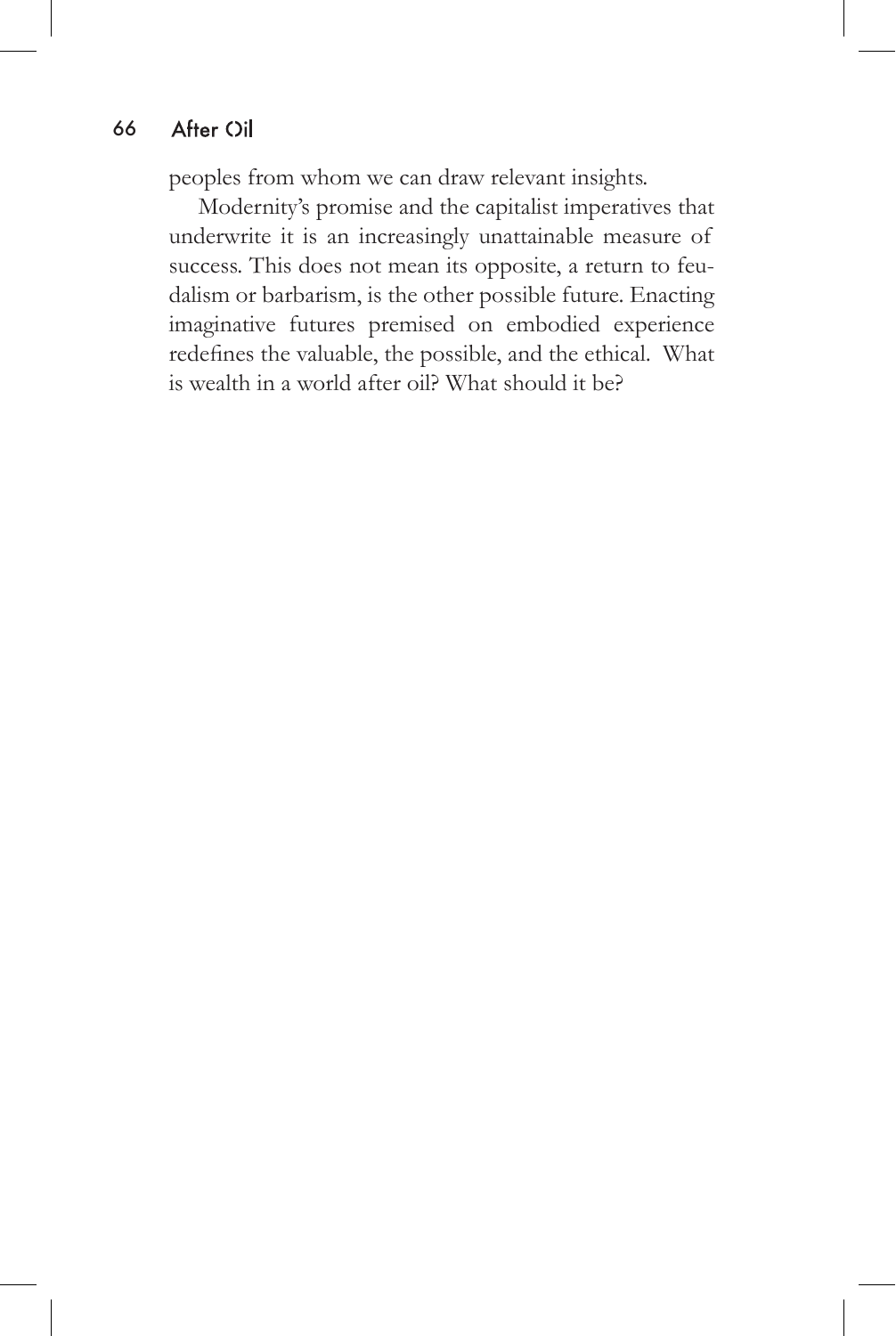peoples from whom we can draw relevant insights.

Modernity's promise and the capitalist imperatives that underwrite it is an increasingly unattainable measure of success. This does not mean its opposite, a return to feudalism or barbarism, is the other possible future. Enacting imaginative futures premised on embodied experience redefines the valuable, the possible, and the ethical. What is wealth in a world after oil? What should it be?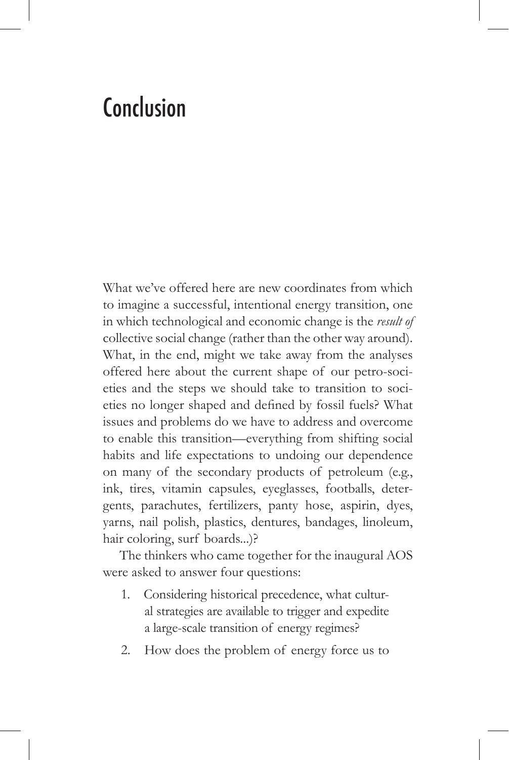# Conclusion

What we've offered here are new coordinates from which to imagine a successful, intentional energy transition, one in which technological and economic change is the *result of* collective social change (rather than the other way around). What, in the end, might we take away from the analyses offered here about the current shape of our petro-societies and the steps we should take to transition to societies no longer shaped and defined by fossil fuels? What issues and problems do we have to address and overcome to enable this transition—everything from shifting social habits and life expectations to undoing our dependence on many of the secondary products of petroleum (e.g., ink, tires, vitamin capsules, eyeglasses, footballs, detergents, parachutes, fertilizers, panty hose, aspirin, dyes, yarns, nail polish, plastics, dentures, bandages, linoleum, hair coloring, surf boards...)?

The thinkers who came together for the inaugural AOS were asked to answer four questions:

1. Considering historical precedence, what cultural strategies are available to trigger and expedite a large-scale transition of energy regimes?
2. How does the problem of energy force us to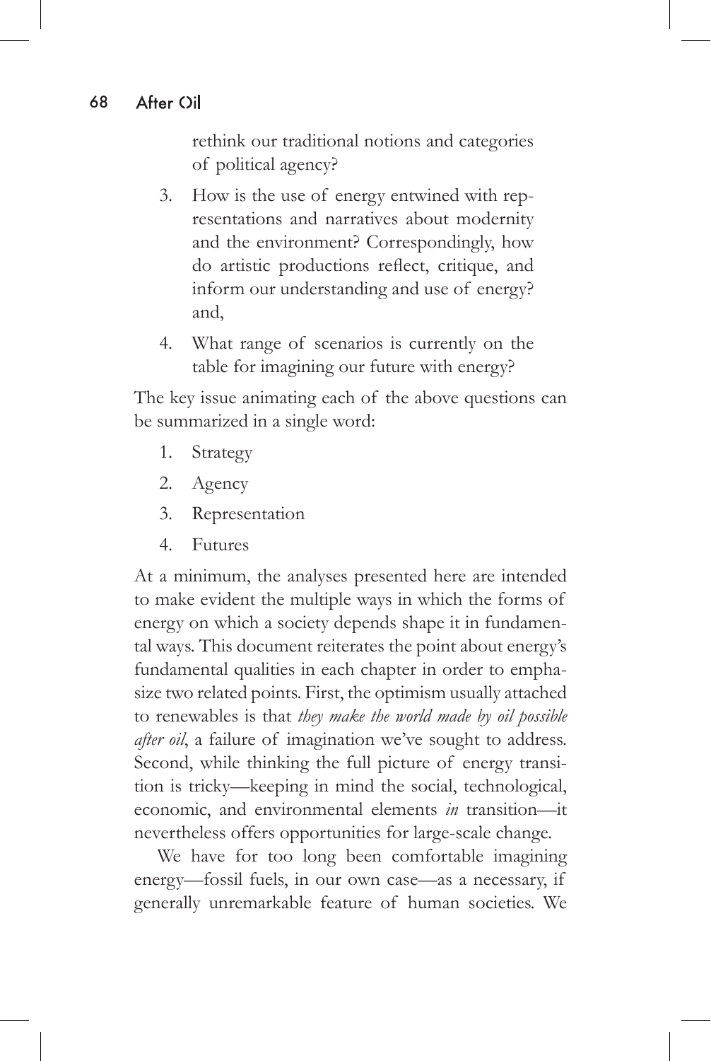rethink our traditional notions and categories of political agency?

3. How is the use of energy entwined with representations and narratives about modernity and the environment? Correspondingly, how do artistic productions reflect, critique, and inform our understanding and use of energy? and,
4. What range of scenarios is currently on the table for imagining our future with energy?

The key issue animating each of the above questions can be summarized in a single word:

1. Strategy
2. Agency
3. Representation
4. Futures

At a minimum, the analyses presented here are intended to make evident the multiple ways in which the forms of energy on which a society depends shape it in fundamental ways. This document reiterates the point about energy's fundamental qualities in each chapter in order to emphasize two related points. First, the optimism usually attached to renewables is that *they make the world made by oil possible after oil*, a failure of imagination we've sought to address. Second, while thinking the full picture of energy transition is tricky—keeping in mind the social, technological, economic, and environmental elements *in* transition—it nevertheless offers opportunities for large-scale change.

We have for too long been comfortable imagining energy—fossil fuels, in our own case—as a necessary, if generally unremarkable feature of human societies. We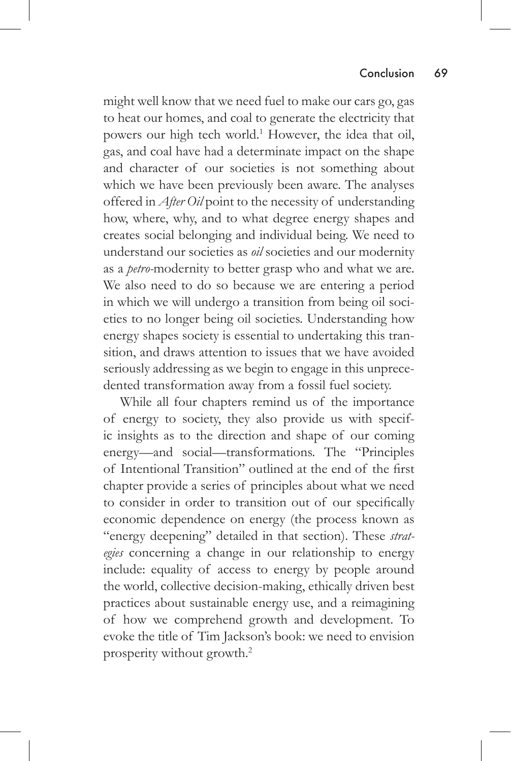might well know that we need fuel to make our cars go, gas to heat our homes, and coal to generate the electricity that powers our high tech world.[1] However, the idea that oil, gas, and coal have had a determinate impact on the shape and character of our societies is not something about which we have been previously been aware. The analyses offered in *After Oil* point to the necessity of understanding how, where, why, and to what degree energy shapes and creates social belonging and individual being. We need to understand our societies as *oil* societies and our modernity as a *petro*-modernity to better grasp who and what we are. We also need to do so because we are entering a period in which we will undergo a transition from being oil societies to no longer being oil societies. Understanding how energy shapes society is essential to undertaking this transition, and draws attention to issues that we have avoided seriously addressing as we begin to engage in this unprecedented transformation away from a fossil fuel society.

While all four chapters remind us of the importance of energy to society, they also provide us with specific insights as to the direction and shape of our coming energy—and social—transformations. The "Principles of Intentional Transition" outlined at the end of the first chapter provide a series of principles about what we need to consider in order to transition out of our specifically economic dependence on energy (the process known as "energy deepening" detailed in that section). These *strategies* concerning a change in our relationship to energy include: equality of access to energy by people around the world, collective decision-making, ethically driven best practices about sustainable energy use, and a reimagining of how we comprehend growth and development. To evoke the title of Tim Jackson's book: we need to envision prosperity without growth.[2]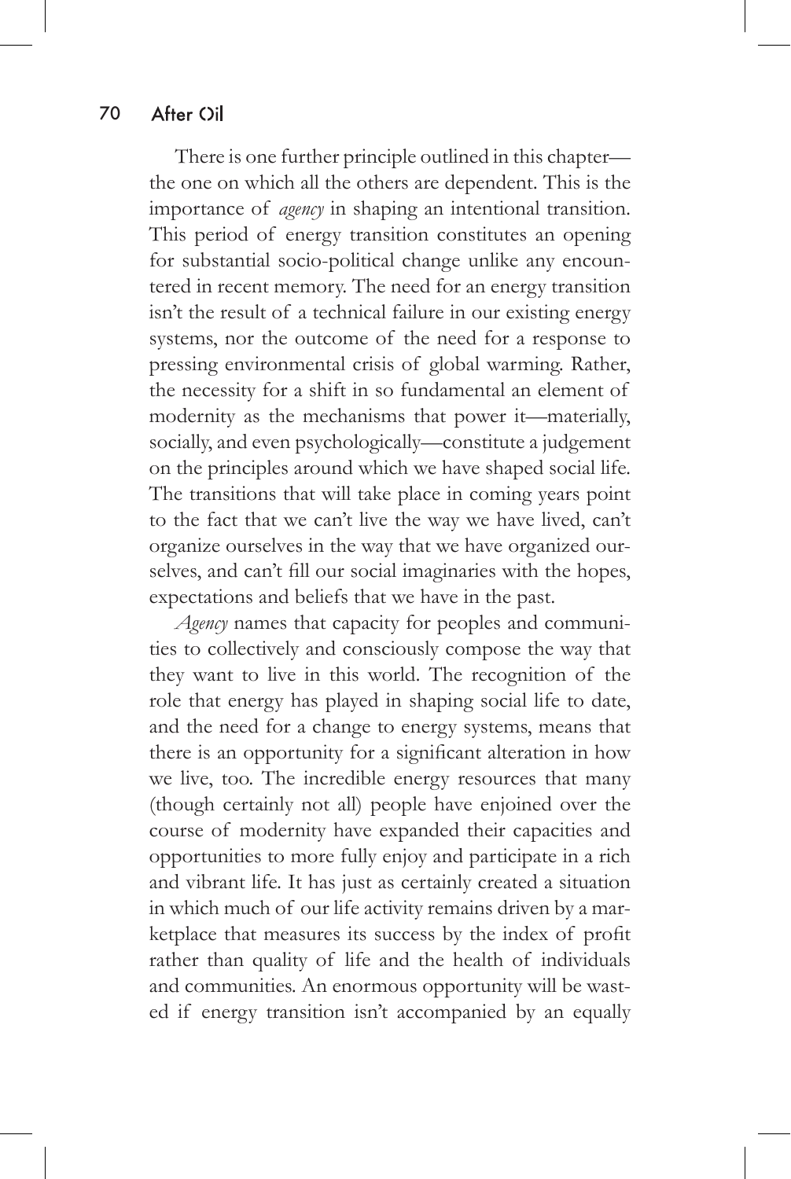There is one further principle outlined in this chapter—the one on which all the others are dependent. This is the importance of *agency* in shaping an intentional transition. This period of energy transition constitutes an opening for substantial socio-political change unlike any encountered in recent memory. The need for an energy transition isn't the result of a technical failure in our existing energy systems, nor the outcome of the need for a response to pressing environmental crisis of global warming. Rather, the necessity for a shift in so fundamental an element of modernity as the mechanisms that power it—materially, socially, and even psychologically—constitute a judgement on the principles around which we have shaped social life. The transitions that will take place in coming years point to the fact that we can't live the way we have lived, can't organize ourselves in the way that we have organized ourselves, and can't fill our social imaginaries with the hopes, expectations and beliefs that we have in the past.

*Agency* names that capacity for peoples and communities to collectively and consciously compose the way that they want to live in this world. The recognition of the role that energy has played in shaping social life to date, and the need for a change to energy systems, means that there is an opportunity for a significant alteration in how we live, too. The incredible energy resources that many (though certainly not all) people have enjoined over the course of modernity have expanded their capacities and opportunities to more fully enjoy and participate in a rich and vibrant life. It has just as certainly created a situation in which much of our life activity remains driven by a marketplace that measures its success by the index of profit rather than quality of life and the health of individuals and communities. An enormous opportunity will be wasted if energy transition isn't accompanied by an equally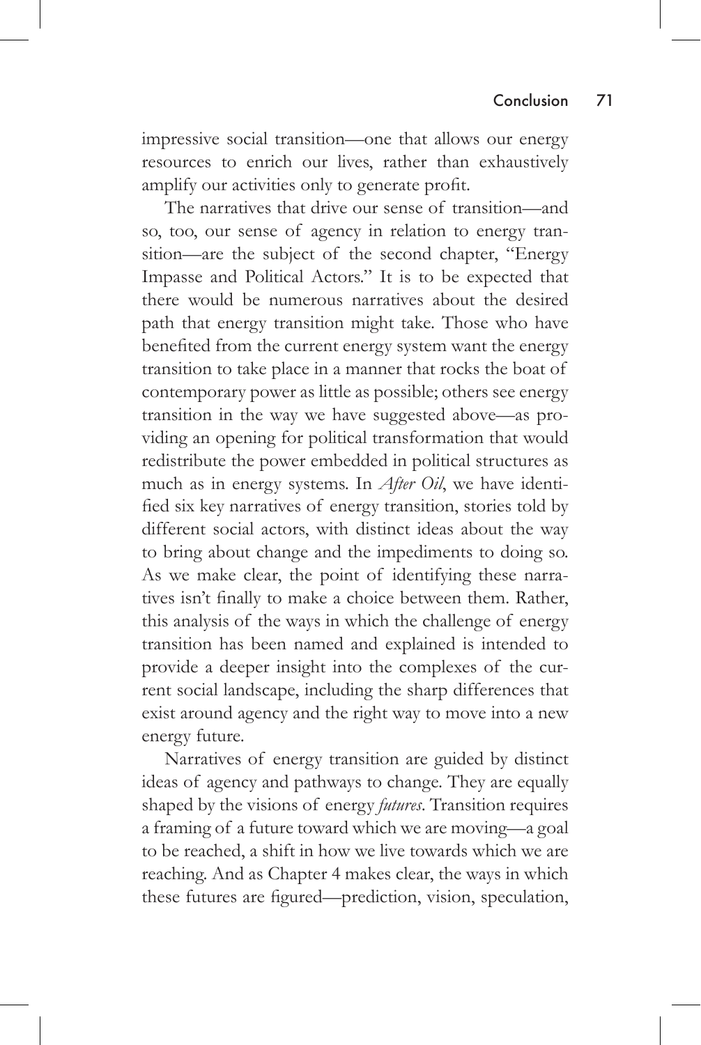impressive social transition—one that allows our energy resources to enrich our lives, rather than exhaustively amplify our activities only to generate profit.

The narratives that drive our sense of transition—and so, too, our sense of agency in relation to energy transition—are the subject of the second chapter, "Energy Impasse and Political Actors." It is to be expected that there would be numerous narratives about the desired path that energy transition might take. Those who have benefited from the current energy system want the energy transition to take place in a manner that rocks the boat of contemporary power as little as possible; others see energy transition in the way we have suggested above—as providing an opening for political transformation that would redistribute the power embedded in political structures as much as in energy systems. In *After Oil*, we have identified six key narratives of energy transition, stories told by different social actors, with distinct ideas about the way to bring about change and the impediments to doing so. As we make clear, the point of identifying these narratives isn't finally to make a choice between them. Rather, this analysis of the ways in which the challenge of energy transition has been named and explained is intended to provide a deeper insight into the complexes of the current social landscape, including the sharp differences that exist around agency and the right way to move into a new energy future.

Narratives of energy transition are guided by distinct ideas of agency and pathways to change. They are equally shaped by the visions of energy *futures*. Transition requires a framing of a future toward which we are moving—a goal to be reached, a shift in how we live towards which we are reaching. And as Chapter 4 makes clear, the ways in which these futures are figured—prediction, vision, speculation,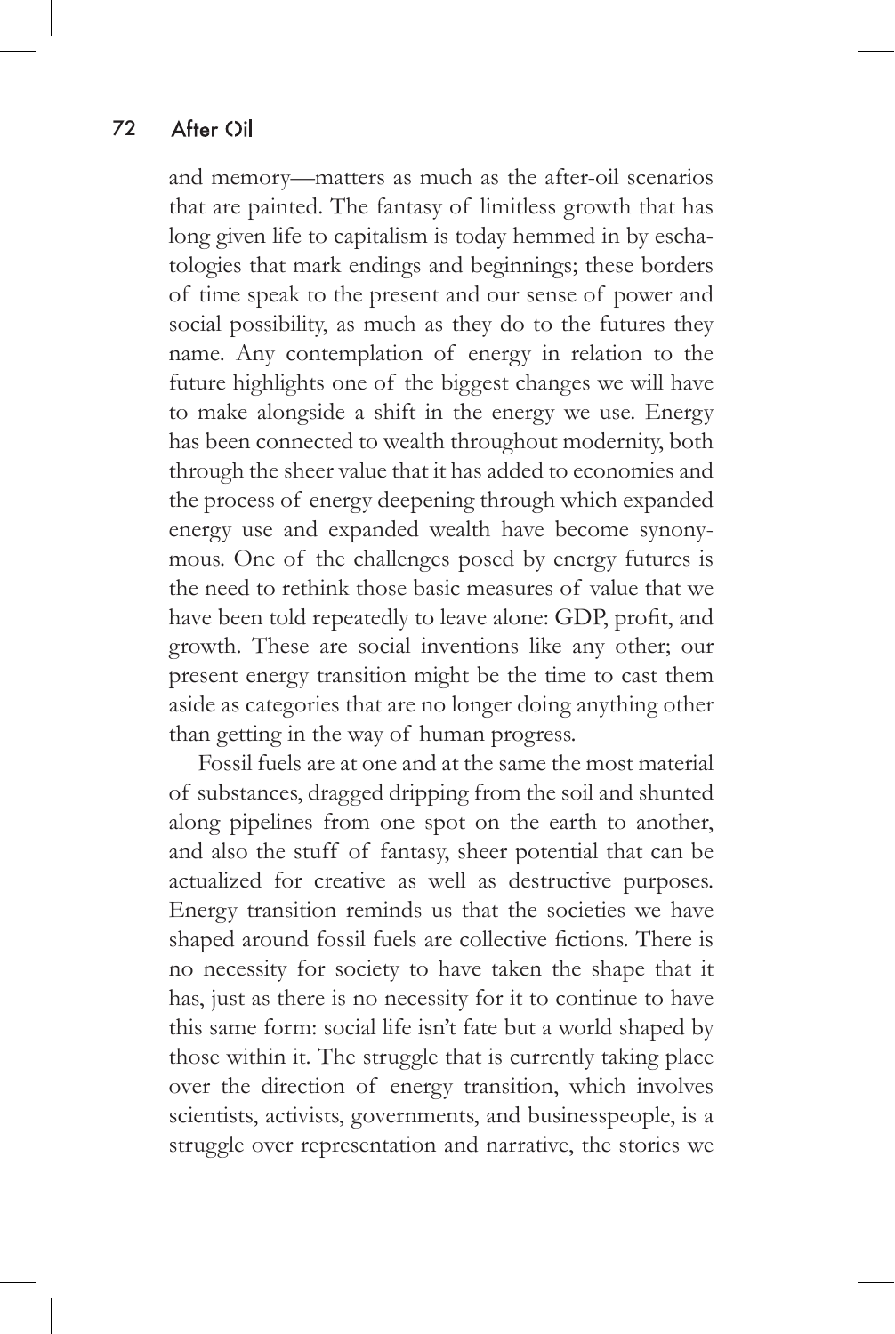and memory—matters as much as the after-oil scenarios that are painted. The fantasy of limitless growth that has long given life to capitalism is today hemmed in by eschatologies that mark endings and beginnings; these borders of time speak to the present and our sense of power and social possibility, as much as they do to the futures they name. Any contemplation of energy in relation to the future highlights one of the biggest changes we will have to make alongside a shift in the energy we use. Energy has been connected to wealth throughout modernity, both through the sheer value that it has added to economies and the process of energy deepening through which expanded energy use and expanded wealth have become synonymous. One of the challenges posed by energy futures is the need to rethink those basic measures of value that we have been told repeatedly to leave alone: GDP, profit, and growth. These are social inventions like any other; our present energy transition might be the time to cast them aside as categories that are no longer doing anything other than getting in the way of human progress.

Fossil fuels are at one and at the same the most material of substances, dragged dripping from the soil and shunted along pipelines from one spot on the earth to another, and also the stuff of fantasy, sheer potential that can be actualized for creative as well as destructive purposes. Energy transition reminds us that the societies we have shaped around fossil fuels are collective fictions. There is no necessity for society to have taken the shape that it has, just as there is no necessity for it to continue to have this same form: social life isn't fate but a world shaped by those within it. The struggle that is currently taking place over the direction of energy transition, which involves scientists, activists, governments, and businesspeople, is a struggle over representation and narrative, the stories we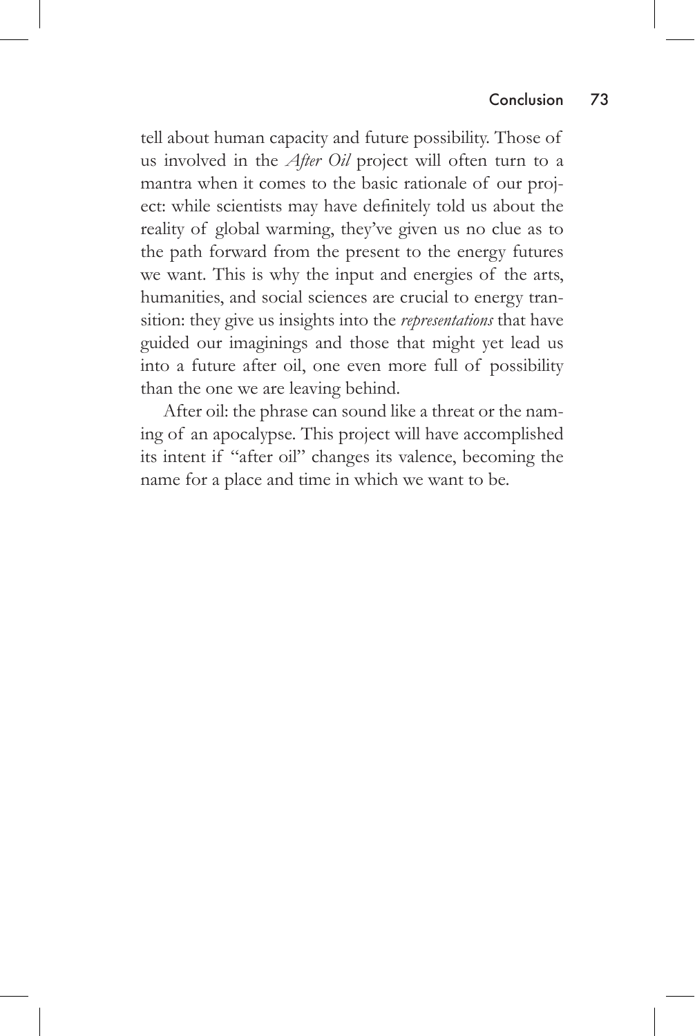tell about human capacity and future possibility. Those of us involved in the *After Oil* project will often turn to a mantra when it comes to the basic rationale of our project: while scientists may have definitely told us about the reality of global warming, they've given us no clue as to the path forward from the present to the energy futures we want. This is why the input and energies of the arts, humanities, and social sciences are crucial to energy transition: they give us insights into the *representations* that have guided our imaginings and those that might yet lead us into a future after oil, one even more full of possibility than the one we are leaving behind.

After oil: the phrase can sound like a threat or the naming of an apocalypse. This project will have accomplished its intent if "after oil" changes its valence, becoming the name for a place and time in which we want to be.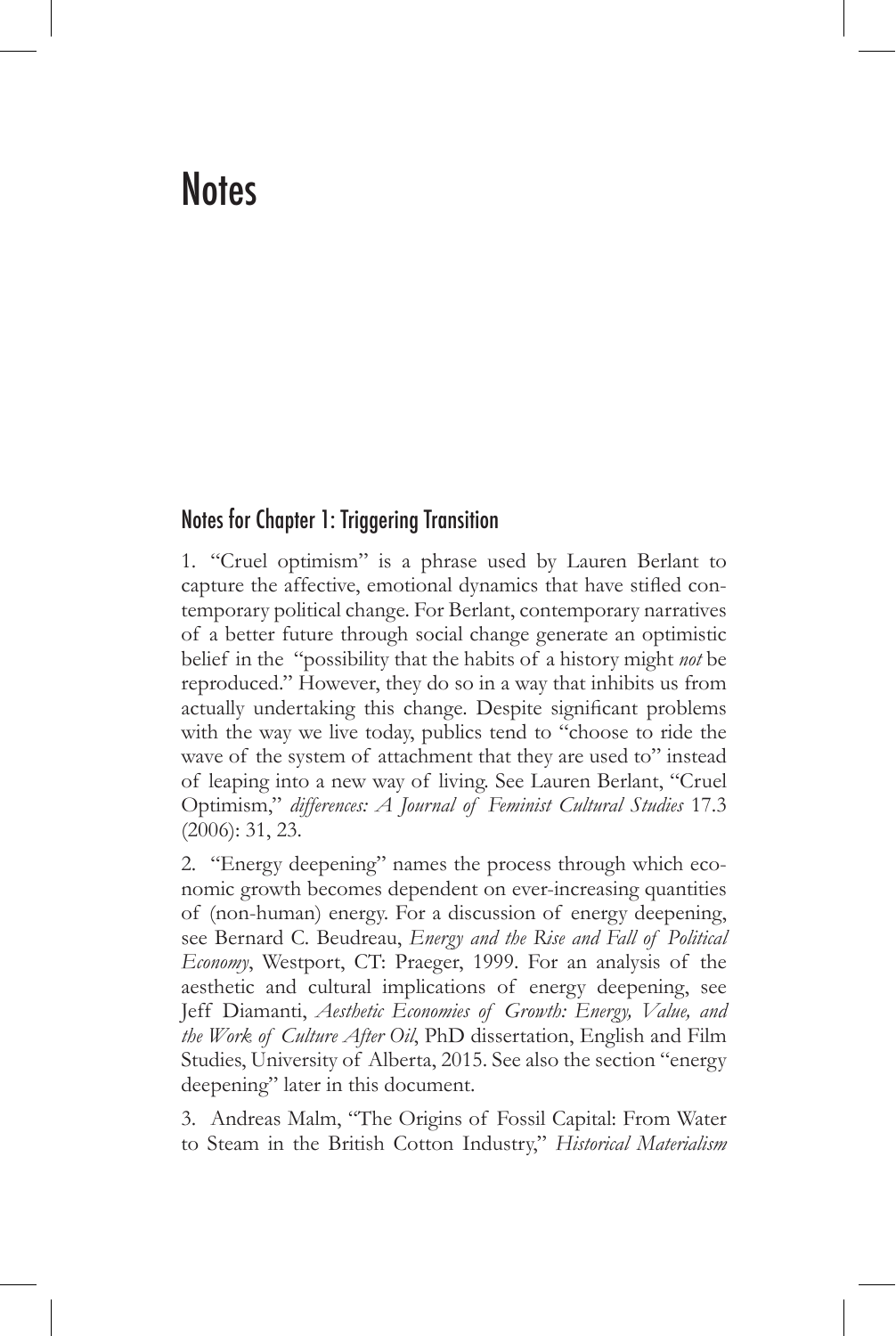# Notes

## Notes for Chapter 1: Triggering Transition

1. "Cruel optimism" is a phrase used by Lauren Berlant to capture the affective, emotional dynamics that have stifled contemporary political change. For Berlant, contemporary narratives of a better future through social change generate an optimistic belief in the "possibility that the habits of a history might *not* be reproduced." However, they do so in a way that inhibits us from actually undertaking this change. Despite significant problems with the way we live today, publics tend to "choose to ride the wave of the system of attachment that they are used to" instead of leaping into a new way of living. See Lauren Berlant, "Cruel Optimism," *differences: A Journal of Feminist Cultural Studies* 17.3 (2006): 31, 23.

2. "Energy deepening" names the process through which economic growth becomes dependent on ever-increasing quantities of (non-human) energy. For a discussion of energy deepening, see Bernard C. Beudreau, *Energy and the Rise and Fall of Political Economy*, Westport, CT: Praeger, 1999. For an analysis of the aesthetic and cultural implications of energy deepening, see Jeff Diamanti, *Aesthetic Economies of Growth: Energy, Value, and the Work of Culture After Oil*, PhD dissertation, English and Film Studies, University of Alberta, 2015. See also the section "energy deepening" later in this document.

3. Andreas Malm, "The Origins of Fossil Capital: From Water to Steam in the British Cotton Industry," *Historical Materialism*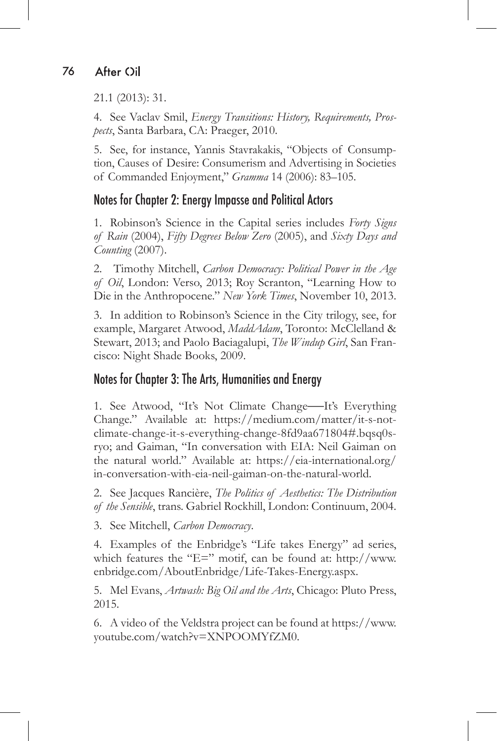21.1 (2013): 31.

4. See Vaclav Smil, *Energy Transitions: History, Requirements, Prospects*, Santa Barbara, CA: Praeger, 2010.

5. See, for instance, Yannis Stavrakakis, "Objects of Consumption, Causes of Desire: Consumerism and Advertising in Societies of Commanded Enjoyment," *Gramma* 14 (2006): 83–105.

## Notes for Chapter 2: Energy Impasse and Political Actors

1. Robinson's Science in the Capital series includes *Forty Signs of Rain* (2004), *Fifty Degrees Below Zero* (2005), and *Sixty Days and Counting* (2007).

2. Timothy Mitchell, *Carbon Democracy: Political Power in the Age of Oil*, London: Verso, 2013; Roy Scranton, "Learning How to Die in the Anthropocene." *New York Times*, November 10, 2013.

3. In addition to Robinson's Science in the City trilogy, see, for example, Margaret Atwood, *MaddAdam*, Toronto: McClelland & Stewart, 2013; and Paolo Baciagalupi, *The Windup Girl*, San Francisco: Night Shade Books, 2009.

## Notes for Chapter 3: The Arts, Humanities and Energy

1. See Atwood, "It's Not Climate Change—It's Everything Change." Available at: https://medium.com/matter/it-s-not-climate-change-it-s-everything-change-8fd9aa671804#.bqsq0s-ryo; and Gaiman, "In conversation with EIA: Neil Gaiman on the natural world." Available at: https://eia-international.org/in-conversation-with-eia-neil-gaiman-on-the-natural-world.

2. See Jacques Rancière, *The Politics of Aesthetics: The Distribution of the Sensible*, trans. Gabriel Rockhill, London: Continuum, 2004.

3. See Mitchell, *Carbon Democracy*.

4. Examples of the Enbridge's "Life takes Energy" ad series, which features the "E=" motif, can be found at: http://www.enbridge.com/AboutEnbridge/Life-Takes-Energy.aspx.

5. Mel Evans, *Artwash: Big Oil and the Arts*, Chicago: Pluto Press, 2015.

6. A video of the Veldstra project can be found at https://www.youtube.com/watch?v=XNPOOMYfZM0.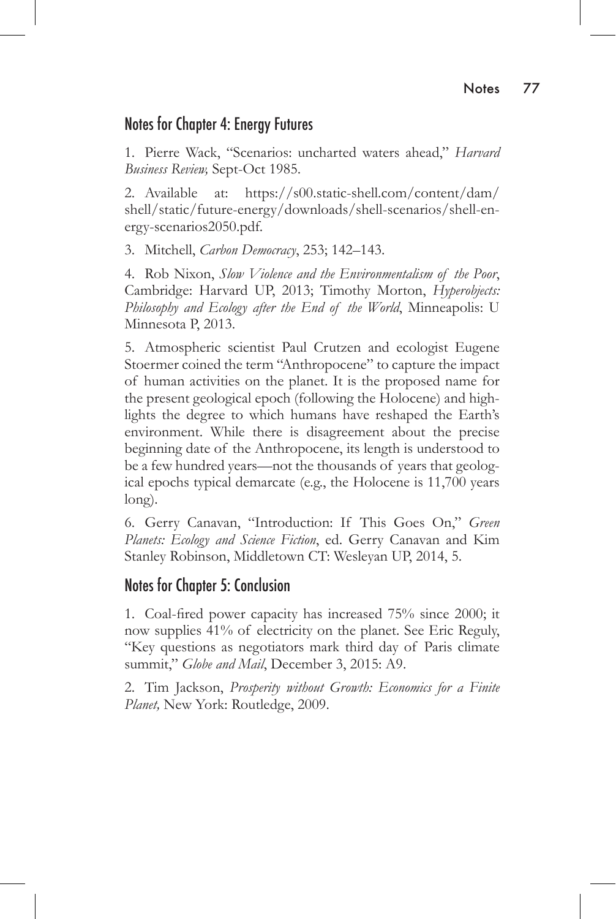## Notes for Chapter 4: Energy Futures

1. Pierre Wack, "Scenarios: uncharted waters ahead," *Harvard Business Review,* Sept-Oct 1985.

2. Available at: https://s00.static-shell.com/content/dam/shell/static/future-energy/downloads/shell-scenarios/shell-energy-scenarios2050.pdf.

3. Mitchell, *Carbon Democracy*, 253; 142–143.

4. Rob Nixon, *Slow Violence and the Environmentalism of the Poor*, Cambridge: Harvard UP, 2013; Timothy Morton, *Hyperobjects: Philosophy and Ecology after the End of the World*, Minneapolis: U Minnesota P, 2013.

5. Atmospheric scientist Paul Crutzen and ecologist Eugene Stoermer coined the term "Anthropocene" to capture the impact of human activities on the planet. It is the proposed name for the present geological epoch (following the Holocene) and highlights the degree to which humans have reshaped the Earth's environment. While there is disagreement about the precise beginning date of the Anthropocene, its length is understood to be a few hundred years—not the thousands of years that geological epochs typical demarcate (e.g., the Holocene is 11,700 years long).

6. Gerry Canavan, "Introduction: If This Goes On," *Green Planets: Ecology and Science Fiction*, ed. Gerry Canavan and Kim Stanley Robinson, Middletown CT: Wesleyan UP, 2014, 5.

## Notes for Chapter 5: Conclusion

1. Coal-fired power capacity has increased 75% since 2000; it now supplies 41% of electricity on the planet. See Eric Reguly, "Key questions as negotiators mark third day of Paris climate summit," *Globe and Mail*, December 3, 2015: A9.

2. Tim Jackson, *Prosperity without Growth: Economics for a Finite Planet,* New York: Routledge, 2009.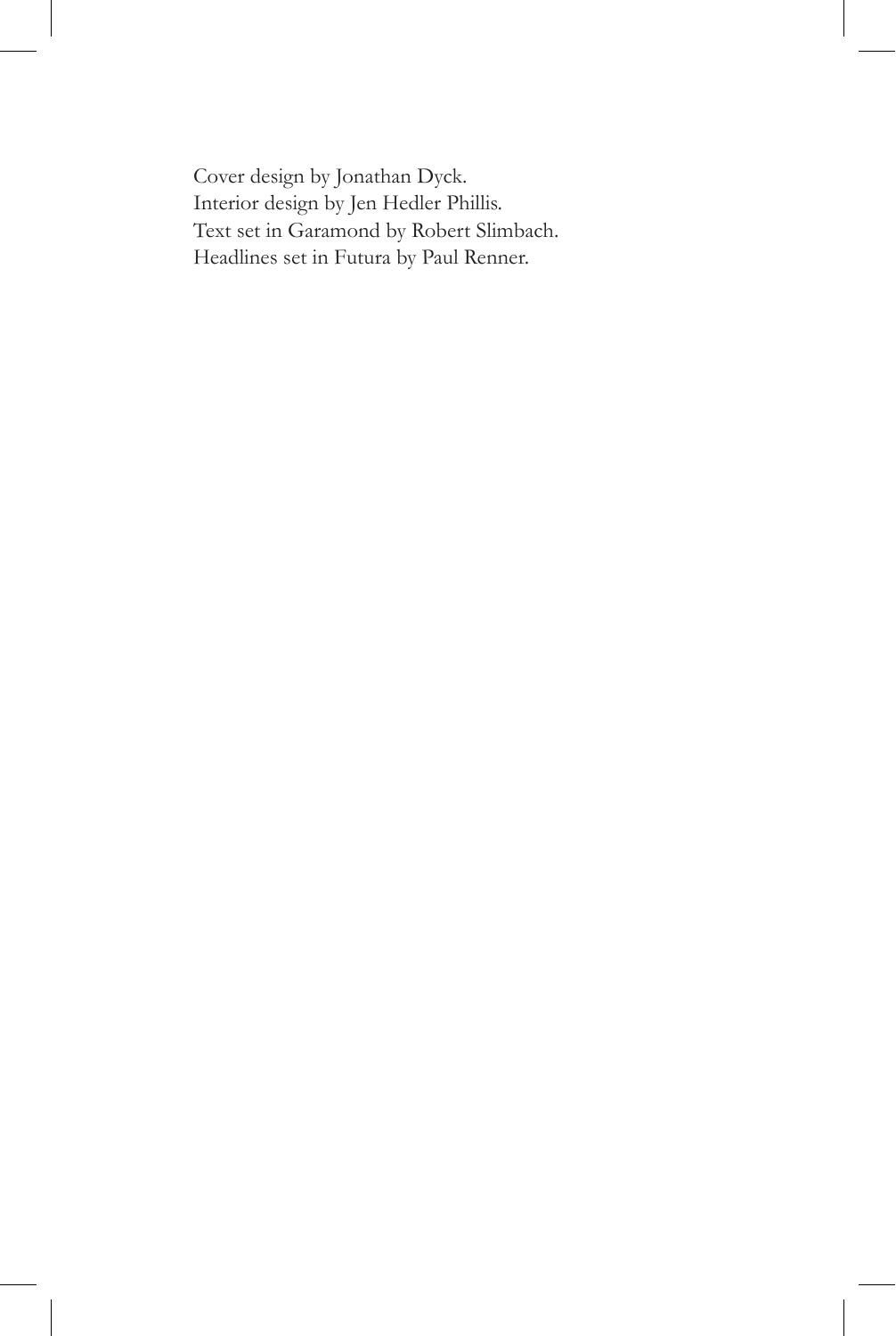Cover design by Jonathan Dyck.
Interior design by Jen Hedler Phillis.
Text set in Garamond by Robert Slimbach.
Headlines set in Futura by Paul Renner.